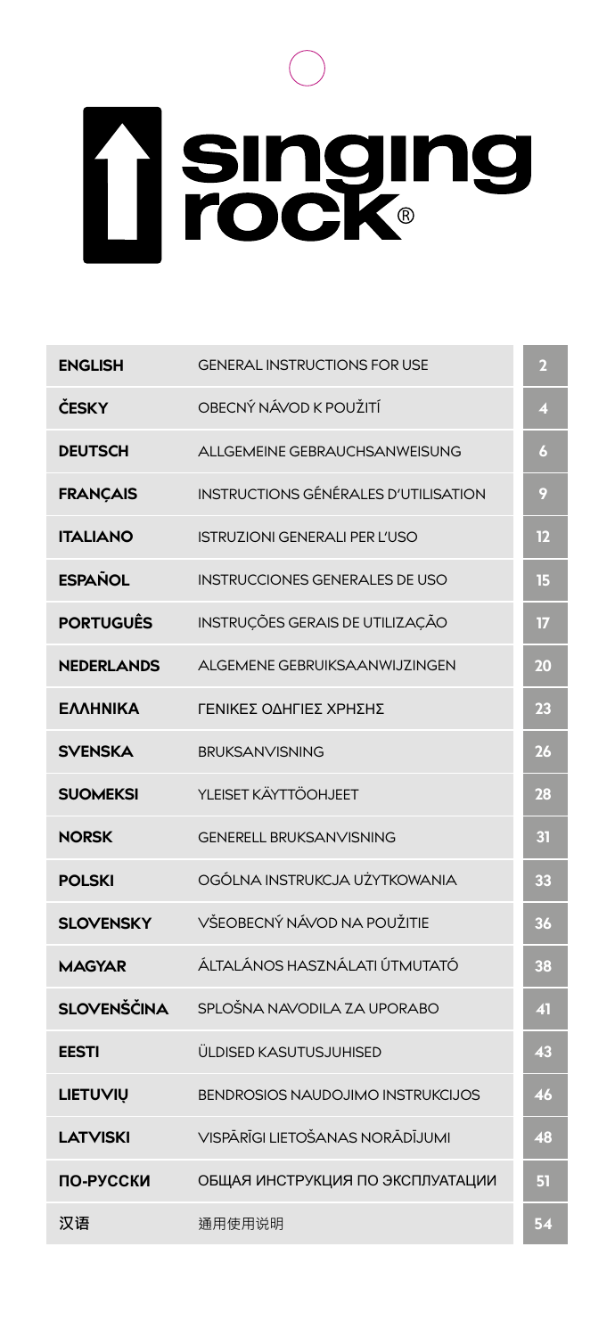# singing rock®

| | | |
|---|---|---|
| **ENGLISH** | GENERAL INSTRUCTIONS FOR USE | 2 |
| **ČESKY** | OBECNÝ NÁVOD K POUŽITÍ | 4 |
| **DEUTSCH** | ALLGEMEINE GEBRAUCHSANWEISUNG | 6 |
| **FRANÇAIS** | INSTRUCTIONS GÉNÉRALES D'UTILISATION | 9 |
| **ITALIANO** | ISTRUZIONI GENERALI PER L'USO | 12 |
| **ESPAÑOL** | INSTRUCCIONES GENERALES DE USO | 15 |
| **PORTUGUÊS** | INSTRUÇÕES GERAIS DE UTILIZAÇÃO | 17 |
| **NEDERLANDS** | ALGEMENE GEBRUIKSAANWIJZINGEN | 20 |
| **ΕΛΛΗΝΙΚΑ** | ΓΕΝΙΚΕΣ ΟΔΗΓΙΕΣ ΧΡΗΣΗΣ | 23 |
| **SVENSKA** | BRUKSANVISNING | 26 |
| **SUOMEKSI** | YLEISET KÄYTTÖOHJEET | 28 |
| **NORSK** | GENERELL BRUKSANVISNING | 31 |
| **POLSKI** | OGÓLNA INSTRUKCJA UŻYTKOWANIA | 33 |
| **SLOVENSKY** | VŠEOBECNÝ NÁVOD NA POUŽITIE | 36 |
| **MAGYAR** | ÁLTALÁNOS HASZNÁLATI ÚTMUTATÓ | 38 |
| **SLOVENŠČINA** | SPLOŠNA NAVODILA ZA UPORABO | 41 |
| **EESTI** | ÜLDISED KASUTUSJUHISED | 43 |
| **LIETUVIŲ** | BENDROSIOS NAUDOJIMO INSTRUKCIJOS | 46 |
| **LATVISKI** | VISPĀRĪGI LIETOŠANAS NORĀDĪJUMI | 48 |
| **ПО-РУССКИ** | ОБЩАЯ ИНСТРУКЦИЯ ПО ЭКСПЛУАТАЦИИ | 51 |
| **汉语** | 通用使用说明 | 54 |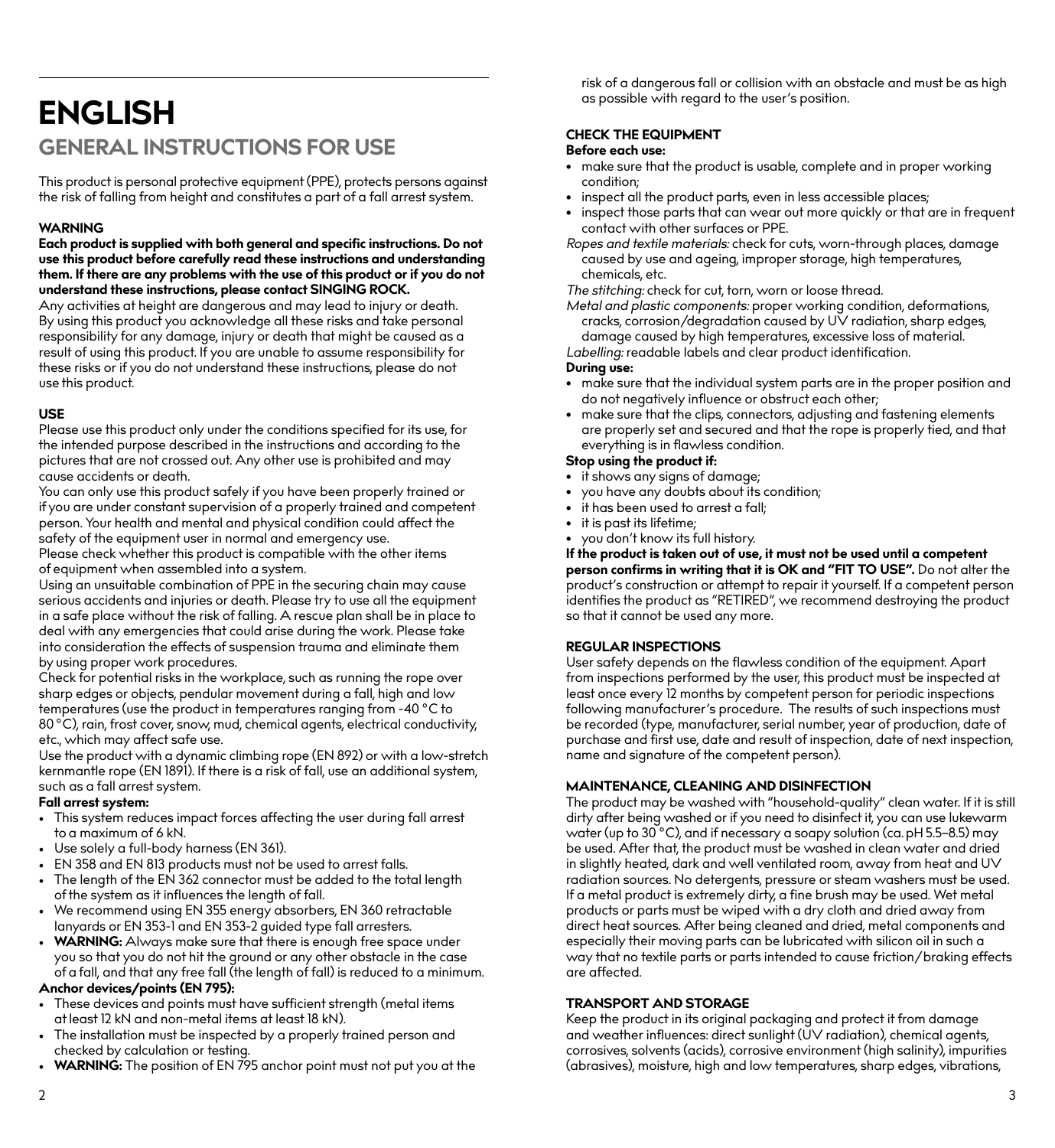# ENGLISH

## GENERAL INSTRUCTIONS FOR USE

This product is personal protective equipment (PPE), protects persons against the risk of falling from height and constitutes a part of a fall arrest system.

### WARNING

**Each product is supplied with both general and specific instructions. Do not use this product before carefully read these instructions and understanding them. If there are any problems with the use of this product or if you do not understand these instructions, please contact SINGING ROCK.**

Any activities at height are dangerous and may lead to injury or death. By using this product you acknowledge all these risks and take personal responsibility for any damage, injury or death that might be caused as a result of using this product. If you are unable to assume responsibility for these risks or if you do not understand these instructions, please do not use this product.

### USE

Please use this product only under the conditions specified for its use, for the intended purpose described in the instructions and according to the pictures that are not crossed out. Any other use is prohibited and may cause accidents or death.

You can only use this product safely if you have been properly trained or if you are under constant supervision of a properly trained and competent person. Your health and mental and physical condition could affect the safety of the equipment user in normal and emergency use.

Please check whether this product is compatible with the other items of equipment when assembled into a system.

Using an unsuitable combination of PPE in the securing chain may cause serious accidents and injuries or death. Please try to use all the equipment in a safe place without the risk of falling. A rescue plan shall be in place to deal with any emergencies that could arise during the work. Please take into consideration the effects of suspension trauma and eliminate them by using proper work procedures.

Check for potential risks in the workplace, such as running the rope over sharp edges or objects, pendular movement during a fall, high and low temperatures (use the product in temperatures ranging from -40 °C to 80 °C), rain, frost cover, snow, mud, chemical agents, electrical conductivity, etc., which may affect safe use.

Use the product with a dynamic climbing rope (EN 892) or with a low-stretch kernmantle rope (EN 1891). If there is a risk of fall, use an additional system, such as a fall arrest system.

**Fall arrest system:**

- This system reduces impact forces affecting the user during fall arrest to a maximum of 6 kN.
- Use solely a full-body harness (EN 361).
- EN 358 and EN 813 products must not be used to arrest falls.
- The length of the EN 362 connector must be added to the total length of the system as it influences the length of fall.
- We recommend using EN 355 energy absorbers, EN 360 retractable lanyards or EN 353-1 and EN 353-2 guided type fall arresters.
- **WARNING:** Always make sure that there is enough free space under you so that you do not hit the ground or any other obstacle in the case of a fall, and that any free fall (the length of fall) is reduced to a minimum.

**Anchor devices/points (EN 795):**

- These devices and points must have sufficient strength (metal items at least 12 kN and non-metal items at least 18 kN).
- The installation must be inspected by a properly trained person and checked by calculation or testing.
- **WARNING:** The position of EN 795 anchor point must not put you at the risk of a dangerous fall or collision with an obstacle and must be as high as possible with regard to the user's position.

### CHECK THE EQUIPMENT

**Before each use:**

- make sure that the product is usable, complete and in proper working condition;
- inspect all the product parts, even in less accessible places;
- inspect those parts that can wear out more quickly or that are in frequent contact with other surfaces or PPE.

*Ropes and textile materials:* check for cuts, worn-through places, damage caused by use and ageing, improper storage, high temperatures, chemicals, etc.

*The stitching:* check for cut, torn, worn or loose thread.

*Metal and plastic components:* proper working condition, deformations, cracks, corrosion/degradation caused by UV radiation, sharp edges, damage caused by high temperatures, excessive loss of material.

*Labelling:* readable labels and clear product identification.

**During use:**

- make sure that the individual system parts are in the proper position and do not negatively influence or obstruct each other;
- make sure that the clips, connectors, adjusting and fastening elements are properly set and secured and that the rope is properly tied, and that everything is in flawless condition.

**Stop using the product if:**

- it shows any signs of damage;
- you have any doubts about its condition;
- it has been used to arrest a fall;
- it is past its lifetime;
- you don't know its full history.

**If the product is taken out of use, it must not be used until a competent person confirms in writing that it is OK and "FIT TO USE".** Do not alter the product's construction or attempt to repair it yourself. If a competent person identifies the product as "RETIRED", we recommend destroying the product so that it cannot be used any more.

### REGULAR INSPECTIONS

User safety depends on the flawless condition of the equipment. Apart from inspections performed by the user, this product must be inspected at least once every 12 months by competent person for periodic inspections following manufacturer's procedure. The results of such inspections must be recorded (type, manufacturer, serial number, year of production, date of purchase and first use, date and result of inspection, date of next inspection, name and signature of the competent person).

### MAINTENANCE, CLEANING AND DISINFECTION

The product may be washed with "household-quality" clean water. If it is still dirty after being washed or if you need to disinfect it, you can use lukewarm water (up to 30 °C), and if necessary a soapy solution (ca. pH 5.5–8.5) may be used. After that, the product must be washed in clean water and dried in slightly heated, dark and well ventilated room, away from heat and UV radiation sources. No detergents, pressure or steam washers must be used. If a metal product is extremely dirty, a fine brush may be used. Wet metal products or parts must be wiped with a dry cloth and dried away from direct heat sources. After being cleaned and dried, metal components and especially their moving parts can be lubricated with silicon oil in such a way that no textile parts or parts intended to cause friction/braking effects are affected.

### TRANSPORT AND STORAGE

Keep the product in its original packaging and protect it from damage and weather influences: direct sunlight (UV radiation), chemical agents, corrosives, solvents (acids), corrosive environment (high salinity), impurities (abrasives), moisture, high and low temperatures, sharp edges, vibrations,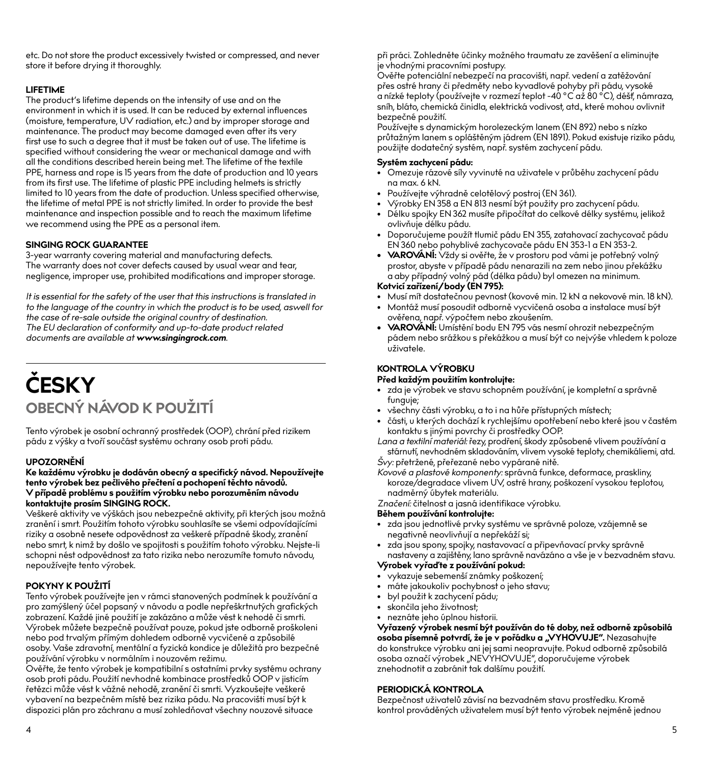etc. Do not store the product excessively twisted or compressed, and never store it before drying it thoroughly.

**LIFETIME**

The product's lifetime depends on the intensity of use and on the environment in which it is used. It can be reduced by external influences (moisture, temperature, UV radiation, etc.) and by improper storage and maintenance. The product may become damaged even after its very first use to such a degree that it must be taken out of use. The lifetime is specified without considering the wear or mechanical damage and with all the conditions described herein being met. The lifetime of the textile PPE, harness and rope is 15 years from the date of production and 10 years from its first use. The lifetime of plastic PPE including helmets is strictly limited to 10 years from the date of production. Unless specified otherwise, the lifetime of metal PPE is not strictly limited. In order to provide the best maintenance and inspection possible and to reach the maximum lifetime we recommend using the PPE as a personal item.

**SINGING ROCK GUARANTEE**

3-year warranty covering material and manufacturing defects.
The warranty does not cover defects caused by usual wear and tear, negligence, improper use, prohibited modifications and improper storage.

*It is essential for the safety of the user that this instructions is translated in to the language of the country in which the product is to be used, aswell for the case of re-sale outside the original country of destination.*
*The EU declaration of conformity and up-to-date product related documents are available at **www.singingrock.com**.*

# ČESKY

## OBECNÝ NÁVOD K POUŽITÍ

Tento výrobek je osobní ochranný prostředek (OOP), chrání před rizikem pádu z výšky a tvoří součást systému ochrany osob proti pádu.

### UPOZORNĚNÍ

**Ke každému výrobku je dodáván obecný a specifický návod. Nepoužívejte tento výrobek bez pečlivého přečtení a pochopení těchto návodů. V případě problému s použitím výrobku nebo porozuměním návodu kontaktujte prosím SINGING ROCK.**

Veškeré aktivity ve výškách jsou nebezpečné aktivity, při kterých jsou možná zranění i smrt. Použitím tohoto výrobku souhlasíte se všemi odpovídajícími riziky a osobně nesete odpovědnost za veškeré případné škody, zranění nebo smrt, k nimž by došlo ve spojitosti s použitím tohoto výrobku. Nejste-li schopni nést odpovědnost za tato rizika nebo nerozumíte tomuto návodu, nepoužívejte tento výrobek.

### POKYNY K POUŽITÍ

Tento výrobek používejte jen v rámci stanovených podmínek k používání a pro zamýšlený účel popsaný v návodu a podle nepřeškrtnutých grafických zobrazení. Každé jiné použití je zakázáno a může vést k nehodě či smrti.
Výrobek můžete bezpečně používat pouze, pokud jste odborně proškoleni nebo pod trvalým přímým dohledem odborně vycvičené a způsobilé osoby. Vaše zdravotní, mentální a fyzická kondice je důležitá pro bezpečné používání výrobku v normálním i nouzovém režimu.
Ověřte, že tento výrobek je kompatibilní s ostatními prvky systému ochrany osob proti pádu. Použití nevhodné kombinace prostředků OOP v jisticím řetězci může vést k vážné nehodě, zranění či smrti. Vyzkoušejte veškeré vybavení na bezpečném místě bez rizika pádu. Na pracovišti musí být k dispozici plán pro záchranu a musí zohledňovat všechny nouzové situace při práci. Zohledněte účinky možného traumatu ze zavěšení a eliminujte je vhodnými pracovními postupy.
Ověřte potenciální nebezpečí na pracovišti, např. vedení a zatěžování přes ostré hrany či předměty nebo kyvadlové pohyby při pádu, vysoké a nízké teploty (používejte v rozmezí teplot -40 °C až 80 °C), déšť, námraza, sníh, bláto, chemická činidla, elektrická vodivost, atd., které mohou ovlivnit bezpečné použití.
Používejte s dynamickým horolezeckým lanem (EN 892) nebo s nízko průtažným lanem s opláštěným jádrem (EN 1891). Pokud existuje riziko pádu, použijte dodatečný systém, např. systém zachycení pádu.

**Systém zachycení pádu:**

- Omezuje rázové síly vyvinuté na uživatele v průběhu zachycení pádu na max. 6 kN.
- Používejte výhradně celotělový postroj (EN 361).
- Výrobky EN 358 a EN 813 nesmí být použity pro zachycení pádu.
- Délku spojky EN 362 musíte připočítat do celkové délky systému, jelikož ovlivňuje délku pádu.
- Doporučujeme použít tlumič pádu EN 355, zatahovací zachycovač pádu EN 360 nebo pohyblivé zachycovače pádu EN 353-1 a EN 353-2.
- **VAROVÁNÍ:** Vždy si ověřte, že v prostoru pod vámi je potřebný volný prostor, abyste v případě pádu nenarazili na zem nebo jinou překážku a aby případný volný pád (délka pádu) byl omezen na minimum.

**Kotvicí zařízení/body (EN 795):**

- Musí mít dostatečnou pevnost (kovové min. 12 kN a nekovové min. 18 kN).
- Montáž musí posoudit odborně vycvičená osoba a instalace musí být ověřena, např. výpočtem nebo zkoušením.
- **VAROVÁNÍ:** Umístění bodu EN 795 vás nesmí ohrozit nebezpečným pádem nebo srážkou s překážkou a musí být co nejvýše vhledem k poloze uživatele.

### KONTROLA VÝROBKU

**Před každým použitím kontrolujte:**

- zda je výrobek ve stavu schopném používání, je kompletní a správně funguje;
- všechny části výrobku, a to i na hůře přístupných místech;
- části, u kterých dochází k rychlejšímu opotřebení nebo které jsou v častém kontaktu s jinými povrchy či prostředky OOP.

*Lana a textilní materiál:* řezy, prodření, škody způsobené vlivem používání a stárnutí, nevhodném skladováním, vlivem vysoké teploty, chemikáliemi, atd.
*Švy:* přetržené, přeřezané nebo vypárané nitě.
*Kovové a plastové komponenty:* správná funkce, deformace, praskliny, koroze/degradace vlivem UV, ostré hrany, poškození vysokou teplotou, nadměrný úbytek materiálu.
*Značení:* čitelnost a jasná identifikace výrobku.

**Během používání kontrolujte:**

- zda jsou jednotlivé prvky systému ve správné poloze, vzájemně se negativně neovlivňují a nepřekáží si;
- zda jsou spony, spojky, nastavovací a připevňovací prvky správně nastaveny a zajištěny, lano správně navázáno a vše je v bezvadném stavu.

**Výrobek vyřaďte z používání pokud:**

- vykazuje sebemenší známky poškození;
- máte jakoukoliv pochybnost o jeho stavu;
- byl použit k zachycení pádu;
- skončila jeho životnost;
- neznáte jeho úplnou historii.

**Vyřazený výrobek nesmí být používán do té doby, než odborně způsobilá osoba písemně potvrdí, že je v pořádku a „VYHOVUJE".** Nezasahujte do konstrukce výrobku ani jej sami neopravujte. Pokud odborně způsobilá osoba označí výrobek „NEVYHOVUJE", doporučujeme výrobek znehodnotit a zabránit tak dalšímu použití.

### PERIODICKÁ KONTROLA

Bezpečnost uživatelů závisí na bezvadném stavu prostředku. Kromě kontrol prováděných uživatelem musí být tento výrobek nejméně jednou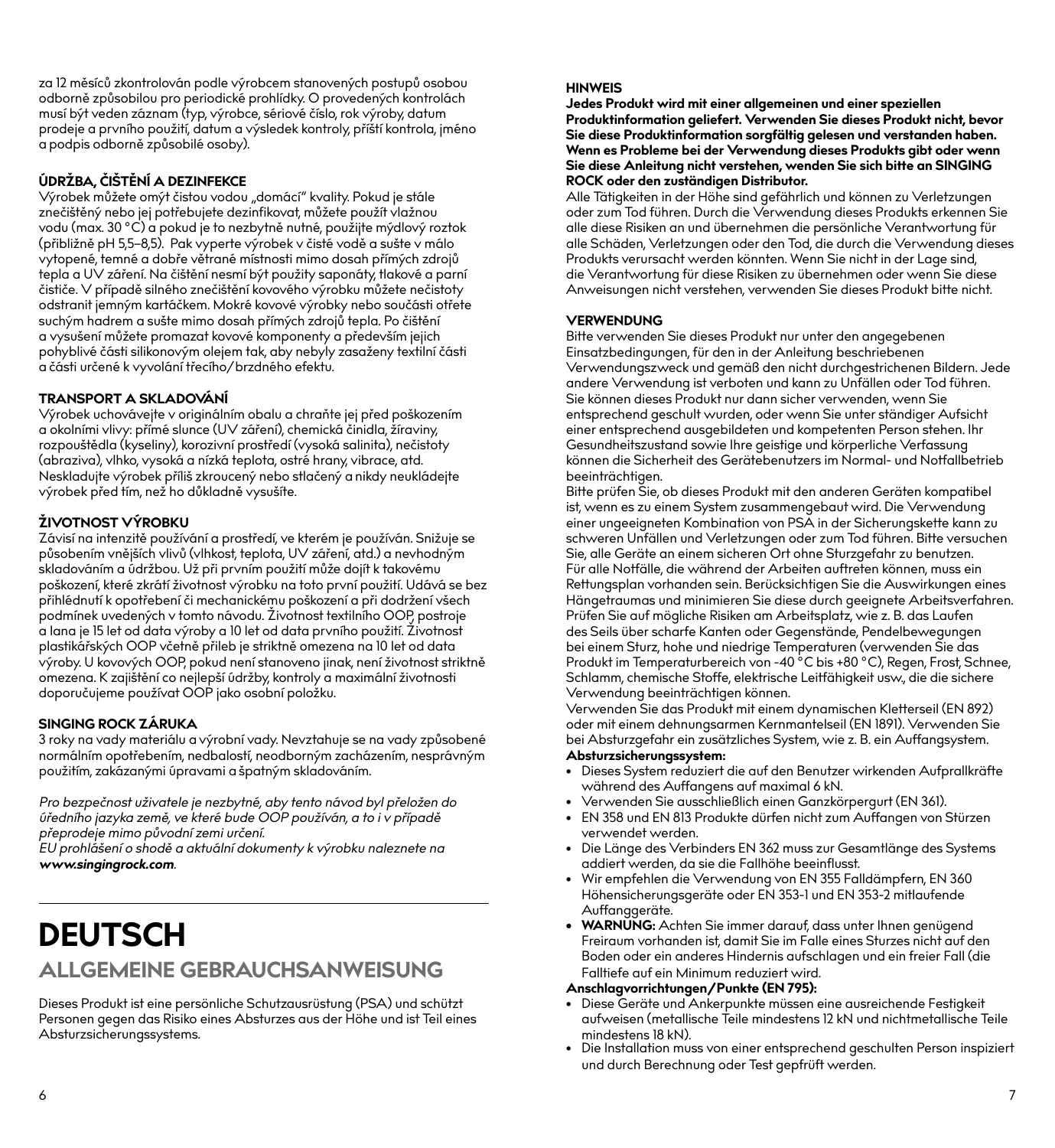za 12 měsíců zkontrolován podle výrobcem stanovených postupů osobou odborně způsobilou pro periodické prohlídky. O provedených kontrolách musí být veden záznam (typ, výrobce, sériové číslo, rok výroby, datum prodeje a prvního použití, datum a výsledek kontroly, příští kontrola, jméno a podpis odborně způsobilé osoby).

### ÚDRŽBA, ČIŠTĚNÍ A DEZINFEKCE

Výrobek můžete omýt čistou vodou „domácí" kvality. Pokud je stále znečištěný nebo jej potřebujete dezinfikovat, můžete použít vlažnou vodu (max. 30 °C) a pokud je to nezbytně nutné, použijte mýdlový roztok (přibližně pH 5,5–8,5). Pak vyperte výrobek v čisté vodě a sušte v málo vytopené, temné a dobře větrané místnosti mimo dosah přímých zdrojů tepla a UV záření. Na čištění nesmí být použity saponáty, tlakové a parní čističe. V případě silného znečištění kovového výrobku můžete nečistoty odstranit jemným kartáčkem. Mokré kovové výrobky nebo součásti otřete suchým hadrem a sušte mimo dosah přímých zdrojů tepla. Po čištění a vysušení můžete promazat kovové komponenty a především jejich pohyblivé části silikonovým olejem tak, aby nebyly zasaženy textilní části a části určené k vyvolání třecího/brzdného efektu.

### TRANSPORT A SKLADOVÁNÍ

Výrobek uchovávejte v originálním obalu a chraňte jej před poškozením a okolními vlivy: přímé slunce (UV záření), chemická činidla, žíraviny, rozpouštědla (kyseliny), korozivní prostředí (vysoká salinita), nečistoty (abraziva), vlhko, vysoká a nízká teplota, ostré hrany, vibrace, atd. Neskladujte výrobek příliš zkroucený nebo stlačený a nikdy neukládejte výrobek před tím, než ho důkladně vysušíte.

### ŽIVOTNOST VÝROBKU

Závisí na intenzitě používání a prostředí, ve kterém je používán. Snižuje se působením vnějších vlivů (vlhkost, teplota, UV záření, atd.) a nevhodným skladováním a údržbou. Už při prvním použití může dojít k takovému poškození, které zkrátí životnost výrobku na toto první použití. Udává se bez přihlédnutí k opotřebení či mechanickému poškození a při dodržení všech podmínek uvedených v tomto návodu. Životnost textilního OOP, postroje a lana je 15 let od data výroby a 10 let od data prvního použití. Životnost plastikářských OOP včetně přileb je striktně omezena na 10 let od data výroby. U kovových OOP, pokud není stanoveno jinak, není životnost striktně omezena. K zajištění co nejlepší údržby, kontroly a maximální životnosti doporučujeme používat OOP jako osobní položku.

### SINGING ROCK ZÁRUKA

3 roky na vady materiálu a výrobní vady. Nevztahuje se na vady způsobené normálním opotřebením, nedbalostí, neodborným zacházením, nesprávným použitím, zakázanými úpravami a špatným skladováním.

*Pro bezpečnost uživatele je nezbytné, aby tento návod byl přeložen do úředního jazyka země, ve které bude OOP používán, a to i v případě přeprodeje mimo původní zemi určení.*
*EU prohlášení o shodě a aktuální dokumenty k výrobku naleznete na **www.singingrock.com**.*

# DEUTSCH

## ALLGEMEINE GEBRAUCHSANWEISUNG

Dieses Produkt ist eine persönliche Schutzausrüstung (PSA) und schützt Personen gegen das Risiko eines Absturzes aus der Höhe und ist Teil eines Absturzsicherungssystems.

### HINWEIS

**Jedes Produkt wird mit einer allgemeinen und einer speziellen Produktinformation geliefert. Verwenden Sie dieses Produkt nicht, bevor Sie diese Produktinformation sorgfältig gelesen und verstanden haben. Wenn es Probleme bei der Verwendung dieses Produkts gibt oder wenn Sie diese Anleitung nicht verstehen, wenden Sie sich bitte an SINGING ROCK oder den zuständigen Distributor.**

Alle Tätigkeiten in der Höhe sind gefährlich und können zu Verletzungen oder zum Tod führen. Durch die Verwendung dieses Produkts erkennen Sie alle diese Risiken an und übernehmen die persönliche Verantwortung für alle Schäden, Verletzungen oder den Tod, die durch die Verwendung dieses Produkts verursacht werden könnten. Wenn Sie nicht in der Lage sind, die Verantwortung für diese Risiken zu übernehmen oder wenn Sie diese Anweisungen nicht verstehen, verwenden Sie dieses Produkt bitte nicht.

### VERWENDUNG

Bitte verwenden Sie dieses Produkt nur unter den angegebenen Einsatzbedingungen, für den in der Anleitung beschriebenen Verwendungszweck und gemäß den nicht durchgestrichenen Bildern. Jede andere Verwendung ist verboten und kann zu Unfällen oder Tod führen. Sie können dieses Produkt nur dann sicher verwenden, wenn Sie entsprechend geschult wurden, oder wenn Sie unter ständiger Aufsicht einer entsprechend ausgebildeten und kompetenten Person stehen. Ihr Gesundheitszustand sowie Ihre geistige und körperliche Verfassung können die Sicherheit des Gerätebenutzers im Normal- und Notfallbetrieb beeinträchtigen.

Bitte prüfen Sie, ob dieses Produkt mit den anderen Geräten kompatibel ist, wenn es zu einem System zusammengebaut wird. Die Verwendung einer ungeeigneten Kombination von PSA in der Sicherungskette kann zu schweren Unfällen und Verletzungen oder zum Tod führen. Bitte versuchen Sie, alle Geräte an einem sicheren Ort ohne Sturzgefahr zu benutzen. Für alle Notfälle, die während der Arbeiten auftreten können, muss ein Rettungsplan vorhanden sein. Berücksichtigen Sie die Auswirkungen eines Hängetraumas und minimieren Sie diese durch geeignete Arbeitsverfahren. Prüfen Sie auf mögliche Risiken am Arbeitsplatz, wie z. B. das Laufen des Seils über scharfe Kanten oder Gegenstände, Pendelbewegungen bei einem Sturz, hohe und niedrige Temperaturen (verwenden Sie das Produkt im Temperaturbereich von -40 °C bis +80 °C), Regen, Frost, Schnee, Schlamm, chemische Stoffe, elektrische Leitfähigkeit usw., die die sichere Verwendung beeinträchtigen können.

Verwenden Sie das Produkt mit einem dynamischen Kletterseil (EN 892) oder mit einem dehnungsarmen Kernmantelseil (EN 1891). Verwenden Sie bei Absturzgefahr ein zusätzliches System, wie z. B. ein Auffangsystem.

**Absturzsicherungssystem:**

- Dieses System reduziert die auf den Benutzer wirkenden Aufprallkräfte während des Auffangens auf maximal 6 kN.
- Verwenden Sie ausschließlich einen Ganzkörpergurt (EN 361).
- EN 358 und EN 813 Produkte dürfen nicht zum Auffangen von Stürzen verwendet werden.
- Die Länge des Verbinders EN 362 muss zur Gesamtlänge des Systems addiert werden, da sie die Fallhöhe beeinflusst.
- Wir empfehlen die Verwendung von EN 355 Falldämpfern, EN 360 Höhensicherungsgeräte oder EN 353-1 und EN 353-2 mitlaufende Auffanggeräte.
- **WARNUNG:** Achten Sie immer darauf, dass unter Ihnen genügend Freiraum vorhanden ist, damit Sie im Falle eines Sturzes nicht auf den Boden oder ein anderes Hindernis aufschlagen und ein freier Fall (die Falltiefe auf ein Minimum reduziert wird.

**Anschlagvorrichtungen/Punkte (EN 795):**

- Diese Geräte und Ankerpunkte müssen eine ausreichende Festigkeit aufweisen (metallische Teile mindestens 12 kN und nichtmetallische Teile mindestens 18 kN).
- Die Installation muss von einer entsprechend geschulten Person inspiziert und durch Berechnung oder Test gepfrüft werden.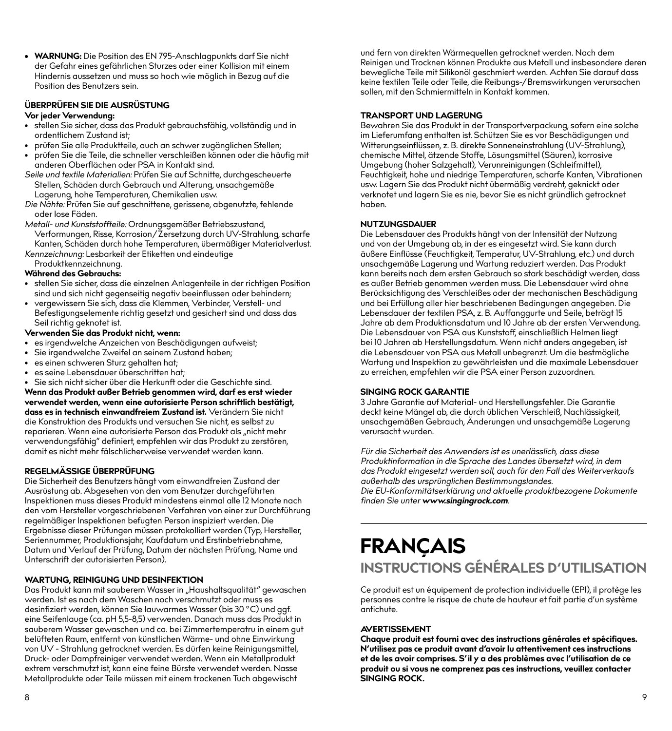- **WARNUNG:** Die Position des EN 795-Anschlagpunkts darf Sie nicht der Gefahr eines gefährlichen Sturzes oder einer Kollision mit einem Hindernis aussetzen und muss so hoch wie möglich in Bezug auf die Position des Benutzers sein.

### ÜBERPRÜFEN SIE DIE AUSRÜSTUNG

**Vor jeder Verwendung:**

- stellen Sie sicher, dass das Produkt gebrauchsfähig, vollständig und in ordentlichem Zustand ist;
- prüfen Sie alle Produktteile, auch an schwer zugänglichen Stellen;
- prüfen Sie die Teile, die schneller verschleißen können oder die häufig mit anderen Oberflächen oder PSA in Kontakt sind.

*Seile und textile Materialien:* Prüfen Sie auf Schnitte, durchgescheuerte Stellen, Schäden durch Gebrauch und Alterung, unsachgemäße Lagerung, hohe Temperaturen, Chemikalien usw.

*Die Nähte:* Prüfen Sie auf geschnittene, gerissene, abgenutzte, fehlende oder lose Fäden.

*Metall- und Kunststoffteile:* Ordnungsgemäßer Betriebszustand, Verformungen, Risse, Korrosion/Zersetzung durch UV-Strahlung, scharfe Kanten, Schäden durch hohe Temperaturen, übermäßiger Materialverlust.

*Kennzeichnung:* Lesbarkeit der Etiketten und eindeutige Produktkennzeichnung.

**Während des Gebrauchs:**

- stellen Sie sicher, dass die einzelnen Anlagenteile in der richtigen Position sind und sich nicht gegenseitig negativ beeinflussen oder behindern;
- vergewissern Sie sich, dass die Klemmen, Verbinder, Verstell- und Befestigungselemente richtig gesetzt und gesichert sind und dass das Seil richtig geknotet ist.

**Verwenden Sie das Produkt nicht, wenn:**

- es irgendwelche Anzeichen von Beschädigungen aufweist;
- Sie irgendwelche Zweifel an seinem Zustand haben;
- es einen schweren Sturz gehalten hat;
- es seine Lebensdauer überschritten hat;
- Sie sich nicht sicher über die Herkunft oder die Geschichte sind.

**Wenn das Produkt außer Betrieb genommen wird, darf es erst wieder verwendet werden, wenn eine autorisierte Person schriftlich bestätigt, dass es in technisch einwandfreiem Zustand ist.** Verändern Sie nicht die Konstruktion des Produkts und versuchen Sie nicht, es selbst zu reparieren. Wenn eine autorisierte Person das Produkt als „nicht mehr verwendungsfähig" definiert, empfehlen wir das Produkt zu zerstören, damit es nicht mehr fälschlicherweise verwendet werden kann.

### REGELMÄSSIGE ÜBERPRÜFUNG

Die Sicherheit des Benutzers hängt vom einwandfreien Zustand der Ausrüstung ab. Abgesehen von den vom Benutzer durchgeführten Inspektionen muss dieses Produkt mindestens einmal alle 12 Monate nach den vom Hersteller vorgeschriebenen Verfahren von einer zur Durchführung regelmäßiger Inspektionen befugten Person inspiziert werden. Die Ergebnisse dieser Prüfungen müssen protokolliert werden (Typ, Hersteller, Seriennummer, Produktionsjahr, Kaufdatum und Erstinbetriebnahme, Datum und Verlauf der Prüfung, Datum der nächsten Prüfung, Name und Unterschrift der autorisierten Person).

### WARTUNG, REINIGUNG UND DESINFEKTION

Das Produkt kann mit sauberem Wasser in „Haushaltsqualität" gewaschen werden. Ist es nach dem Waschen noch verschmutzt oder muss es desinfiziert werden, können Sie lauwarmes Wasser (bis 30 °C) und ggf. eine Seifenlauge (ca. pH 5,5-8,5) verwenden. Danach muss das Produkt in sauberem Wasser gewaschen und ca. bei Zimmertemperatru in einem gut belüfteten Raum, entfernt von künstlichen Wärme- und ohne Einwirkung von UV - Strahlung getrocknet werden. Es dürfen keine Reinigungsmittel, Druck- oder Dampfreiniger verwendet werden. Wenn ein Metallprodukt extrem verschmutzt ist, kann eine feine Bürste verwendet werden. Nasse Metallprodukte oder Teile müssen mit einem trockenen Tuch abgewischt und fern von direkten Wärmequellen getrocknet werden. Nach dem Reinigen und Trocknen können Produkte aus Metall und insbesondere deren bewegliche Teile mit Silikonöl geschmiert werden. Achten Sie darauf dass keine textilen Teile oder Teile, die Reibungs-/Bremswirkungen verursachen sollen, mit den Schmiermitteln in Kontakt kommen.

### TRANSPORT UND LAGERUNG

Bewahren Sie das Produkt in der Transportverpackung, sofern eine solche im Lieferumfang enthalten ist. Schützen Sie es vor Beschädigungen und Witterungseinflüssen, z. B. direkte Sonneneinstrahlung (UV-Strahlung), chemische Mittel, ätzende Stoffe, Lösungsmittel (Säuren), korrosive Umgebung (hoher Salzgehalt), Verunreinigungen (Schleifmittel), Feuchtigkeit, hohe und niedrige Temperaturen, scharfe Kanten, Vibrationen usw. Lagern Sie das Produkt nicht übermäßig verdreht, geknickt oder verknotet und lagern Sie es nie, bevor Sie es nicht gründlich getrocknet haben.

### NUTZUNGSDAUER

Die Lebensdauer des Produkts hängt von der Intensität der Nutzung und von der Umgebung ab, in der es eingesetzt wird. Sie kann durch äußere Einflüsse (Feuchtigkeit, Temperatur, UV-Strahlung, etc.) und durch unsachgemäße Lagerung und Wartung reduziert werden. Das Produkt kann bereits nach dem ersten Gebrauch so stark beschädigt werden, dass es außer Betrieb genommen werden muss. Die Lebensdauer wird ohne Berücksichtigung des Verschleißes oder der mechanischen Beschädigung und bei Erfüllung aller hier beschriebenen Bedingungen angegeben. Die Lebensdauer der textilen PSA, z. B. Auffanggurte und Seile, beträgt 15 Jahre ab dem Produktionsdatum und 10 Jahre ab der ersten Verwendung. Die Lebensdauer von PSA aus Kunststoff, einschließlich Helmen liegt bei 10 Jahren ab Herstellungsdatum. Wenn nicht anders angegeben, ist die Lebensdauer von PSA aus Metall unbegrenzt. Um die bestmögliche Wartung und Inspektion zu gewährleisten und die maximale Lebensdauer zu erreichen, empfehlen wir die PSA einer Person zuzuordnen.

### SINGING ROCK GARANTIE

3 Jahre Garantie auf Material- und Herstellungsfehler. Die Garantie deckt keine Mängel ab, die durch üblichen Verschleiß, Nachlässigkeit, unsachgemäßen Gebrauch, Änderungen und unsachgemäße Lagerung verursacht wurden.

*Für die Sicherheit des Anwenders ist es unerlässlich, dass diese Produktinformation in die Sprache des Landes übersetzt wird, in dem das Produkt eingesetzt werden soll, auch für den Fall des Weiterverkaufs außerhalb des ursprünglichen Bestimmungslandes.*
*Die EU-Konformitätserklärung und aktuelle produktbezogene Dokumente finden Sie unter **www.singingrock.com**.*

# FRANÇAIS

## INSTRUCTIONS GÉNÉRALES D'UTILISATION

Ce produit est un équipement de protection individuelle (EPI), il protège les personnes contre le risque de chute de hauteur et fait partie d'un système antichute.

### AVERTISSEMENT

**Chaque produit est fourni avec des instructions générales et spécifiques. N'utilisez pas ce produit avant d'avoir lu attentivement ces instructions et de les avoir comprises. S'il y a des problèmes avec l'utilisation de ce produit ou si vous ne comprenez pas ces instructions, veuillez contacter SINGING ROCK.**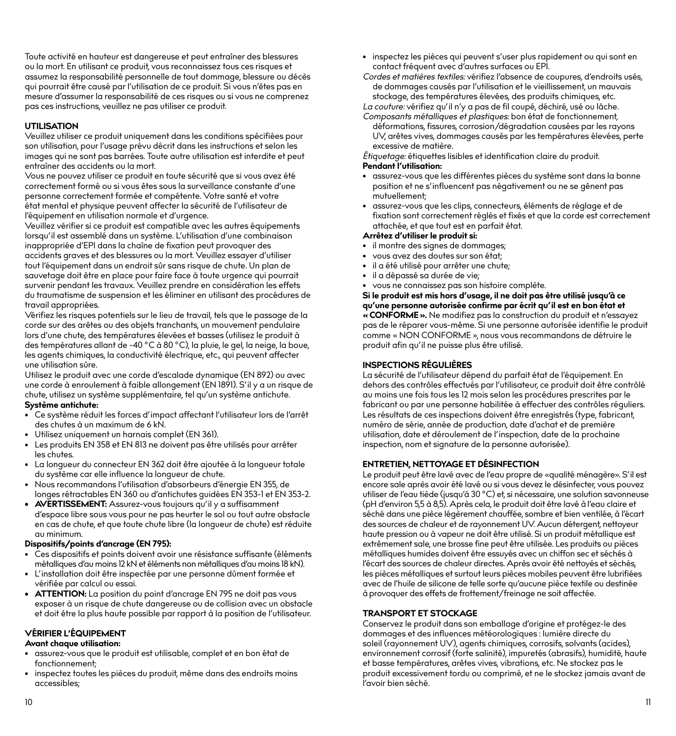Toute activité en hauteur est dangereuse et peut entraîner des blessures ou la mort. En utilisant ce produit, vous reconnaissez tous ces risques et assumez la responsabilité personnelle de tout dommage, blessure ou décès qui pourrait être causé par l'utilisation de ce produit. Si vous n'êtes pas en mesure d'assumer la responsabilité de ces risques ou si vous ne comprenez pas ces instructions, veuillez ne pas utiliser ce produit.

## UTILISATION

Veuillez utiliser ce produit uniquement dans les conditions spécifiées pour son utilisation, pour l'usage prévu décrit dans les instructions et selon les images qui ne sont pas barrées. Toute autre utilisation est interdite et peut entraîner des accidents ou la mort.

Vous ne pouvez utiliser ce produit en toute sécurité que si vous avez été correctement formé ou si vous êtes sous la surveillance constante d'une personne correctement formée et compétente. Votre santé et votre état mental et physique peuvent affecter la sécurité de l'utilisateur de l'équipement en utilisation normale et d'urgence.

Veuillez vérifier si ce produit est compatible avec les autres équipements lorsqu'il est assemblé dans un système. L'utilisation d'une combinaison inappropriée d'EPI dans la chaîne de fixation peut provoquer des accidents graves et des blessures ou la mort. Veuillez essayer d'utiliser tout l'équipement dans un endroit sûr sans risque de chute. Un plan de sauvetage doit être en place pour faire face à toute urgence qui pourrait survenir pendant les travaux. Veuillez prendre en considération les effets du traumatisme de suspension et les éliminer en utilisant des procédures de travail appropriées.

Vérifiez les risques potentiels sur le lieu de travail, tels que le passage de la corde sur des arêtes ou des objets tranchants, un mouvement pendulaire lors d'une chute, des températures élevées et basses (utilisez le produit à des températures allant de -40 °C à 80 °C), la pluie, le gel, la neige, la boue, les agents chimiques, la conductivité électrique, etc., qui peuvent affecter une utilisation sûre.

Utilisez le produit avec une corde d'escalade dynamique (EN 892) ou avec une corde à enroulement à faible allongement (EN 1891). S'il y a un risque de chute, utilisez un système supplémentaire, tel qu'un système antichute.

**Système antichute:**

- Ce système réduit les forces d'impact affectant l'utilisateur lors de l'arrêt des chutes à un maximum de 6 kN.
- Utilisez uniquement un harnais complet (EN 361).
- Les produits EN 358 et EN 813 ne doivent pas être utilisés pour arrêter les chutes.
- La longueur du connecteur EN 362 doit être ajoutée à la longueur totale du système car elle influence la longueur de chute.
- Nous recommandons l'utilisation d'absorbeurs d'énergie EN 355, de longes rétractables EN 360 ou d'antichutes guidées EN 353-1 et EN 353-2.
- **AVERTISSEMENT:** Assurez-vous toujours qu'il y a suffisamment d'espace libre sous vous pour ne pas heurter le sol ou tout autre obstacle en cas de chute, et que toute chute libre (la longueur de chute) est réduite au minimum.

**Dispositifs/points d'ancrage (EN 795):**

- Ces dispositifs et points doivent avoir une résistance suffisante (éléments métalliques d'au moins 12 kN et éléments non métalliques d'au moins 18 kN).
- L'installation doit être inspectée par une personne dûment formée et vérifiée par calcul ou essai.
- **ATTENTION:** La position du point d'ancrage EN 795 ne doit pas vous exposer à un risque de chute dangereuse ou de collision avec un obstacle et doit être la plus haute possible par rapport à la position de l'utilisateur.

## VÉRIFIER L'ÉQUIPEMENT

**Avant chaque utilisation:**

- assurez-vous que le produit est utilisable, complet et en bon état de fonctionnement;
- inspectez toutes les pièces du produit, même dans des endroits moins accessibles;
- inspectez les pièces qui peuvent s'user plus rapidement ou qui sont en contact fréquent avec d'autres surfaces ou EPI.

*Cordes et matières textiles:* vérifiez l'absence de coupures, d'endroits usés, de dommages causés par l'utilisation et le vieillissement, un mauvais stockage, des températures élevées, des produits chimiques, etc.

*La couture:* vérifiez qu'il n'y a pas de fil coupé, déchiré, usé ou lâche.

*Composants métalliques et plastiques:* bon état de fonctionnement, déformations, fissures, corrosion/dégradation causées par les rayons UV, arêtes vives, dommages causés par les températures élevées, perte excessive de matière.

*Étiquetage:* étiquettes lisibles et identification claire du produit.

**Pendant l'utilisation:**

- assurez-vous que les différentes pièces du système sont dans la bonne position et ne s'influencent pas négativement ou ne se gênent pas mutuellement;
- assurez-vous que les clips, connecteurs, éléments de réglage et de fixation sont correctement réglés et fixés et que la corde est correctement attachée, et que tout est en parfait état.

**Arrêtez d'utiliser le produit si:**

- il montre des signes de dommages;
- vous avez des doutes sur son état;
- il a été utilisé pour arrêter une chute;
- il a dépassé sa durée de vie;
- vous ne connaissez pas son histoire complète.

**Si le produit est mis hors d'usage, il ne doit pas être utilisé jusqu'à ce qu'une personne autorisée confirme par écrit qu'il est en bon état et « CONFORME ».** Ne modifiez pas la construction du produit et n'essayez pas de le réparer vous-même. Si une personne autorisée identifie le produit comme « NON CONFORME », nous vous recommandons de détruire le produit afin qu'il ne puisse plus être utilisé.

## INSPECTIONS RÉGULIÈRES

La sécurité de l'utilisateur dépend du parfait état de l'équipement. En dehors des contrôles effectués par l'utilisateur, ce produit doit être contrôlé au moins une fois tous les 12 mois selon les procédures prescrites par le fabricant ou par une personne habilitée à effectuer des contrôles réguliers. Les résultats de ces inspections doivent être enregistrés (type, fabricant, numéro de série, année de production, date d'achat et de première utilisation, date et déroulement de l'inspection, date de la prochaine inspection, nom et signature de la personne autorisée).

## ENTRETIEN, NETTOYAGE ET DÉSINFECTION

Le produit peut être lavé avec de l'eau propre de «qualité ménagère». S'il est encore sale après avoir été lavé ou si vous devez le désinfecter, vous pouvez utiliser de l'eau tiède (jusqu'à 30 °C) et, si nécessaire, une solution savonneuse (pH d'environ 5,5 à 8,5). Après cela, le produit doit être lavé à l'eau claire et séché dans une pièce légèrement chauffée, sombre et bien ventilée, à l'écart des sources de chaleur et de rayonnement UV. Aucun détergent, nettoyeur haute pression ou à vapeur ne doit être utilisé. Si un produit métallique est extrêmement sale, une brosse fine peut être utilisée. Les produits ou pièces métalliques humides doivent être essuyés avec un chiffon sec et séchés à l'écart des sources de chaleur directes. Après avoir été nettoyés et séchés, les pièces métalliques et surtout leurs pièces mobiles peuvent être lubrifiées avec de l'huile de silicone de telle sorte qu'aucune pièce textile ou destinée à provoquer des effets de frottement/freinage ne soit affectée.

## TRANSPORT ET STOCKAGE

Conservez le produit dans son emballage d'origine et protégez-le des dommages et des influences météorologiques : lumière directe du soleil (rayonnement UV), agents chimiques, corrosifs, solvants (acides), environnement corrosif (forte salinité), impuretés (abrasifs), humidité, haute et basse températures, arêtes vives, vibrations, etc. Ne stockez pas le produit excessivement tordu ou comprimé, et ne le stockez jamais avant de l'avoir bien séché.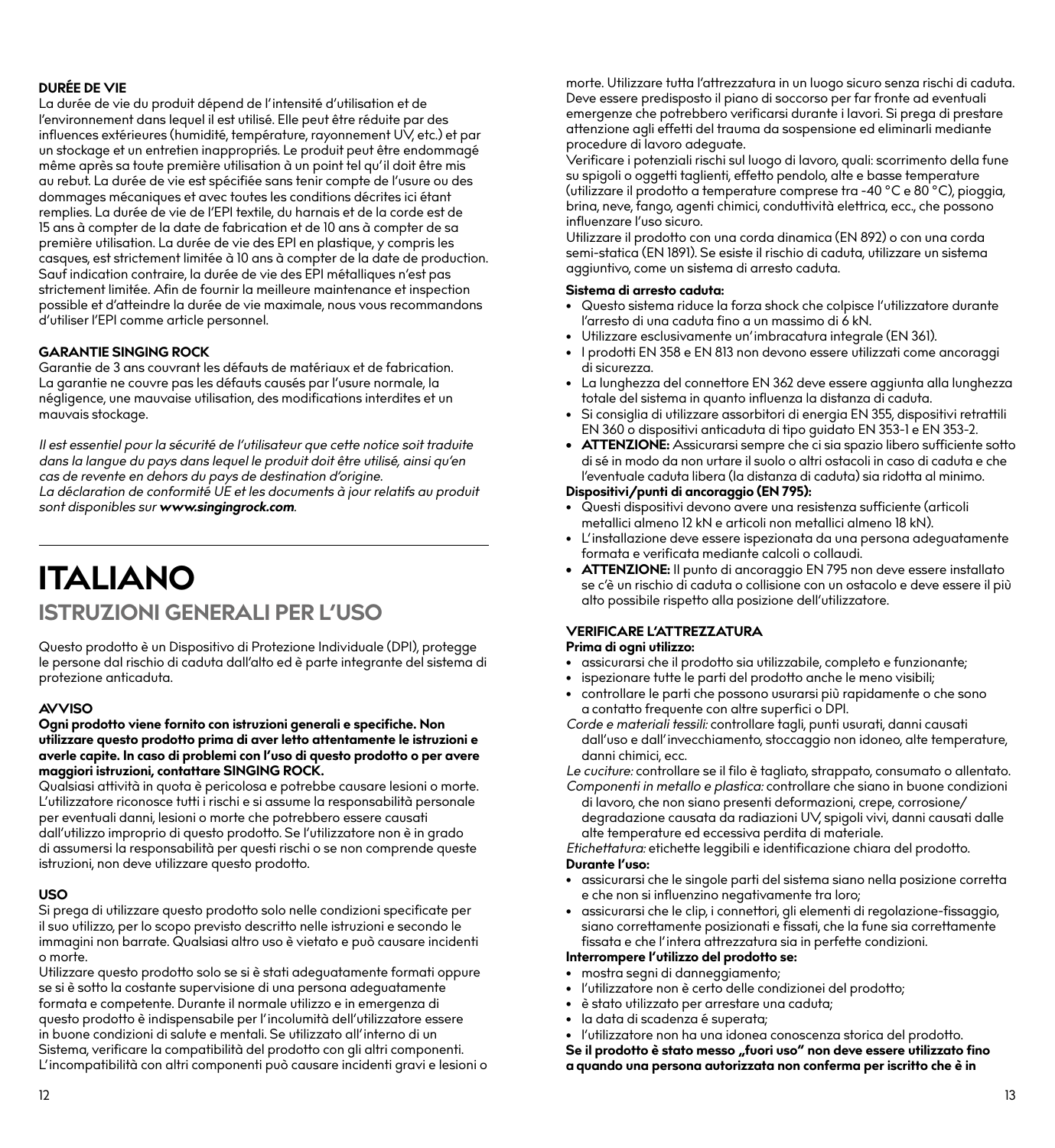**DURÉE DE VIE**

La durée de vie du produit dépend de l'intensité d'utilisation et de l'environnement dans lequel il est utilisé. Elle peut être réduite par des influences extérieures (humidité, température, rayonnement UV, etc.) et par un stockage et un entretien inappropriés. Le produit peut être endommagé même après sa toute première utilisation à un point tel qu'il doit être mis au rebut. La durée de vie est spécifiée sans tenir compte de l'usure ou des dommages mécaniques et avec toutes les conditions décrites ici étant remplies. La durée de vie de l'EPI textile, du harnais et de la corde est de 15 ans à compter de la date de fabrication et de 10 ans à compter de sa première utilisation. La durée de vie des EPI en plastique, y compris les casques, est strictement limitée à 10 ans à compter de la date de production. Sauf indication contraire, la durée de vie des EPI métalliques n'est pas strictement limitée. Afin de fournir la meilleure maintenance et inspection possible et d'atteindre la durée de vie maximale, nous vous recommandons d'utiliser l'EPI comme article personnel.

**GARANTIE SINGING ROCK**

Garantie de 3 ans couvrant les défauts de matériaux et de fabrication. La garantie ne couvre pas les défauts causés par l'usure normale, la négligence, une mauvaise utilisation, des modifications interdites et un mauvais stockage.

*Il est essentiel pour la sécurité de l'utilisateur que cette notice soit traduite dans la langue du pays dans lequel le produit doit être utilisé, ainsi qu'en cas de revente en dehors du pays de destination d'origine.*
*La déclaration de conformité UE et les documents à jour relatifs au produit sont disponibles sur **www.singingrock.com**.*

# ITALIANO

## ISTRUZIONI GENERALI PER L'USO

Questo prodotto è un Dispositivo di Protezione Individuale (DPI), protegge le persone dal rischio di caduta dall'alto ed è parte integrante del sistema di protezione anticaduta.

**AVVISO**

**Ogni prodotto viene fornito con istruzioni generali e specifiche. Non utilizzare questo prodotto prima di aver letto attentamente le istruzioni e averle capite. In caso di problemi con l'uso di questo prodotto o per avere maggiori istruzioni, contattare SINGING ROCK.**

Qualsiasi attività in quota è pericolosa e potrebbe causare lesioni o morte. L'utilizzatore riconosce tutti i rischi e si assume la responsabilità personale per eventuali danni, lesioni o morte che potrebbero essere causati dall'utilizzo improprio di questo prodotto. Se l'utilizzatore non è in grado di assumersi la responsabilità per questi rischi o se non comprende queste istruzioni, non deve utilizzare questo prodotto.

**USO**

Si prega di utilizzare questo prodotto solo nelle condizioni specificate per il suo utilizzo, per lo scopo previsto descritto nelle istruzioni e secondo le immagini non barrate. Qualsiasi altro uso è vietato e può causare incidenti o morte.

Utilizzare questo prodotto solo se si è stati adeguatamente formati oppure se si è sotto la costante supervisione di una persona adeguatamente formata e competente. Durante il normale utilizzo e in emergenza di questo prodotto è indispensabile per l'incolumità dell'utilizzatore essere in buone condizioni di salute e mentali. Se utilizzato all'interno di un Sistema, verificare la compatibilità del prodotto con gli altri componenti. L'incompatibilità con altri componenti può causare incidenti gravi e lesioni o morte. Utilizzare tutta l'attrezzatura in un luogo sicuro senza rischi di caduta. Deve essere predisposto il piano di soccorso per far fronte ad eventuali emergenze che potrebbero verificarsi durante i lavori. Si prega di prestare attenzione agli effetti del trauma da sospensione ed eliminarli mediante procedure di lavoro adeguate.

Verificare i potenziali rischi sul luogo di lavoro, quali: scorrimento della fune su spigoli o oggetti taglienti, effetto pendolo, alte e basse temperature (utilizzare il prodotto a temperature comprese tra -40 °C e 80 °C), pioggia, brina, neve, fango, agenti chimici, conduttività elettrica, ecc., che possono influenzare l'uso sicuro.

Utilizzare il prodotto con una corda dinamica (EN 892) o con una corda semi-statica (EN 1891). Se esiste il rischio di caduta, utilizzare un sistema aggiuntivo, come un sistema di arresto caduta.

**Sistema di arresto caduta:**

- Questo sistema riduce la forza shock che colpisce l'utilizzatore durante l'arresto di una caduta fino a un massimo di 6 kN.
- Utilizzare esclusivamente un'imbracatura integrale (EN 361).
- I prodotti EN 358 e EN 813 non devono essere utilizzati come ancoraggi di sicurezza.
- La lunghezza del connettore EN 362 deve essere aggiunta alla lunghezza totale del sistema in quanto influenza la distanza di caduta.
- Si consiglia di utilizzare assorbitori di energia EN 355, dispositivi retrattili EN 360 o dispositivi anticaduta di tipo guidato EN 353-1 e EN 353-2.
- **ATTENZIONE:** Assicurarsi sempre che ci sia spazio libero sufficiente sotto di sé in modo da non urtare il suolo o altri ostacoli in caso di caduta e che l'eventuale caduta libera (la distanza di caduta) sia ridotta al minimo.

**Dispositivi/punti di ancoraggio (EN 795):**

- Questi dispositivi devono avere una resistenza sufficiente (articoli metallici almeno 12 kN e articoli non metallici almeno 18 kN).
- L'installazione deve essere ispezionata da una persona adeguatamente formata e verificata mediante calcoli o collaudi.
- **ATTENZIONE:** Il punto di ancoraggio EN 795 non deve essere installato se c'è un rischio di caduta o collisione con un ostacolo e deve essere il più alto possibile rispetto alla posizione dell'utilizzatore.

**VERIFICARE L'ATTREZZATURA**

**Prima di ogni utilizzo:**

- assicurarsi che il prodotto sia utilizzabile, completo e funzionante;
- ispezionare tutte le parti del prodotto anche le meno visibili;
- controllare le parti che possono usurarsi più rapidamente o che sono a contatto frequente con altre superfici o DPI.

*Corde e materiali tessili:* controllare tagli, punti usurati, danni causati dall'uso e dall'invecchiamento, stoccaggio non idoneo, alte temperature, danni chimici, ecc.

*Le cuciture:* controllare se il filo è tagliato, strappato, consumato o allentato.

*Componenti in metallo e plastica:* controllare che siano in buone condizioni di lavoro, che non siano presenti deformazioni, crepe, corrosione/degradazione causata da radiazioni UV, spigoli vivi, danni causati dalle alte temperature ed eccessiva perdita di materiale.

*Etichettatura:* etichette leggibili e identificazione chiara del prodotto.

**Durante l'uso:**

- assicurarsi che le singole parti del sistema siano nella posizione corretta e che non si influenzino negativamente tra loro;
- assicurarsi che le clip, i connettori, gli elementi di regolazione-fissaggio, siano correttamente posizionati e fissati, che la fune sia correttamente fissata e che l'intera attrezzatura sia in perfette condizioni.

**Interrompere l'utilizzo del prodotto se:**

- mostra segni di danneggiamento;
- l'utilizzatore non è certo delle condizionei del prodotto;
- è stato utilizzato per arrestare una caduta;
- la data di scadenza è superata;
- l'utilizzatore non ha una idonea conoscenza storica del prodotto.

**Se il prodotto è stato messo „fuori uso" non deve essere utilizzato fino a quando una persona autorizzata non conferma per iscritto che è in**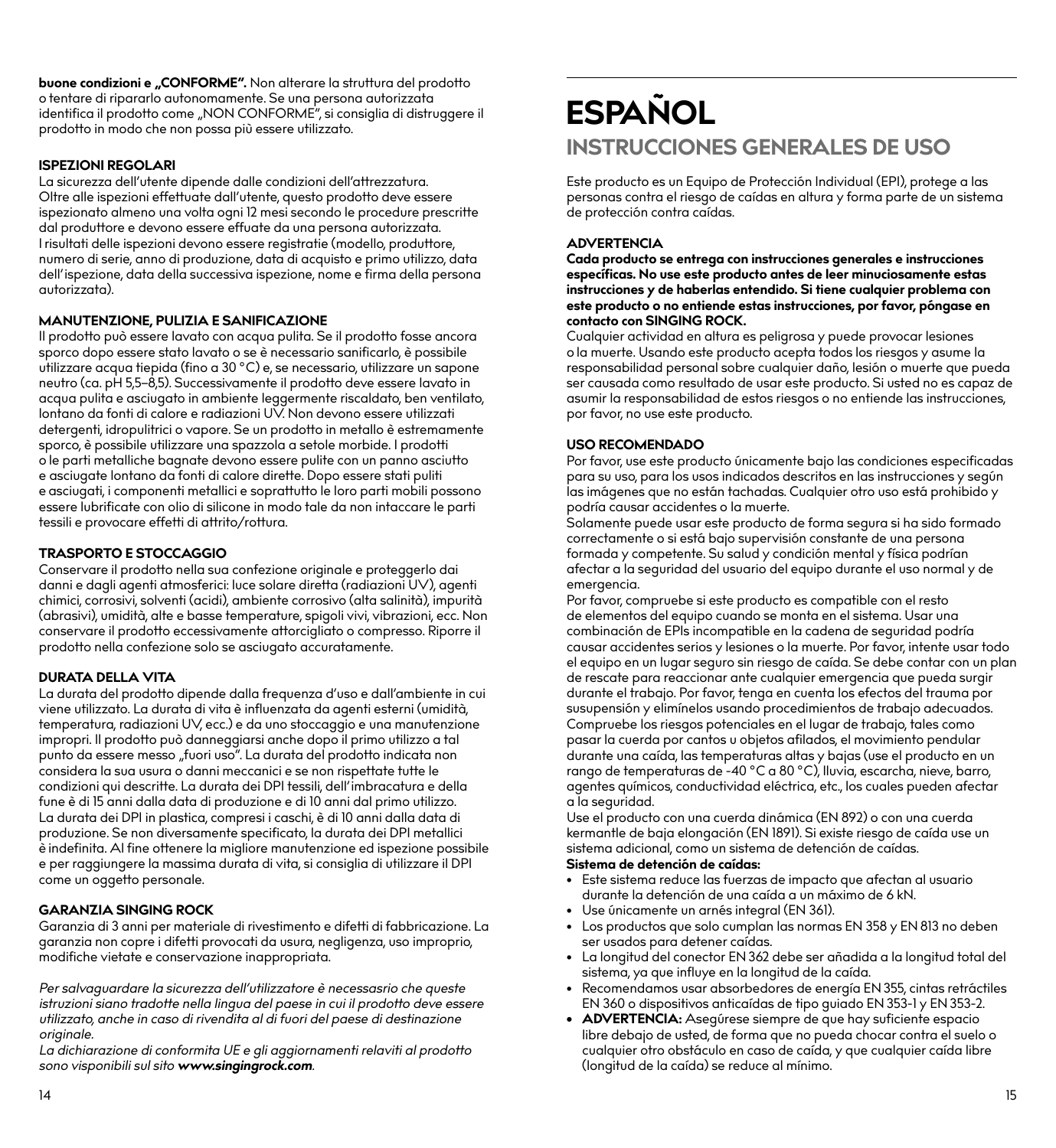**buone condizioni e „CONFORME".** Non alterare la struttura del prodotto o tentare di ripararlo autonomamente. Se una persona autorizzata identifica il prodotto come „NON CONFORME", si consiglia di distruggere il prodotto in modo che non possa più essere utilizzato.

**ISPEZIONI REGOLARI**

La sicurezza dell'utente dipende dalle condizioni dell'attrezzatura. Oltre alle ispezioni effettuate dall'utente, questo prodotto deve essere ispezionato almeno una volta ogni 12 mesi secondo le procedure prescritte dal produttore e devono essere effuate da una persona autorizzata. I risultati delle ispezioni devono essere registratie (modello, produttore, numero di serie, anno di produzione, data di acquisto e primo utilizzo, data dell'ispezione, data della successiva ispezione, nome e firma della persona autorizzata).

**MANUTENZIONE, PULIZIA E SANIFICAZIONE**

Il prodotto può essere lavato con acqua pulita. Se il prodotto fosse ancora sporco dopo essere stato lavato o se è necessario sanificarlo, è possibile utilizzare acqua tiepida (fino a 30 °C) e, se necessario, utilizzare un sapone neutro (ca. pH 5,5–8,5). Successivamente il prodotto deve essere lavato in acqua pulita e asciugato in ambiente leggermente riscaldato, ben ventilato, lontano da fonti di calore e radiazioni UV. Non devono essere utilizzati detergenti, idropulitrici o vapore. Se un prodotto in metallo è estremamente sporco, è possibile utilizzare una spazzola a setole morbide. I prodotti o le parti metalliche bagnate devono essere pulite con un panno asciutto e asciugate lontano da fonti di calore dirette. Dopo essere stati puliti e asciugati, i componenti metallici e soprattutto le loro parti mobili possono essere lubrificate con olio di silicone in modo tale da non intaccare le parti tessili e provocare effetti di attrito/rottura.

**TRASPORTO E STOCCAGGIO**

Conservare il prodotto nella sua confezione originale e proteggerlo dai danni e dagli agenti atmosferici: luce solare diretta (radiazioni UV), agenti chimici, corrosivi, solventi (acidi), ambiente corrosivo (alta salinità), impurità (abrasivi), umidità, alte e basse temperature, spigoli vivi, vibrazioni, ecc. Non conservare il prodotto eccessivamente attorcigliato o compresso. Riporre il prodotto nella confezione solo se asciugato accuratamente.

**DURATA DELLA VITA**

La durata del prodotto dipende dalla frequenza d'uso e dall'ambiente in cui viene utilizzato. La durata di vita è influenzata da agenti esterni (umidità, temperatura, radiazioni UV, ecc.) e da uno stoccaggio e una manutenzione impropri. Il prodotto può danneggiarsi anche dopo il primo utilizzo a tal punto da essere messo „fuori uso". La durata del prodotto indicata non considera la sua usura o danni meccanici e se non rispettate tutte le condizioni qui descritte. La durata dei DPI tessili, dell'imbracatura e della fune è di 15 anni dalla data di produzione e di 10 anni dal primo utilizzo. La durata dei DPI in plastica, compresi i caschi, è di 10 anni dalla data di produzione. Se non diversamente specificato, la durata dei DPI metallici è indefinita. Al fine ottenere la migliore manutenzione ed ispezione possibile e per raggiungere la massima durata di vita, si consiglia di utilizzare il DPI come un oggetto personale.

**GARANZIA SINGING ROCK**

Garanzia di 3 anni per materiale di rivestimento e difetti di fabbricazione. La garanzia non copre i difetti provocati da usura, negligenza, uso improprio, modifiche vietate e conservazione inappropriata.

*Per salvaguardare la sicurezza dell'utilizzatore è necessasrio che queste istruzioni siano tradotte nella lingua del paese in cui il prodotto deve essere utilizzato, anche in caso di rivendita al di fuori del paese di destinazione originale.*

*La dichiarazione di conformita UE e gli aggiornamenti relaviti al prodotto sono visponibili sul sito **www.singingrock.com**.*

# ESPAÑOL

## INSTRUCCIONES GENERALES DE USO

Este producto es un Equipo de Protección Individual (EPI), protege a las personas contra el riesgo de caídas en altura y forma parte de un sistema de protección contra caídas.

**ADVERTENCIA**

**Cada producto se entrega con instrucciones generales e instrucciones específicas. No use este producto antes de leer minuciosamente estas instrucciones y de haberlas entendido. Si tiene cualquier problema con este producto o no entiende estas instrucciones, por favor, póngase en contacto con SINGING ROCK.**

Cualquier actividad en altura es peligrosa y puede provocar lesiones o la muerte. Usando este producto acepta todos los riesgos y asume la responsabilidad personal sobre cualquier daño, lesión o muerte que pueda ser causada como resultado de usar este producto. Si usted no es capaz de asumir la responsabilidad de estos riesgos o no entiende las instrucciones, por favor, no use este producto.

**USO RECOMENDADO**

Por favor, use este producto únicamente bajo las condiciones especificadas para su uso, para los usos indicados descritos en las instrucciones y según las imágenes que no están tachadas. Cualquier otro uso está prohibido y podría causar accidentes o la muerte.

Solamente puede usar este producto de forma segura si ha sido formado correctamente o si está bajo supervisión constante de una persona formada y competente. Su salud y condición mental y física podrían afectar a la seguridad del usuario del equipo durante el uso normal y de emergencia.

Por favor, compruebe si este producto es compatible con el resto de elementos del equipo cuando se monta en el sistema. Usar una combinación de EPIs incompatible en la cadena de seguridad podría causar accidentes serios y lesiones o la muerte. Por favor, intente usar todo el equipo en un lugar seguro sin riesgo de caída. Se debe contar con un plan de rescate para reaccionar ante cualquier emergencia que pueda surgir durante el trabajo. Por favor, tenga en cuenta los efectos del trauma por susupensión y elimínelos usando procedimientos de trabajo adecuados. Compruebe los riesgos potenciales en el lugar de trabajo, tales como pasar la cuerda por cantos u objetos afilados, el movimiento pendular durante una caída, las temperaturas altas y bajas (use el producto en un rango de temperaturas de -40 °C a 80 °C), lluvia, escarcha, nieve, barro, agentes químicos, conductividad eléctrica, etc., los cuales pueden afectar a la seguridad.

Use el producto con una cuerda dinámica (EN 892) o con una cuerda kermantle de baja elongación (EN 1891). Si existe riesgo de caída use un sistema adicional, como un sistema de detención de caídas.

**Sistema de detención de caídas:**

- Este sistema reduce las fuerzas de impacto que afectan al usuario durante la detención de una caída a un máximo de 6 kN.
- Use únicamente un arnés integral (EN 361).
- Los productos que solo cumplan las normas EN 358 y EN 813 no deben ser usados para detener caídas.
- La longitud del conector EN 362 debe ser añadida a la longitud total del sistema, ya que influye en la longitud de la caída.
- Recomendamos usar absorbedores de energía EN 355, cintas retráctiles EN 360 o dispositivos anticaídas de tipo guiado EN 353-1 y EN 353-2.
- **ADVERTENCIA:** Asegúrese siempre de que hay suficiente espacio libre debajo de usted, de forma que no pueda chocar contra el suelo o cualquier otro obstáculo en caso de caída, y que cualquier caída libre (longitud de la caída) se reduce al mínimo.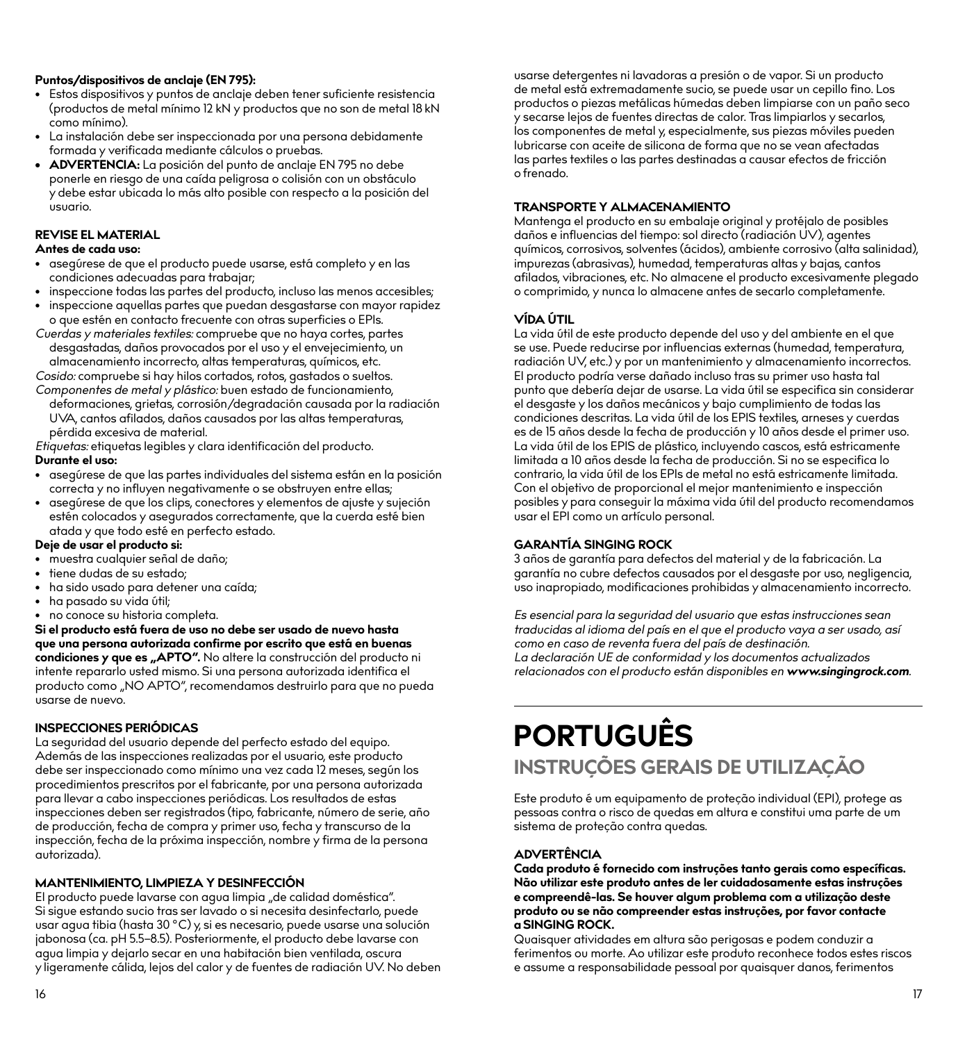**Puntos/dispositivos de anclaje (EN 795):**

- Estos dispositivos y puntos de anclaje deben tener suficiente resistencia (productos de metal mínimo 12 kN y productos que no son de metal 18 kN como mínimo).
- La instalación debe ser inspeccionada por una persona debidamente formada y verificada mediante cálculos o pruebas.
- **ADVERTENCIA:** La posición del punto de anclaje EN 795 no debe ponerle en riesgo de una caída peligrosa o colisión con un obstáculo y debe estar ubicada lo más alto posible con respecto a la posición del usuario.

### REVISE EL MATERIAL

**Antes de cada uso:**

- asegúrese de que el producto puede usarse, está completo y en las condiciones adecuadas para trabajar;
- inspeccione todas las partes del producto, incluso las menos accesibles;
- inspeccione aquellas partes que puedan desgastarse con mayor rapidez o que estén en contacto frecuente con otras superficies o EPIs.

*Cuerdas y materiales textiles:* compruebe que no haya cortes, partes desgastadas, daños provocados por el uso y el envejecimiento, un almacenamiento incorrecto, altas temperaturas, químicos, etc.

*Cosido:* compruebe si hay hilos cortados, rotos, gastados o sueltos.

*Componentes de metal y plástico:* buen estado de funcionamiento, deformaciones, grietas, corrosión/degradación causada por la radiación UVA, cantos afilados, daños causados por las altas temperaturas, pérdida excesiva de material.

*Etiquetas:* etiquetas legibles y clara identificación del producto.

**Durante el uso:**

- asegúrese de que las partes individuales del sistema están en la posición correcta y no influyen negativamente o se obstruyen entre ellas;
- asegúrese de que los clips, conectores y elementos de ajuste y sujeción estén colocados y asegurados correctamente, que la cuerda esté bien atada y que todo esté en perfecto estado.

**Deje de usar el producto si:**

- muestra cualquier señal de daño;
- tiene dudas de su estado;
- ha sido usado para detener una caída;
- ha pasado su vida útil;
- no conoce su historia completa.

**Si el producto está fuera de uso no debe ser usado de nuevo hasta que una persona autorizada confirme por escrito que está en buenas condiciones y que es „APTO".** No altere la construcción del producto ni intente repararlo usted mismo. Si una persona autorizada identifica el producto como „NO APTO", recomendamos destruirlo para que no pueda usarse de nuevo.

### INSPECCIONES PERIÓDICAS

La seguridad del usuario depende del perfecto estado del equipo. Además de las inspecciones realizadas por el usuario, este producto debe ser inspeccionado como mínimo una vez cada 12 meses, según los procedimientos prescritos por el fabricante, por una persona autorizada para llevar a cabo inspecciones periódicas. Los resultados de estas inspecciones deben ser registrados (tipo, fabricante, número de serie, año de producción, fecha de compra y primer uso, fecha y transcurso de la inspección, fecha de la próxima inspección, nombre y firma de la persona autorizada).

### MANTENIMIENTO, LIMPIEZA Y DESINFECCIÓN

El producto puede lavarse con agua limpia „de calidad doméstica". Si sigue estando sucio tras ser lavado o si necesita desinfectarlo, puede usar agua tibia (hasta 30 °C) y, si es necesario, puede usarse una solución jabonosa (ca. pH 5.5–8.5). Posteriormente, el producto debe lavarse con agua limpia y dejarlo secar en una habitación bien ventilada, oscura y ligeramente cálida, lejos del calor y de fuentes de radiación UV. No deben usarse detergentes ni lavadoras a presión o de vapor. Si un producto de metal está extremadamente sucio, se puede usar un cepillo fino. Los productos o piezas metálicas húmedas deben limpiarse con un paño seco y secarse lejos de fuentes directas de calor. Tras limpiarlos y secarlos, los componentes de metal y, especialmente, sus piezas móviles pueden lubricarse con aceite de silicona de forma que no se vean afectadas las partes textiles o las partes destinadas a causar efectos de fricción o frenado.

### TRANSPORTE Y ALMACENAMIENTO

Mantenga el producto en su embalaje original y protéjalo de posibles daños e influencias del tiempo: sol directo (radiación UV), agentes químicos, corrosivos, solventes (ácidos), ambiente corrosivo (alta salinidad), impurezas (abrasivas), humedad, temperaturas altas y bajas, cantos afilados, vibraciones, etc. No almacene el producto excesivamente plegado o comprimido, y nunca lo almacene antes de secarlo completamente.

### VÍDA ÚTIL

La vida útil de este producto depende del uso y del ambiente en el que se use. Puede reducirse por influencias externas (humedad, temperatura, radiación UV, etc.) y por un mantenimiento y almacenamiento incorrectos. El producto podría verse dañado incluso tras su primer uso hasta tal punto que debería dejar de usarse. La vida útil se especifica sin considerar el desgaste y los daños mecánicos y bajo cumplimiento de todas las condiciones descritas. La vida útil de los EPIS textiles, arneses y cuerdas es de 15 años desde la fecha de producción y 10 años desde el primer uso. La vida útil de los EPIS de plástico, incluyendo cascos, está estricamente limitada a 10 años desde la fecha de producción. Si no se especifica lo contrario, la vida útil de los EPIs de metal no está estricamente limitada. Con el objetivo de proporcional el mejor mantenimiento e inspección posibles y para conseguir la máxima vida útil del producto recomendamos usar el EPI como un artículo personal.

### GARANTÍA SINGING ROCK

3 años de garantía para defectos del material y de la fabricación. La garantía no cubre defectos causados por el desgaste por uso, negligencia, uso inapropiado, modificaciones prohibidas y almacenamiento incorrecto.

*Es esencial para la seguridad del usuario que estas instrucciones sean traducidas al idioma del país en el que el producto vaya a ser usado, así como en caso de reventa fuera del país de destinación.*
*La declaración UE de conformidad y los documentos actualizados relacionados con el producto están disponibles en **www.singingrock.com**.*

# PORTUGUÊS

## INSTRUÇÕES GERAIS DE UTILIZAÇÃO

Este produto é um equipamento de proteção individual (EPI), protege as pessoas contra o risco de quedas em altura e constitui uma parte de um sistema de proteção contra quedas.

### ADVERTÊNCIA

**Cada produto é fornecido com instruções tanto gerais como específicas. Não utilizar este produto antes de ler cuidadosamente estas instruções e compreendê-las. Se houver algum problema com a utilização deste produto ou se não compreender estas instruções, por favor contacte a SINGING ROCK.**

Quaisquer atividades em altura são perigosas e podem conduzir a ferimentos ou morte. Ao utilizar este produto reconhece todos estes riscos e assume a responsabilidade pessoal por quaisquer danos, ferimentos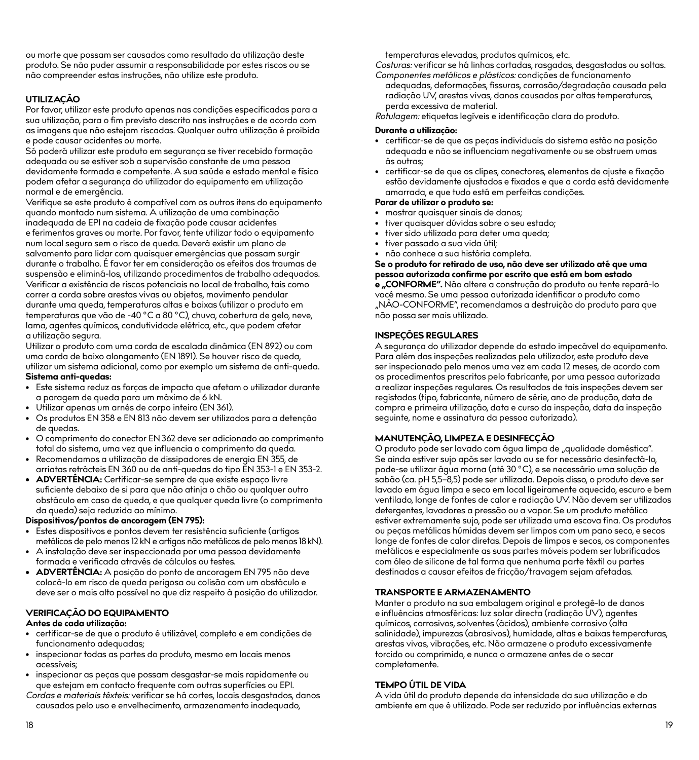ou morte que possam ser causados como resultado da utilização deste produto. Se não puder assumir a responsabilidade por estes riscos ou se não compreender estas instruções, não utilize este produto.

## UTILIZAÇÃO

Por favor, utilizar este produto apenas nas condições especificadas para a sua utilização, para o fim previsto descrito nas instruções e de acordo com as imagens que não estejam riscadas. Qualquer outra utilização é proibida e pode causar acidentes ou morte.

Só poderá utilizar este produto em segurança se tiver recebido formação adequada ou se estiver sob a supervisão constante de uma pessoa devidamente formada e competente. A sua saúde e estado mental e físico podem afetar a segurança do utilizador do equipamento em utilização normal e de emergência.

Verifique se este produto é compatível com os outros itens do equipamento quando montado num sistema. A utilização de uma combinação inadequada de EPI na cadeia de fixação pode causar acidentes e ferimentos graves ou morte. Por favor, tente utilizar todo o equipamento num local seguro sem o risco de queda. Deverá existir um plano de salvamento para lidar com quaisquer emergências que possam surgir durante o trabalho. É favor ter em consideração os efeitos dos traumas de suspensão e eliminá-los, utilizando procedimentos de trabalho adequados. Verificar a existência de riscos potenciais no local de trabalho, tais como correr a corda sobre arestas vivas ou objetos, movimento pendular durante uma queda, temperaturas altas e baixas (utilizar o produto em temperaturas que vão de -40 °C a 80 °C), chuva, cobertura de gelo, neve, lama, agentes químicos, condutividade elétrica, etc., que podem afetar a utilização segura.

Utilizar o produto com uma corda de escalada dinâmica (EN 892) ou com uma corda de baixo alongamento (EN 1891). Se houver risco de queda, utilizar um sistema adicional, como por exemplo um sistema de anti-queda.

**Sistema anti-quedas:**

- Este sistema reduz as forças de impacto que afetam o utilizador durante a paragem de queda para um máximo de 6 kN.
- Utilizar apenas um arnês de corpo inteiro (EN 361).
- Os produtos EN 358 e EN 813 não devem ser utilizados para a detenção de quedas.
- O comprimento do conector EN 362 deve ser adicionado ao comprimento total do sistema, uma vez que influencia o comprimento da queda.
- Recomendamos a utilização de dissipadores de energia EN 355, de arriatas retrácteis EN 360 ou de anti-quedas do tipo EN 353-1 e EN 353-2.
- **ADVERTÊNCIA:** Certificar-se sempre de que existe espaço livre suficiente debaixo de si para que não atinja o chão ou qualquer outro obstáculo em caso de queda, e que qualquer queda livre (o comprimento da queda) seja reduzida ao mínimo.

**Dispositivos/pontos de ancoragem (EN 795):**

- Estes dispositivos e pontos devem ter resistência suficiente (artigos metálicos de pelo menos 12 kN e artigos não metálicos de pelo menos 18 kN).
- A instalação deve ser inspeccionada por uma pessoa devidamente formada e verificada através de cálculos ou testes.
- **ADVERTÊNCIA:** A posição do ponto de ancoragem EN 795 não deve colocá-lo em risco de queda perigosa ou colisão com um obstáculo e deve ser o mais alto possível no que diz respeito à posição do utilizador.

## VERIFICAÇÃO DO EQUIPAMENTO

**Antes de cada utilização:**

- certificar-se de que o produto é utilizável, completo e em condições de funcionamento adequadas;
- inspecionar todas as partes do produto, mesmo em locais menos acessíveis;
- inspecionar as peças que possam desgastar-se mais rapidamente ou que estejam em contacto frequente com outras superfícies ou EPI.

*Cordas e materiais têxteis:* verificar se há cortes, locais desgastados, danos causados pelo uso e envelhecimento, armazenamento inadequado, temperaturas elevadas, produtos químicos, etc.

*Costuras:* verificar se há linhas cortadas, rasgadas, desgastadas ou soltas.

*Componentes metálicos e plásticos:* condições de funcionamento adequadas, deformações, fissuras, corrosão/degradação causada pela radiação UV, arestas vivas, danos causados por altas temperaturas, perda excessiva de material.

*Rotulagem:* etiquetas legíveis e identificação clara do produto.

**Durante a utilização:**

- certificar-se de que as peças individuais do sistema estão na posição adequada e não se influenciam negativamente ou se obstruem umas às outras;
- certificar-se de que os clipes, conectores, elementos de ajuste e fixação estão devidamente ajustados e fixados e que a corda está devidamente amarrada, e que tudo está em perfeitas condições.

**Parar de utilizar o produto se:**

- mostrar quaisquer sinais de danos;
- tiver quaisquer dúvidas sobre o seu estado;
- tiver sido utilizado para deter uma queda;
- tiver passado a sua vida útil;
- não conhece a sua história completa.

**Se o produto for retirado de uso, não deve ser utilizado até que uma pessoa autorizada confirme por escrito que está em bom estado e „CONFORME".** Não altere a construção do produto ou tente repará-lo você mesmo. Se uma pessoa autorizada identificar o produto como „NÃO-CONFORME", recomendamos a destruição do produto para que não possa ser mais utilizado.

## INSPEÇÕES REGULARES

A segurança do utilizador depende do estado impecável do equipamento. Para além das inspeções realizadas pelo utilizador, este produto deve ser inspecionado pelo menos uma vez em cada 12 meses, de acordo com os procedimentos prescritos pelo fabricante, por uma pessoa autorizada a realizar inspeções regulares. Os resultados de tais inspeções devem ser registados (tipo, fabricante, número de série, ano de produção, data de compra e primeira utilização, data e curso da inspeção, data da inspeção seguinte, nome e assinatura da pessoa autorizada).

## MANUTENÇÃO, LIMPEZA E DESINFECÇÃO

O produto pode ser lavado com água limpa de „qualidade doméstica". Se ainda estiver sujo após ser lavado ou se for necessário desinfectá-lo, pode-se utilizar água morna (até 30 °C), e se necessário uma solução de sabão (ca. pH 5,5–8,5) pode ser utilizada. Depois disso, o produto deve ser lavado em água limpa e seco em local ligeiramente aquecido, escuro e bem ventilado, longe de fontes de calor e radiação UV. Não devem ser utilizados detergentes, lavadores a pressão ou a vapor. Se um produto metálico estiver extremamente sujo, pode ser utilizada uma escova fina. Os produtos ou peças metálicas húmidas devem ser limpos com um pano seco, e secos longe de fontes de calor diretas. Depois de limpos e secos, os componentes metálicos e especialmente as suas partes móveis podem ser lubrificados com óleo de silicone de tal forma que nenhuma parte têxtil ou partes destinadas a causar efeitos de fricção/travagem sejam afetadas.

## TRANSPORTE E ARMAZENAMENTO

Manter o produto na sua embalagem original e protegê-lo de danos e influências atmosféricas: luz solar directa (radiação UV), agentes químicos, corrosivos, solventes (ácidos), ambiente corrosivo (alta salinidade), impurezas (abrasivos), humidade, altas e baixas temperaturas, arestas vivas, vibrações, etc. Não armazene o produto excessivamente torcido ou comprimido, e nunca o armazene antes de o secar completamente.

## TEMPO ÚTIL DE VIDA

A vida útil do produto depende da intensidade da sua utilização e do ambiente em que é utilizado. Pode ser reduzido por influências externas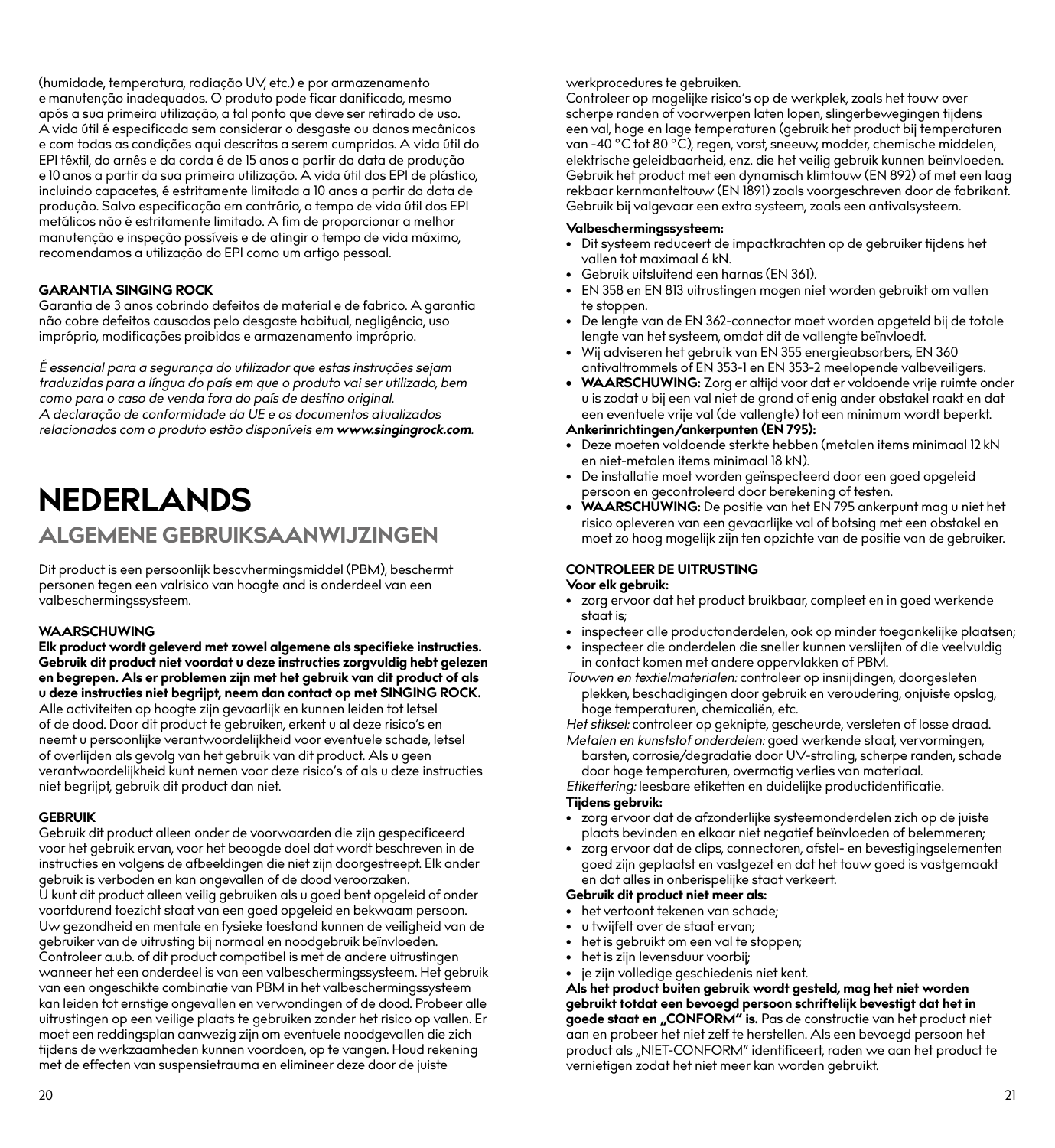(humidade, temperatura, radiação UV, etc.) e por armazenamento e manutenção inadequados. O produto pode ficar danificado, mesmo após a sua primeira utilização, a tal ponto que deve ser retirado de uso. A vida útil é especificada sem considerar o desgaste ou danos mecânicos e com todas as condições aqui descritas a serem cumpridas. A vida útil do EPI têxtil, do arnês e da corda é de 15 anos a partir da data de produção e 10 anos a partir da sua primeira utilização. A vida útil dos EPI de plástico, incluindo capacetes, é estritamente limitada a 10 anos a partir da data de produção. Salvo especificação em contrário, o tempo de vida útil dos EPI metálicos não é estritamente limitado. A fim de proporcionar a melhor manutenção e inspeção possíveis e de atingir o tempo de vida máximo, recomendamos a utilização do EPI como um artigo pessoal.

**GARANTIA SINGING ROCK**

Garantia de 3 anos cobrindo defeitos de material e de fabrico. A garantia não cobre defeitos causados pelo desgaste habitual, negligência, uso impróprio, modificações proibidas e armazenamento impróprio.

*É essencial para a segurança do utilizador que estas instruções sejam traduzidas para a língua do país em que o produto vai ser utilizado, bem como para o caso de venda fora do país de destino original. A declaração de conformidade da UE e os documentos atualizados relacionados com o produto estão disponíveis em **www.singingrock.com**.*

# NEDERLANDS

## ALGEMENE GEBRUIKSAANWIJZINGEN

Dit product is een persoonlijk bescvhermingsmiddel (PBM), beschermt personen tegen een valrisico van hoogte and is onderdeel van een valbeschermingssysteem.

**WAARSCHUWING**

**Elk product wordt geleverd met zowel algemene als specifieke instructies. Gebruik dit product niet voordat u deze instructies zorgvuldig hebt gelezen en begrepen. Als er problemen zijn met het gebruik van dit product of als u deze instructies niet begrijpt, neem dan contact op met SINGING ROCK.** Alle activiteiten op hoogte zijn gevaarlijk en kunnen leiden tot letsel of de dood. Door dit product te gebruiken, erkent u al deze risico's en neemt u persoonlijke verantwoordelijkheid voor eventuele schade, letsel of overlijden als gevolg van het gebruik van dit product. Als u geen verantwoordelijkheid kunt nemen voor deze risico's of als u deze instructies niet begrijpt, gebruik dit product dan niet.

**GEBRUIK**

Gebruik dit product alleen onder de voorwaarden die zijn gespecificeerd voor het gebruik ervan, voor het beoogde doel dat wordt beschreven in de instructies en volgens de afbeeldingen die niet zijn doorgestreept. Elk ander gebruik is verboden en kan ongevallen of de dood veroorzaken.
U kunt dit product alleen veilig gebruiken als u goed bent opgeleid of onder voortdurend toezicht staat van een goed opgeleid en bekwaam persoon. Uw gezondheid en mentale en fysieke toestand kunnen de veiligheid van de gebruiker van de uitrusting bij normaal en noodgebruik beïnvloeden. Controleer a.u.b. of dit product compatibel is met de andere uitrustingen wanneer het een onderdeel is van een valbeschermingssysteem. Het gebruik van een ongeschikte combinatie van PBM in het valbeschermingssysteem kan leiden tot ernstige ongevallen en verwondingen of de dood. Probeer alle uitrustingen op een veilige plaats te gebruiken zonder het risico op vallen. Er moet een reddingsplan aanwezig zijn om eventuele noodgevallen die zich tijdens de werkzaamheden kunnen voordoen, op te vangen. Houd rekening met de effecten van suspensietrauma en elimineer deze door de juiste werkprocedures te gebruiken.
Controleer op mogelijke risico's op de werkplek, zoals het touw over scherpe randen of voorwerpen laten lopen, slingerbewegingen tijdens een val, hoge en lage temperaturen (gebruik het product bij temperaturen van -40 °C tot 80 °C), regen, vorst, sneeuw, modder, chemische middelen, elektrische geleidbaarheid, enz. die het veilig gebruik kunnen beïnvloeden. Gebruik het product met een dynamisch klimtouw (EN 892) of met een laag rekbaar kernmanteltouw (EN 1891) zoals voorgeschreven door de fabrikant. Gebruik bij valgevaar een extra systeem, zoals een antivalsysteem.

**Valbeschermingssysteem:**

- Dit systeem reduceert de impactkrachten op de gebruiker tijdens het vallen tot maximaal 6 kN.
- Gebruik uitsluitend een harnas (EN 361).
- EN 358 en EN 813 uitrustingen mogen niet worden gebruikt om vallen te stoppen.
- De lengte van de EN 362-connector moet worden opgeteld bij de totale lengte van het systeem, omdat dit de vallengte beïnvloedt.
- Wij adviseren het gebruik van EN 355 energieabsorbers, EN 360 antivaltrommels of EN 353-1 en EN 353-2 meelopende valbeveiligers.
- **WAARSCHUWING:** Zorg er altijd voor dat er voldoende vrije ruimte onder u is zodat u bij een val niet de grond of enig ander obstakel raakt en dat een eventuele vrije val (de vallengte) tot een minimum wordt beperkt.

**Ankerinrichtingen/ankerpunten (EN 795):**

- Deze moeten voldoende sterkte hebben (metalen items minimaal 12 kN en niet-metalen items minimaal 18 kN).
- De installatie moet worden geïnspecteerd door een goed opgeleid persoon en gecontroleerd door berekening of testen.
- **WAARSCHUWING:** De positie van het EN 795 ankerpunt mag u niet het risico opleveren van een gevaarlijke val of botsing met een obstakel en moet zo hoog mogelijk zijn ten opzichte van de positie van de gebruiker.

**CONTROLEER DE UITRUSTING**

**Voor elk gebruik:**

- zorg ervoor dat het product bruikbaar, compleet en in goed werkende staat is;
- inspecteer alle productonderdelen, ook op minder toegankelijke plaatsen;
- inspecteer die onderdelen die sneller kunnen verslijten of die veelvuldig in contact komen met andere oppervlakken of PBM.

*Touwen en textielmaterialen:* controleer op insnijdingen, doorgesleten plekken, beschadigingen door gebruik en veroudering, onjuiste opslag, hoge temperaturen, chemicaliën, etc.

*Het stiksel:* controleer op geknipte, gescheurde, versleten of losse draad.

*Metalen en kunststof onderdelen:* goed werkende staat, vervormingen, barsten, corrosie/degradatie door UV-straling, scherpe randen, schade door hoge temperaturen, overmatig verlies van materiaal.

*Etikettering:* leesbare etiketten en duidelijke productidentificatie.

**Tijdens gebruik:**

- zorg ervoor dat de afzonderlijke systeemonderdelen zich op de juiste plaats bevinden en elkaar niet negatief beïnvloeden of belemmeren;
- zorg ervoor dat de clips, connectoren, afstel- en bevestigingselementen goed zijn geplaatst en vastgezet en dat het touw goed is vastgemaakt en dat alles in onberispelijke staat verkeert.

**Gebruik dit product niet meer als:**

- het vertoont tekenen van schade;
- u twijfelt over de staat ervan;
- het is gebruikt om een val te stoppen;
- het is zijn levensduur voorbij;
- je zijn volledige geschiedenis niet kent.

**Als het product buiten gebruik wordt gesteld, mag het niet worden gebruikt totdat een bevoegd persoon schriftelijk bevestigt dat het in goede staat en „CONFORM" is.** Pas de constructie van het product niet aan en probeer het niet zelf te herstellen. Als een bevoegd persoon het product als „NIET-CONFORM" identificeert, raden we aan het product te vernietigen zodat het niet meer kan worden gebruikt.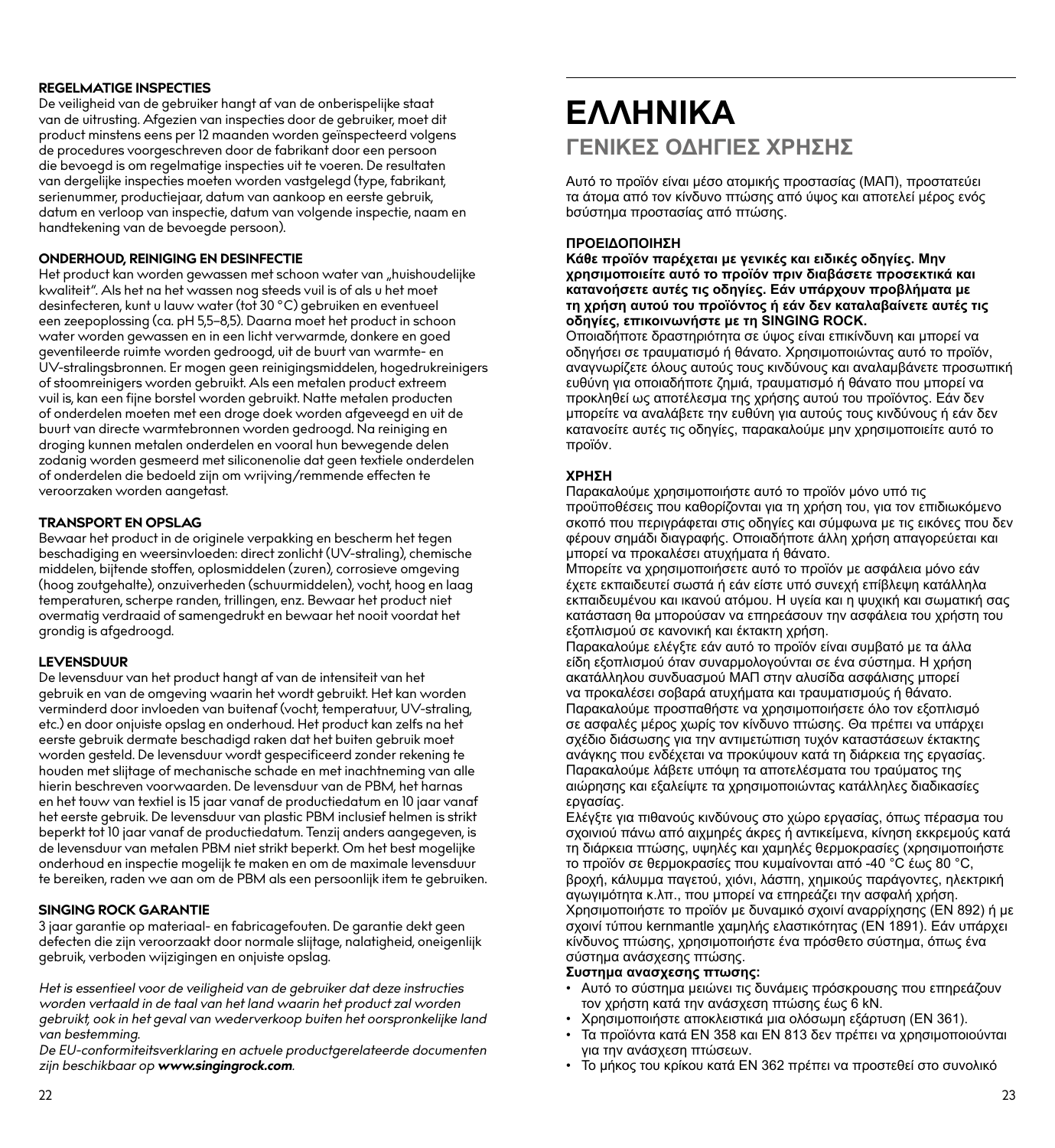**REGELMATIGE INSPECTIES**
De veiligheid van de gebruiker hangt af van de onberispelijke staat van de uitrusting. Afgezien van inspecties door de gebruiker, moet dit product minstens eens per 12 maanden worden geïnspecteerd volgens de procedures voorgeschreven door de fabrikant door een persoon die bevoegd is om regelmatige inspecties uit te voeren. De resultaten van dergelijke inspecties moeten worden vastgelegd (type, fabrikant, serienummer, productiejaar, datum van aankoop en eerste gebruik, datum en verloop van inspectie, datum van volgende inspectie, naam en handtekening van de bevoegde persoon).

**ONDERHOUD, REINIGING EN DESINFECTIE**
Het product kan worden gewassen met schoon water van „huishoudelijke kwaliteit". Als het na het wassen nog steeds vuil is of als u het moet desinfecteren, kunt u lauw water (tot 30 °C) gebruiken en eventueel een zeepoplossing (ca. pH 5,5–8,5). Daarna moet het product in schoon water worden gewassen en in een licht verwarmde, donkere en goed geventileerde ruimte worden gedroogd, uit de buurt van warmte- en UV-stralingsbronnen. Er mogen geen reinigingsmiddelen, hogedrukreinigers of stoomreinigers worden gebruikt. Als een metalen product extreem vuil is, kan een fijne borstel worden gebruikt. Natte metalen producten of onderdelen moeten met een droge doek worden afgeveegd en uit de buurt van directe warmtebronnen worden gedroogd. Na reiniging en droging kunnen metalen onderdelen en vooral hun bewegende delen zodanig worden gesmeerd met siliconenolie dat geen textiele onderdelen of onderdelen die bedoeld zijn om wrijving/remmende effecten te veroorzaken worden aangetast.

**TRANSPORT EN OPSLAG**
Bewaar het product in de originele verpakking en bescherm het tegen beschadiging en weersinvloeden: direct zonlicht (UV-straling), chemische middelen, bijtende stoffen, oplosmiddelen (zuren), corrosieve omgeving (hoog zoutgehalte), onzuiverheden (schuurmiddelen), vocht, hoog en laag temperaturen, scherpe randen, trillingen, enz. Bewaar het product niet overmatig verdraaid of samengedrukt en bewaar het nooit voordat het grondig is afgedroogd.

**LEVENSDUUR**
De levensduur van het product hangt af van de intensiteit van het gebruik en van de omgeving waarin het wordt gebruikt. Het kan worden verminderd door invloeden van buitenaf (vocht, temperatuur, UV-straling, etc.) en door onjuiste opslag en onderhoud. Het product kan zelfs na het eerste gebruik dermate beschadigd raken dat het buiten gebruik moet worden gesteld. De levensduur wordt gespecificeerd zonder rekening te houden met slijtage of mechanische schade en met inachtneming van alle hierin beschreven voorwaarden. De levensduur van de PBM, het harnas en het touw van textiel is 15 jaar vanaf de productiedatum en 10 jaar vanaf het eerste gebruik. De levensduur van plastic PBM inclusief helmen is strikt beperkt tot 10 jaar vanaf de productiedatum. Tenzij anders aangegeven, is de levensduur van metalen PBM niet strikt beperkt. Om het best mogelijke onderhoud en inspectie mogelijk te maken en om de maximale levensduur te bereiken, raden we aan om de PBM als een persoonlijk item te gebruiken.

**SINGING ROCK GARANTIE**
3 jaar garantie op materiaal- en fabricagefouten. De garantie dekt geen defecten die zijn veroorzaakt door normale slijtage, nalatigheid, oneigenlijk gebruik, verboden wijzigingen en onjuiste opslag.

*Het is essentieel voor de veiligheid van de gebruiker dat deze instructies worden vertaald in de taal van het land waarin het product zal worden gebruikt, ook in het geval van wederverkoop buiten het oorspronkelijke land van bestemming.*
*De EU-conformiteitsverklaring en actuele productgerelateerde documenten zijn beschikbaar op **www.singingrock.com**.*

# ΕΛΛΗΝΙΚΑ

## ΓΕΝΙΚΕΣ ΟΔΗΓΙΕΣ ΧΡΗΣΗΣ

Αυτό το προϊόν είναι μέσο ατομικής προστασίας (ΜΑΠ), προστατεύει τα άτομα από τον κίνδυνο πτώσης από ύψος και αποτελεί μέρος ενός bσύστημα προστασίας από πτώσης.

**ΠΡΟΕΙΔΟΠΟΙΗΣΗ**
**Κάθε προϊόν παρέχεται με γενικές και ειδικές οδηγίες. Μην χρησιμοποιείτε αυτό το προϊόν πριν διαβάσετε προσεκτικά και κατανοήσετε αυτές τις οδηγίες. Εάν υπάρχουν προβλήματα με τη χρήση αυτού του προϊόντος ή εάν δεν καταλαβαίνετε αυτές τις οδηγίες, επικοινωνήστε με τη SINGING ROCK.**
Οποιαδήποτε δραστηριότητα σε ύψος είναι επικίνδυνη και μπορεί να οδηγήσει σε τραυματισμό ή θάνατο. Χρησιμοποιώντας αυτό το προϊόν, αναγνωρίζετε όλους αυτούς τους κινδύνους και αναλαμβάνετε προσωπική ευθύνη για οποιαδήποτε ζημιά, τραυματισμό ή θάνατο που μπορεί να προκληθεί ως αποτέλεσμα της χρήσης αυτού του προϊόντος. Εάν δεν μπορείτε να αναλάβετε την ευθύνη για αυτούς τους κινδύνους ή εάν δεν κατανοείτε αυτές τις οδηγίες, παρακαλούμε μην χρησιμοποιείτε αυτό το προϊόν.

**ΧΡΗΣΗ**
Παρακαλούμε χρησιμοποιήστε αυτό το προϊόν μόνο υπό τις προϋποθέσεις που καθορίζονται για τη χρήση του, για τον επιδιωκόμενο σκοπό που περιγράφεται στις οδηγίες και σύμφωνα με τις εικόνες που δεν φέρουν σημάδι διαγραφής. Οποιαδήποτε άλλη χρήση απαγορεύεται και μπορεί να προκαλέσει ατυχήματα ή θάνατο.
Μπορείτε να χρησιμοποιήσετε αυτό το προϊόν με ασφάλεια μόνο εάν έχετε εκπαιδευτεί σωστά ή εάν είστε υπό συνεχή επίβλεψη κατάλληλα εκπαιδευμένου και ικανού ατόμου. Η υγεία και η ψυχική και σωματική σας κατάσταση θα μπορούσαν να επηρεάσουν την ασφάλεια του χρήστη του εξοπλισμού σε κανονική και έκτακτη χρήση.
Παρακαλούμε ελέγξτε εάν αυτό το προϊόν είναι συμβατό με τα άλλα είδη εξοπλισμού όταν συναρμολογούνται σε ένα σύστημα. Η χρήση ακατάλληλου συνδυασμού ΜΑΠ στην αλυσίδα ασφάλισης μπορεί να προκαλέσει σοβαρά ατυχήματα και τραυματισμούς ή θάνατο.
Παρακαλούμε προσπαθήστε να χρησιμοποιήσετε όλο τον εξοπλισμό σε ασφαλές μέρος χωρίς τον κίνδυνο πτώσης. Θα πρέπει να υπάρχει σχέδιο διάσωσης για την αντιμετώπιση τυχόν καταστάσεων έκτακτης ανάγκης που ενδέχεται να προκύψουν κατά τη διάρκεια της εργασίας.
Παρακαλούμε λάβετε υπόψη τα αποτελέσματα του τραύματος της αιώρησης και εξαλείψτε τα χρησιμοποιώντας κατάλληλες διαδικασίες εργασίας.
Ελέγξτε για πιθανούς κινδύνους στο χώρο εργασίας, όπως πέρασμα του σχοινιού πάνω από αιχμηρές άκρες ή αντικείμενα, κίνηση εκκρεμούς κατά τη διάρκεια πτώσης, υψηλές και χαμηλές θερμοκρασίες (χρησιμοποιήστε το προϊόν σε θερμοκρασίες που κυμαίνονται από -40 °C έως 80 °C, βροχή, κάλυμμα παγετού, χιόνι, λάσπη, χημικούς παράγοντες, ηλεκτρική αγωγιμότητα κ.λπ., που μπορεί να επηρεάζει την ασφαλή χρήση.
Χρησιμοποιήστε το προϊόν με δυναμικό σχοινί αναρρίχησης (EN 892) ή με σχοινί τύπου kernmantle χαμηλής ελαστικότητας (EN 1891). Εάν υπάρχει κίνδυνος πτώσης, χρησιμοποιήστε ένα πρόσθετο σύστημα, όπως ένα σύστημα ανάσχεσης πτώσης.

**Συστημα ανασχεσης πτωσης:**

- Αυτό το σύστημα μειώνει τις δυνάμεις πρόσκρουσης που επηρεάζουν τον χρήστη κατά την ανάσχεση πτώσης έως 6 kN.
- Χρησιμοποιήστε αποκλειστικά μια ολόσωμη εξάρτυση (EN 361).
- Τα προϊόντα κατά EN 358 και EN 813 δεν πρέπει να χρησιμοποιούνται για την ανάσχεση πτώσεων.
- Το μήκος του κρίκου κατά EN 362 πρέπει να προστεθεί στο συνολικό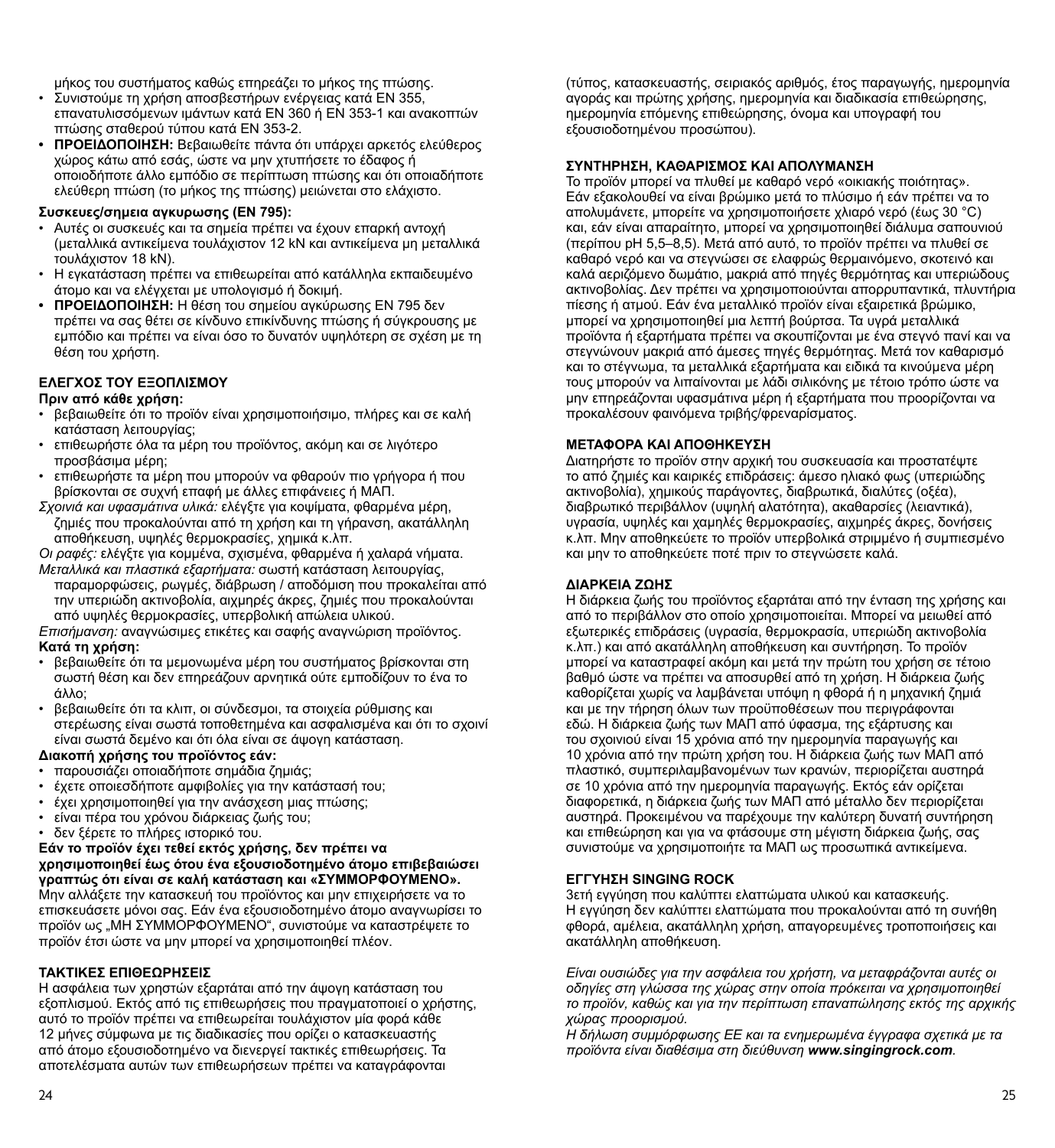μήκος του συστήματος καθώς επηρεάζει το μήκος της πτώσης.

- Συνιστούμε τη χρήση αποσβεστήρων ενέργειας κατά EN 355, επανατυλισσόμενων ιμάντων κατά EN 360 ή EN 353-1 και ανακοπτών πτώσης σταθερού τύπου κατά EN 353-2.
- **ΠΡΟΕΙΔΟΠΟΙΗΣΗ:** Βεβαιωθείτε πάντα ότι υπάρχει αρκετός ελεύθερος χώρος κάτω από εσάς, ώστε να μην χτυπήσετε το έδαφος ή οποιοδήποτε άλλο εμπόδιο σε περίπτωση πτώσης και ότι οποιαδήποτε ελεύθερη πτώση (το μήκος της πτώσης) μειώνεται στο ελάχιστο.

**Συσκευες/σημεια αγκυρωσης (EN 795):**

- Αυτές οι συσκευές και τα σημεία πρέπει να έχουν επαρκή αντοχή (μεταλλικά αντικείμενα τουλάχιστον 12 kN και αντικείμενα μη μεταλλικά τουλάχιστον 18 kN).
- Η εγκατάσταση πρέπει να επιθεωρείται από κατάλληλα εκπαιδευμένο άτομο και να ελέγχεται με υπολογισμό ή δοκιμή.
- **ΠΡΟΕΙΔΟΠΟΙΗΣΗ:** Η θέση του σημείου αγκύρωσης EN 795 δεν πρέπει να σας θέτει σε κίνδυνο επικίνδυνης πτώσης ή σύγκρουσης με εμπόδιο και πρέπει να είναι όσο το δυνατόν υψηλότερη σε σχέση με τη θέση του χρήστη.

## ΕΛΕΓΧΟΣ ΤΟΥ ΕΞΟΠΛΙΣΜΟΥ

**Πριν από κάθε χρήση:**

- βεβαιωθείτε ότι το προϊόν είναι χρησιμοποιήσιμο, πλήρες και σε καλή κατάσταση λειτουργίας;
- επιθεωρήστε όλα τα μέρη του προϊόντος, ακόμη και σε λιγότερο προσβάσιμα μέρη;
- επιθεωρήστε τα μέρη που μπορούν να φθαρούν πιο γρήγορα ή που βρίσκονται σε συχνή επαφή με άλλες επιφάνειες ή ΜΑΠ.

*Σχοινιά και υφασμάτινα υλικά:* ελέγξτε για κοψίματα, φθαρμένα μέρη, ζημιές που προκαλούνται από τη χρήση και τη γήρανση, ακατάλληλη αποθήκευση, υψηλές θερμοκρασίες, χημικά κ.λπ.

*Οι ραφές:* ελέγξτε για κομμένα, σχισμένα, φθαρμένα ή χαλαρά νήματα.

*Μεταλλικά και πλαστικά εξαρτήματα:* σωστή κατάσταση λειτουργίας, παραμορφώσεις, ρωγμές, διάβρωση / αποδόμηση που προκαλείται από την υπεριώδη ακτινοβολία, αιχμηρές άκρες, ζημιές που προκαλούνται από υψηλές θερμοκρασίες, υπερβολική απώλεια υλικού.

*Επισήμανση:* αναγνώσιμες ετικέτες και σαφής αναγνώριση προϊόντος.

**Κατά τη χρήση:**

- βεβαιωθείτε ότι τα μεμονωμένα μέρη του συστήματος βρίσκονται στη σωστή θέση και δεν επηρεάζουν αρνητικά ούτε εμποδίζουν το ένα το άλλο;
- βεβαιωθείτε ότι τα κλιπ, οι σύνδεσμοι, τα στοιχεία ρύθμισης και στερέωσης είναι σωστά τοποθετημένα και ασφαλισμένα και ότι το σχοινί είναι σωστά δεμένο και ότι όλα είναι σε άψογη κατάσταση.

**Διακοπή χρήσης του προϊόντος εάν:**

- παρουσιάζει οποιαδήποτε σημάδια ζημιάς;
- έχετε οποιεσδήποτε αμφιβολίες για την κατάστασή του;
- έχει χρησιμοποιηθεί για την ανάσχεση μιας πτώσης;
- είναι πέρα του χρόνου διάρκειας ζωής του;
- δεν ξέρετε το πλήρες ιστορικό του.

**Εάν το προϊόν έχει τεθεί εκτός χρήσης, δεν πρέπει να χρησιμοποιηθεί έως ότου ένα εξουσιοδοτημένο άτομο επιβεβαιώσει γραπτώς ότι είναι σε καλή κατάσταση και «ΣΥΜΜΟΡΦΟΥΜΕΝΟ».**

Μην αλλάξετε την κατασκευή του προϊόντος και μην επιχειρήσετε να το επισκευάσετε μόνοι σας. Εάν ένα εξουσιοδοτημένο άτομο αναγνωρίσει το προϊόν ως „ΜΗ ΣΥΜΜΟΡΦΟΥΜΕΝΟ", συνιστούμε να καταστρέψετε το προϊόν έτσι ώστε να μην μπορεί να χρησιμοποιηθεί πλέον.

## ΤΑΚΤΙΚΕΣ ΕΠΙΘΕΩΡΗΣΕΙΣ

Η ασφάλεια των χρηστών εξαρτάται από την άψογη κατάσταση του εξοπλισμού. Εκτός από τις επιθεωρήσεις που πραγματοποιεί ο χρήστης, αυτό το προϊόν πρέπει να επιθεωρείται τουλάχιστον μία φορά κάθε 12 μήνες σύμφωνα με τις διαδικασίες που ορίζει ο κατασκευαστής από άτομο εξουσιοδοτημένο να διενεργεί τακτικές επιθεωρήσεις. Τα αποτελέσματα αυτών των επιθεωρήσεων πρέπει να καταγράφονται (τύπος, κατασκευαστής, σειριακός αριθμός, έτος παραγωγής, ημερομηνία αγοράς και πρώτης χρήσης, ημερομηνία και διαδικασία επιθεώρησης, ημερομηνία επόμενης επιθεώρησης, όνομα και υπογραφή του εξουσιοδοτημένου προσώπου).

## ΣΥΝΤΗΡΗΣΗ, ΚΑΘΑΡΙΣΜΟΣ ΚΑΙ ΑΠΟΛΥΜΑΝΣΗ

Το προϊόν μπορεί να πλυθεί με καθαρό νερό «οικιακής ποιότητας». Εάν εξακολουθεί να είναι βρώμικο μετά το πλύσιμο ή εάν πρέπει να το απολυμάνετε, μπορείτε να χρησιμοποιήσετε χλιαρό νερό (έως 30 °C) και, εάν είναι απαραίτητο, μπορεί να χρησιμοποιηθεί διάλυμα σαπουνιού (περίπου pH 5,5–8,5). Μετά από αυτό, το προϊόν πρέπει να πλυθεί σε καθαρό νερό και να στεγνώσει σε ελαφρώς θερμαινόμενο, σκοτεινό και καλά αεριζόμενο δωμάτιο, μακριά από πηγές θερμότητας και υπεριώδους ακτινοβολίας. Δεν πρέπει να χρησιμοποιούνται απορρυπαντικά, πλυντήρια πίεσης ή ατμού. Εάν ένα μεταλλικό προϊόν είναι εξαιρετικά βρώμικο, μπορεί να χρησιμοποιηθεί μια λεπτή βούρτσα. Τα υγρά μεταλλικά προϊόντα ή εξαρτήματα πρέπει να σκουπίζονται με ένα στεγνό πανί και να στεγνώνουν μακριά από άμεσες πηγές θερμότητας. Μετά τον καθαρισμό και το στέγνωμα, τα μεταλλικά εξαρτήματα και ειδικά τα κινούμενα μέρη τους μπορούν να λιπαίνονται με λάδι σιλικόνης με τέτοιο τρόπο ώστε να μην επηρεάζονται υφασμάτινα μέρη ή εξαρτήματα που προορίζονται να προκαλέσουν φαινόμενα τριβής/φρεναρίσματος.

## ΜΕΤΑΦΟΡΑ ΚΑΙ ΑΠΟΘΗΚΕΥΣΗ

Διατηρήστε το προϊόν στην αρχική του συσκευασία και προστατέψτε το από ζημιές και καιρικές επιδράσεις: άμεσο ηλιακό φως (υπεριώδης ακτινοβολία), χημικούς παράγοντες, διαβρωτικά, διαλύτες (οξέα), διαβρωτικό περιβάλλον (υψηλή αλατότητα), ακαθαρσίες (λειαντικά), υγρασία, υψηλές και χαμηλές θερμοκρασίες, αιχμηρές άκρες, δονήσεις κ.λπ. Μην αποθηκεύετε το προϊόν υπερβολικά στριμμένο ή συμπιεσμένο και μην το αποθηκεύετε ποτέ πριν το στεγνώσετε καλά.

## ΔΙΑΡΚΕΙΑ ΖΩΗΣ

Η διάρκεια ζωής του προϊόντος εξαρτάται από την ένταση της χρήσης και από το περιβάλλον στο οποίο χρησιμοποιείται. Μπορεί να μειωθεί από εξωτερικές επιδράσεις (υγρασία, θερμοκρασία, υπεριώδη ακτινοβολία κ.λπ.) και από ακατάλληλη αποθήκευση και συντήρηση. Το προϊόν μπορεί να καταστραφεί ακόμη και μετά την πρώτη του χρήση σε τέτοιο βαθμό ώστε να πρέπει να αποσυρθεί από τη χρήση. Η διάρκεια ζωής καθορίζεται χωρίς να λαμβάνεται υπόψη η φθορά ή η μηχανική ζημιά και με την τήρηση όλων των προϋποθέσεων που περιγράφονται εδώ. Η διάρκεια ζωής των ΜΑΠ από ύφασμα, της εξάρτυσης και του σχοινιού είναι 15 χρόνια από την ημερομηνία παραγωγής και 10 χρόνια από την πρώτη χρήση του. Η διάρκεια ζωής των ΜΑΠ από πλαστικό, συμπεριλαμβανομένων των κρανών, περιορίζεται αυστηρά σε 10 χρόνια από την ημερομηνία παραγωγής. Εκτός εάν ορίζεται διαφορετικά, η διάρκεια ζωής των ΜΑΠ από μέταλλο δεν περιορίζεται αυστηρά. Προκειμένου να παρέχουμε την καλύτερη δυνατή συντήρηση και επιθεώρηση και για να φτάσουμε στη μέγιστη διάρκεια ζωής, σας συνιστούμε να χρησιμοποιήτε τα ΜΑΠ ως προσωπικά αντικείμενα.

## ΕΓΓΥΗΣΗ SINGING ROCK

3ετή εγγύηση που καλύπτει ελαττώματα υλικού και κατασκευής. Η εγγύηση δεν καλύπτει ελαττώματα που προκαλούνται από τη συνήθη φθορά, αμέλεια, ακατάλληλη χρήση, απαγορευμένες τροποποιήσεις και ακατάλληλη αποθήκευση.

*Είναι ουσιώδες για την ασφάλεια του χρήστη, να μεταφράζονται αυτές οι οδηγίες στη γλώσσα της χώρας στην οποία πρόκειται να χρησιμοποιηθεί το προϊόν, καθώς και για την περίπτωση επαναπώλησης εκτός της αρχικής χώρας προορισμού.*

*Η δήλωση συμμόρφωσης ΕΕ και τα ενημερωμένα έγγραφα σχετικά με τα προϊόντα είναι διαθέσιμα στη διεύθυνση* ***www.singingrock.com****.*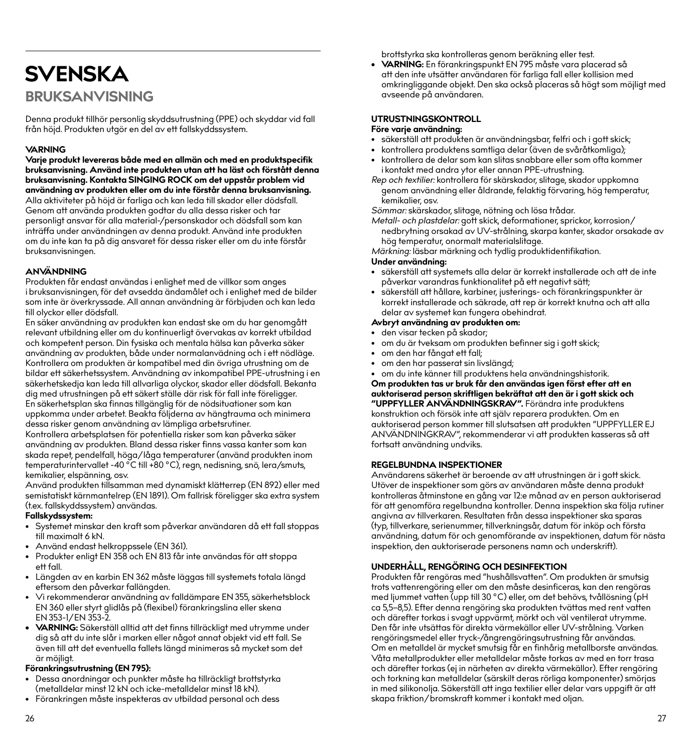# SVENSKA

## BRUKSANVISNING

Denna produkt tillhör personlig skyddsutrustning (PPE) och skyddar vid fall från höjd. Produkten utgör en del av ett fallskyddssystem.

**VARNING**

**Varje produkt levereras både med en allmän och med en produktspecifik bruksanvisning. Använd inte produkten utan att ha läst och förstått denna bruksanvisning. Kontakta SINGING ROCK om det uppstår problem vid användning av produkten eller om du inte förstår denna bruksanvisning.** Alla aktiviteter på höjd är farliga och kan leda till skador eller dödsfall. Genom att använda produkten godtar du alla dessa risker och tar personligt ansvar för alla material-/personskador och dödsfall som kan inträffa under användningen av denna produkt. Använd inte produkten om du inte kan ta på dig ansvaret för dessa risker eller om du inte förstår bruksanvisningen.

**ANVÄNDNING**

Produkten får endast användas i enlighet med de villkor som anges i bruksanvisningen, för det avsedda ändamålet och i enlighet med de bilder som inte är överkryssade. All annan användning är förbjuden och kan leda till olyckor eller dödsfall.

En säker användning av produkten kan endast ske om du har genomgått relevant utbildning eller om du kontinuerligt övervakas av korrekt utbildad och kompetent person. Din fysiska och mentala hälsa kan påverka säker användning av produkten, både under normalanvändning och i ett nödläge. Kontrollera om produkten är kompatibel med din övriga utrustning om de bildar ett säkerhetssystem. Användning av inkompatibel PPE-utrustning i en säkerhetskedja kan leda till allvarliga olyckor, skador eller dödsfall. Bekanta dig med utrustningen på ett säkert ställe där risk för fall inte föreligger. En säkerhetsplan ska finnas tillgänglig för de nödsituationer som kan uppkomma under arbetet. Beakta följderna av hängtrauma och minimera dessa risker genom användning av lämpliga arbetsrutiner.

Kontrollera arbetsplatsen för potentiella risker som kan påverka säker användning av produkten. Bland dessa risker finns vassa kanter som kan skada repet, pendelfall, höga/låga temperaturer (använd produkten inom temperaturintervallet -40 °C till +80 °C), regn, nedisning, snö, lera/smuts, kemikalier, elspänning, osv.

Använd produkten tillsamman med dynamiskt klätterrep (EN 892) eller med semistatiskt kärnmantelrep (EN 1891). Om fallrisk föreligger ska extra system (t.ex. fallskyddssystem) användas.

**Fallskydssystem:**

- Systemet minskar den kraft som påverkar användaren då ett fall stoppas till maximalt 6 kN.
- Använd endast helkroppssele (EN 361).
- Produkter enligt EN 358 och EN 813 får inte användas för att stoppa ett fall.
- Längden av en karbin EN 362 måste läggas till systemets totala längd eftersom den påverkar fallängden.
- Vi rekommenderar användning av falldämpare EN 355, säkerhetsblock EN 360 eller styrt glidlås på (flexibel) förankringslina eller skena EN 353-1/EN 353-2.
- **VARNING:** Säkerställ alltid att det finns tillräckligt med utrymme under dig så att du inte slår i marken eller något annat objekt vid ett fall. Se även till att det eventuella fallets längd minimeras så mycket som det är möjligt.

**Förankringsutrustning (EN 795):**

- Dessa anordningar och punkter måste ha tillräckligt brottstyrka (metalldelar minst 12 kN och icke-metalldelar minst 18 kN).
- Förankringen måste inspekteras av utbildad personal och dess brottstyrka ska kontrolleras genom beräkning eller test.
- **VARNING:** En förankringspunkt EN 795 måste vara placerad så att den inte utsätter användaren för farliga fall eller kollision med omkringliggande objekt. Den ska också placeras så högt som möjligt med avseende på användaren.

**UTRUSTNINGSKONTROLL**

**Före varje användning:**

- säkerställ att produkten är användningsbar, felfri och i gott skick;
- kontrollera produktens samtliga delar (även de svåråtkomliga);
- kontrollera de delar som kan slitas snabbare eller som ofta kommer i kontakt med andra ytor eller annan PPE-utrustning.

*Rep och textilier:* kontrollera för skärskador, slitage, skador uppkomna genom användning eller åldrande, felaktig förvaring, hög temperatur, kemikalier, osv.

*Sömmar:* skärskador, slitage, nötning och lösa trådar.

*Metall- och plastdelar:* gott skick, deformationer, sprickor, korrosion/nedbrytning orsakad av UV-strålning, skarpa kanter, skador orsakade av hög temperatur, onormalt materialslitage.

*Märkning:* läsbar märkning och tydlig produktidentifikation.

**Under användning:**

- säkerställ att systemets alla delar är korrekt installerade och att de inte påverkar varandras funktionalitet på ett negativt sätt;
- säkerställ att hållare, karbiner, justerings- och förankringspunkter är korrekt installerade och säkrade, att rep är korrekt knutna och att alla delar av systemet kan fungera obehindrat.

**Avbryt användning av produkten om:**

- den visar tecken på skador;
- om du är tveksam om produkten befinner sig i gott skick;
- om den har fångat ett fall;
- om den har passerat sin livslängd;
- om du inte känner till produktens hela användningshistorik.

**Om produkten tas ur bruk får den användas igen först efter att en auktoriserad person skriftligen bekräftat att den är i gott skick och "UPPFYLLER ANVÄNDNINGSKRAV".** Förändra inte produktens konstruktion och försök inte att själv reparera produkten. Om en auktoriserad person kommer till slutsatsen att produkten "UPPFYLLER EJ ANVÄNDNINGKRAV", rekommenderar vi att produkten kasseras så att fortsatt användning undviks.

**REGELBUNDNA INSPEKTIONER**

Användarens säkerhet är beroende av att utrustningen är i gott skick. Utöver de inspektioner som görs av användaren måste denna produkt kontrolleras åtminstone en gång var 12:e månad av en person auktoriserad för att genomföra regelbundna kontroller. Denna inspektion ska följa rutiner angivna av tillverkaren. Resultaten från dessa inspektioner ska sparas (typ, tillverkare, serienummer, tillverkningsår, datum för inköp och första användning, datum för och genomförande av inspektionen, datum för nästa inspektion, den auktoriserade personens namn och underskrift).

**UNDERHÅLL, RENGÖRING OCH DESINFEKTION**

Produkten får rengöras med "hushållsvatten". Om produkten är smutsig trots vattenrengöring eller om den måste desinficeras, kan den rengöras med ljummet vatten (upp till 30 °C) eller, om det behövs, tvållösning (pH ca 5,5–8,5). Efter denna rengöring ska produkten tvättas med rent vatten och därefter torkas i svagt uppvärmt, mörkt och väl ventilerat utrymme. Den får inte utsättas för direkta värmekällor eller UV-strålning. Varken rengöringsmedel eller tryck-/ångrengöringsutrustning får användas. Om en metalldel är mycket smutsig får en finhårig metallborste användas. Våta metallprodukter eller metalldelar måste torkas av med en torr trasa och därefter torkas (ej in närheten av direkta värmekällor). Efter rengöring och torkning kan metalldelar (särskilt deras rörliga komponenter) smörjas in med silikonolja. Säkerställ att inga textilier eller delar vars uppgift är att skapa friktion/bromskraft kommer i kontakt med oljan.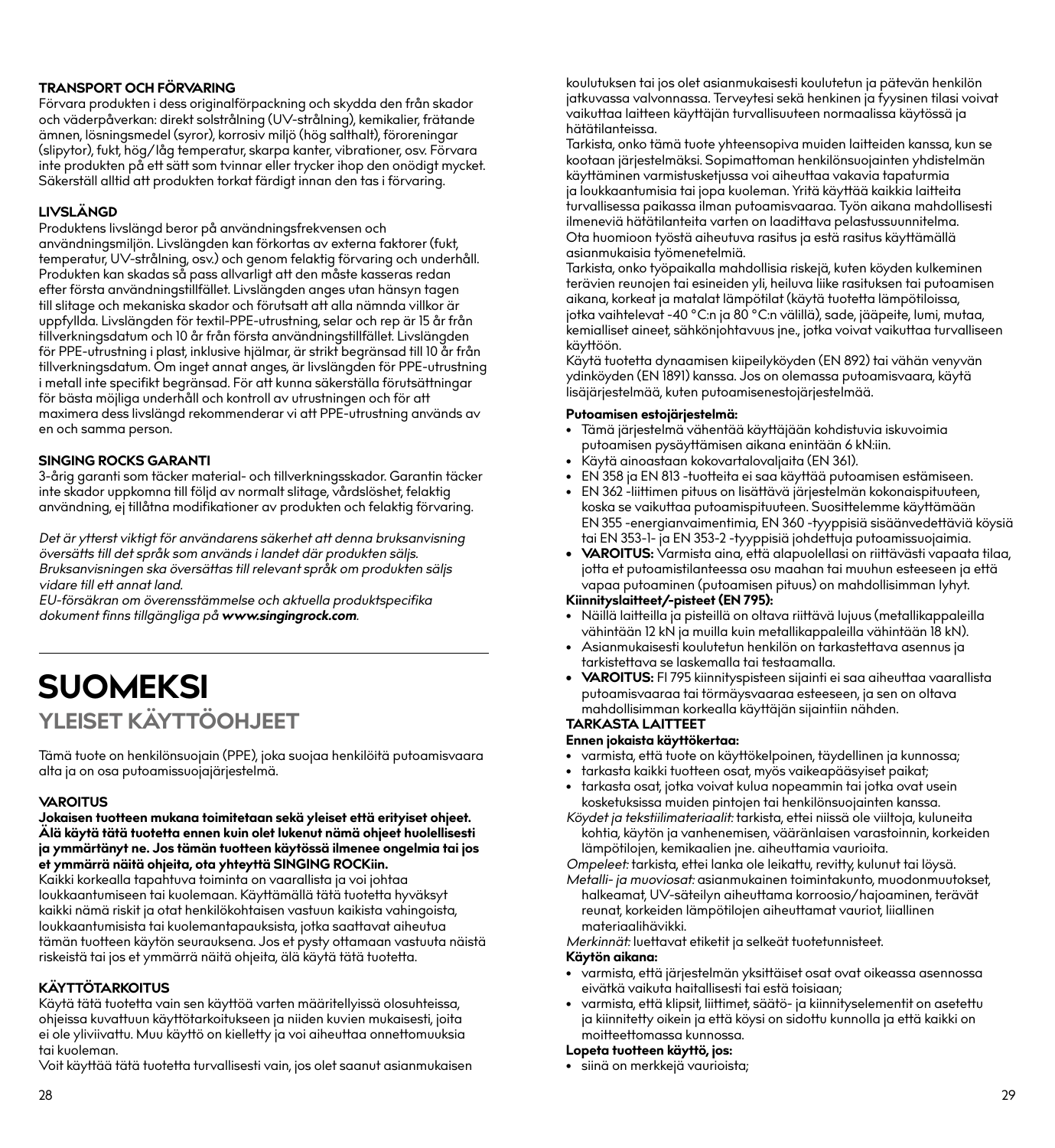**TRANSPORT OCH FÖRVARING**
Förvara produkten i dess originalförpackning och skydda den från skador och väderpåverkan: direkt solstrålning (UV-strålning), kemikalier, frätande ämnen, lösningsmedel (syror), korrosiv miljö (hög salthalt), föroreningar (slipytor), fukt, hög/låg temperatur, skarpa kanter, vibrationer, osv. Förvara inte produkten på ett sätt som tvinnar eller trycker ihop den onödigt mycket. Säkerställ alltid att produkten torkat färdigt innan den tas i förvaring.

**LIVSLÄNGD**
Produktens livslängd beror på användningsfrekvensen och användningsmiljön. Livslängden kan förkortas av externa faktorer (fukt, temperatur, UV-strålning, osv.) och genom felaktig förvaring och underhåll. Produkten kan skadas så pass allvarligt att den måste kasseras redan efter första användningstillfället. Livslängden anges utan hänsyn tagen till slitage och mekaniska skador och förutsatt att alla nämnda villkor är uppfyllda. Livslängden för textil-PPE-utrustning, selar och rep är 15 år från tillverkningsdatum och 10 år från första användningstillfället. Livslängden för PPE-utrustning i plast, inklusive hjälmar, är strikt begränsad till 10 år från tillverkningsdatum. Om inget annat anges, är livslängden för PPE-utrustning i metall inte specifikt begränsad. För att kunna säkerställa förutsättningar för bästa möjliga underhåll och kontroll av utrustningen och för att maximera dess livslängd rekommenderar vi att PPE-utrustning används av en och samma person.

**SINGING ROCKS GARANTI**
3-årig garanti som täcker material- och tillverkningsskador. Garantin täcker inte skador uppkomna till följd av normalt slitage, vårdslöshet, felaktig användning, ej tillåtna modifikationer av produkten och felaktig förvaring.

*Det är ytterst viktigt för användarens säkerhet att denna bruksanvisning översätts till det språk som används i landet där produkten säljs. Bruksanvisningen ska översättas till relevant språk om produkten säljs vidare till ett annat land.*
*EU-försäkran om överensstämmelse och aktuella produktspecifika dokument finns tillgängliga på **www.singingrock.com**.*

# SUOMEKSI

## YLEISET KÄYTTÖOHJEET

Tämä tuote on henkilönsuojain (PPE), joka suojaa henkilöitä putoamisvaara alta ja on osa putoamissuojajärjestelmää.

**VAROITUS**
**Jokaisen tuotteen mukana toimitetaan sekä yleiset että erityiset ohjeet. Älä käytä tätä tuotetta ennen kuin olet lukenut nämä ohjeet huolellisesti ja ymmärtänyt ne. Jos tämän tuotteen käytössä ilmenee ongelmia tai jos et ymmärrä näitä ohjeita, ota yhteyttä SINGING ROCKiin.**
Kaikki korkealla tapahtuva toiminta on vaarallista ja voi johtaa loukkaantumiseen tai kuolemaan. Käyttämällä tätä tuotetta hyväksyt kaikki nämä riskit ja otat henkilökohtaisen vastuun kaikista vahingoista, loukkaantumisista tai kuolemantapauksista, jotka saattavat aiheutua tämän tuotteen käytön seurauksena. Jos et pysty ottamaan vastuuta näistä riskeistä tai jos et ymmärrä näitä ohjeita, älä käytä tätä tuotetta.

**KÄYTTÖTARKOITUS**
Käytä tätä tuotetta vain sen käyttöä varten määritellyissä olosuhteissa, ohjeissa kuvattuun käyttötarkoitukseen ja niiden kuvien mukaisesti, joita ei ole yliviivattu. Muu käyttö on kielletty ja voi aiheuttaa onnettomuuksia tai kuoleman.
Voit käyttää tätä tuotetta turvallisesti vain, jos olet saanut asianmukaisen koulutuksen tai jos olet asianmukaisesti koulutetun ja pätevän henkilön jatkuvassa valvonnassa. Terveytesi sekä henkinen ja fyysinen tilasi voivat vaikuttaa laitteen käyttäjän turvallisuuteen normaalissa käytössä ja hätätilanteissa.
Tarkista, onko tämä tuote yhteensopiva muiden laitteiden kanssa, kun se kootaan järjestelmäksi. Sopimattoman henkilönsuojainten yhdistelmän käyttäminen varmistusketjussa voi aiheuttaa vakavia tapaturmia ja loukkaantumisia tai jopa kuoleman. Yritä käyttää kaikkia laitteita turvallisessa paikassa ilman putoamisvaaraa. Työn aikana mahdollisesti ilmeneviä hätätilanteita varten on laadittava pelastussuunnitelma.
Ota huomioon työstä aiheutuva rasitus ja estä rasitus käyttämällä asianmukaisia työmenetelmiä.
Tarkista, onko työpaikalla mahdollisia riskejä, kuten köyden kulkeminen terävien reunojen tai esineiden yli, heiluva liike rasituksen tai putoamisen aikana, korkeat ja matalat lämpötilat (käytä tuotetta lämpötiloissa, jotka vaihtelevat -40 °C:n ja 80 °C:n välillä), sade, jääpeite, lumi, mutaa, kemialliset aineet, sähkönjohtavuus jne., jotka voivat vaikuttaa turvalliseen käyttöön.
Käytä tuotetta dynaamisen kiipeilyköyden (EN 892) tai vähän venyvän ydinköyden (EN 1891) kanssa. Jos on olemassa putoamisvaara, käytä lisäjärjestelmää, kuten putoamisenestojärjestelmää.

**Putoamisen estojärjestelmä:**
- Tämä järjestelmä vähentää käyttäjään kohdistuvia iskuvoimia putoamisen pysäyttämisen aikana enintään 6 kN:iin.
- Käytä ainoastaan kokovartalovaljaita (EN 361).
- EN 358 ja EN 813 -tuotteita ei saa käyttää putoamisen estämiseen.
- EN 362 -liittimen pituus on lisättävä järjestelmän kokonaispituuteen, koska se vaikuttaa putoamispituuteen. Suosittelemme käyttämään EN 355 -energianvaimentimia, EN 360 -tyyppisiä sisäänvedettäviä köysiä tai EN 353-1- ja EN 353-2 -tyyppisiä johdettuja putoamissuojaimia.
- **VAROITUS:** Varmista aina, että alapuolellasi on riittävästi vapaata tilaa, jotta et putoamistilanteessa osu maahan tai muuhun esteeseen ja että vapaa putoaminen (putoamisen pituus) on mahdollisimman lyhyt.

**Kiinnityslaitteet/-pisteet (EN 795):**
- Näillä laitteilla ja pisteillä on oltava riittävä lujuus (metallikappaleilla vähintään 12 kN ja muilla kuin metallikappaleilla vähintään 18 kN).
- Asianmukaisesti koulutetun henkilön on tarkastettava asennus ja tarkistettava se laskemalla tai testaamalla.
- **VAROITUS:** EN 795 kiinnityspisteen sijainti ei saa aiheuttaa vaarallista putoamisvaaraa tai törmäysvaaraa esteeseen, ja sen on oltava mahdollisimman korkealla käyttäjän sijaintiin nähden.

**TARKASTA LAITTEET**
**Ennen jokaista käyttökertaa:**
- varmista, että tuote on käyttökelpoinen, täydellinen ja kunnossa;
- tarkasta kaikki tuotteen osat, myös vaikeapääsyiset paikat;
- tarkasta osat, jotka voivat kulua nopeammin tai jotka ovat usein kosketuksissa muiden pintojen tai henkilönsuojainten kanssa.

*Köydet ja tekstiilimateriaalit:* tarkista, ettei niissä ole viiltoja, kuluneita kohtia, käytön ja vanhenemisen, vääränlaisen varastoinnin, korkeiden lämpötilojen, kemikaalien jne. aiheuttamia vaurioita.
*Ompeleet:* tarkista, ettei lanka ole leikattu, revitty, kulunut tai löysä.
*Metalli- ja muoviosat:* asianmukainen toimintakunto, muodonmuutokset, halkeamat, UV-säteilyn aiheuttama korroosio/hajoaminen, terävät reunat, korkeiden lämpötilojen aiheuttamat vauriot, liiallinen materiaalihävikki.
*Merkinnät:* luettavat etiketit ja selkeät tuotetunnisteet.

**Käytön aikana:**
- varmista, että järjestelmän yksittäiset osat ovat oikeassa asennossa eivätkä vaikuta haitallisesti tai estä toisiaan;
- varmista, että klipsit, liittimet, säätö- ja kiinnityselementit on asetettu ja kiinnitetty oikein ja että köysi on sidottu kunnolla ja että kaikki on moitteettomassa kunnossa.

**Lopeta tuotteen käyttö, jos:**
- siinä on merkkejä vaurioista;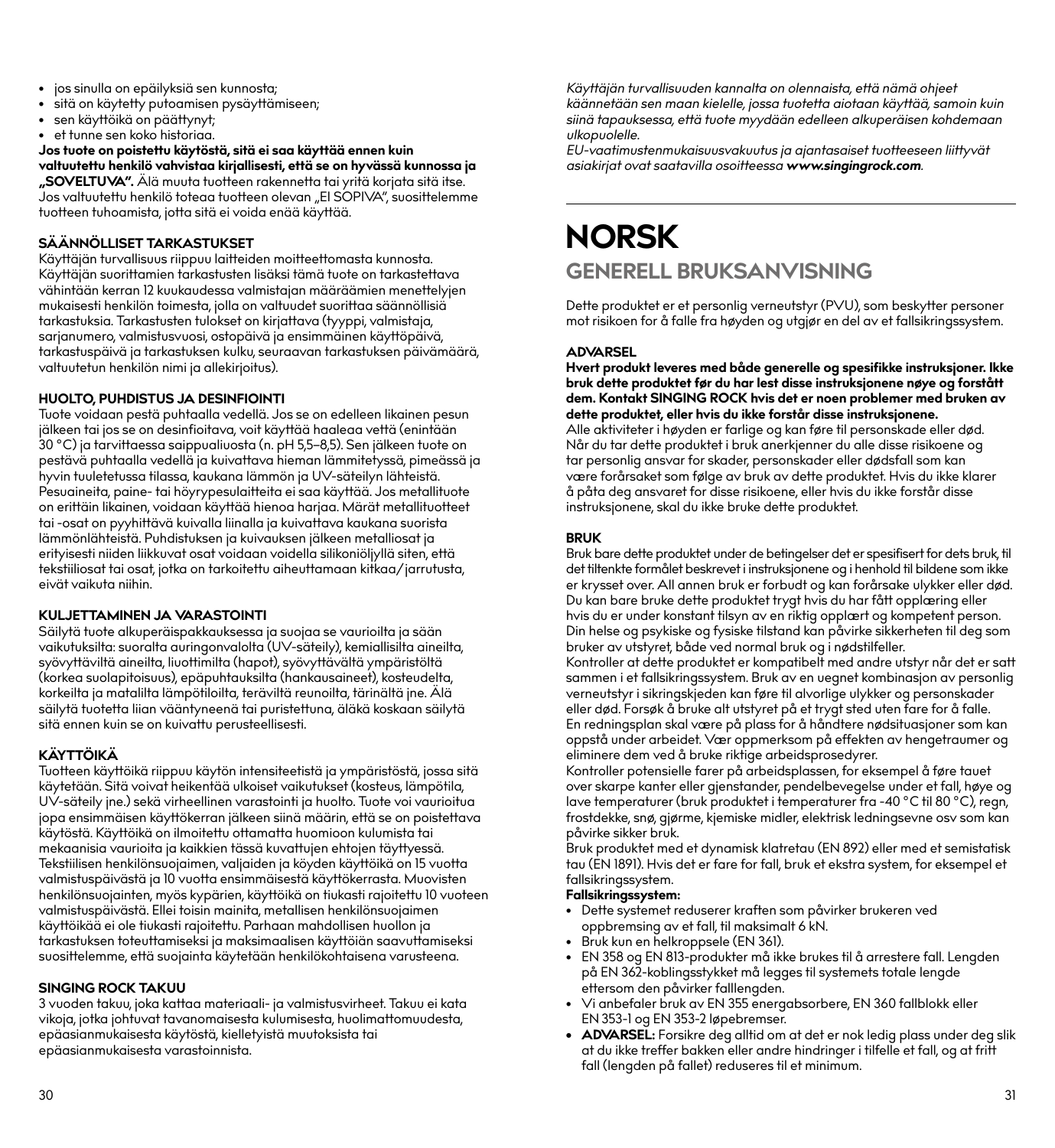- jos sinulla on epäilyksiä sen kunnosta;
- sitä on käytetty putoamisen pysäyttämiseen;
- sen käyttöikä on päättynyt;
- et tunne sen koko historiaa.

**Jos tuote on poistettu käytöstä, sitä ei saa käyttää ennen kuin valtuutettu henkilö vahvistaa kirjallisesti, että se on hyvässä kunnossa ja „SOVELTUVA".** Älä muuta tuotteen rakennetta tai yritä korjata sitä itse. Jos valtuutettu henkilö toteaa tuotteen olevan „EI SOPIVA", suosittelemme tuotteen tuhoamista, jotta sitä ei voida enää käyttää.

**SÄÄNNÖLLISET TARKASTUKSET**

Käyttäjän turvallisuus riippuu laitteiden moitteettomasta kunnosta. Käyttäjän suorittamien tarkastusten lisäksi tämä tuote on tarkastettava vähintään kerran 12 kuukaudessa valmistajan määräämien menettelyjen mukaisesti henkilön toimesta, jolla on valtuudet suorittaa säännöllisiä tarkastuksia. Tarkastusten tulokset on kirjattava (tyyppi, valmistaja, sarjanumero, valmistusvuosi, ostopäivä ja ensimmäinen käyttöpäivä, tarkastuspäivä ja tarkastuksen kulku, seuraavan tarkastuksen päivämäärä, valtuutetun henkilön nimi ja allekirjoitus).

**HUOLTO, PUHDISTUS JA DESINFIOINTI**

Tuote voidaan pestä puhtaalla vedellä. Jos se on edelleen likainen pesun jälkeen tai jos se on desinfioitava, voit käyttää haaleaa vettä (enintään 30 °C) ja tarvittaessa saippualiuosta (n. pH 5,5–8,5). Sen jälkeen tuote on pestävä puhtaalla vedellä ja kuivattava hieman lämmitetyssä, pimeässä ja hyvin tuuletetussa tilassa, kaukana lämmön ja UV-säteilyn lähteistä. Pesuaineita, paine- tai höyrypesulaitteita ei saa käyttää. Jos metallituote on erittäin likainen, voidaan käyttää hienoa harjaa. Märät metallituotteet tai -osat on pyyhittävä kuivalla liinalla ja kuivattava kaukana suorista lämmönlähteistä. Puhdistuksen ja kuivauksen jälkeen metalliosat ja erityisesti niiden liikkuvat osat voidaan voidella silikoniöljyllä siten, että tekstiiliosat tai osat, jotka on tarkoitettu aiheuttamaan kitkaa/jarrutusta, eivät vaikuta niihin.

**KULJETTAMINEN JA VARASTOINTI**

Säilytä tuote alkuperäispakkauksessa ja suojaa se vaurioilta ja sään vaikutuksilta: suoralta auringonvalolta (UV-säteily), kemiallisilta aineilta, syövyttäviltä aineilta, liuottimilta (hapot), syövyttävältä ympäristöltä (korkea suolapitoisuus), epäpuhtauksilta (hankausaineet), kosteudelta, korkeilta ja matalilta lämpötiloilta, teräviltä reunoilta, tärinältä jne. Älä säilytä tuotetta liian vääntyneenä tai puristettuna, äläkä koskaan säilytä sitä ennen kuin se on kuivattu perusteellisesti.

**KÄYTTÖIKÄ**

Tuotteen käyttöikä riippuu käytön intensiteetistä ja ympäristöstä, jossa sitä käytetään. Sitä voivat heikentää ulkoiset vaikutukset (kosteus, lämpötila, UV-säteily jne.) sekä virheellinen varastointi ja huolto. Tuote voi vaurioitua jopa ensimmäisen käyttökerran jälkeen siinä määrin, että se on poistettava käytöstä. Käyttöikä on ilmoitettu ottamatta huomioon kulumista tai mekaanisia vaurioita ja kaikkien tässä kuvattujen ehtojen täyttyessä. Tekstiilisen henkilönsuojaimen, valjaiden ja köyden käyttöikä on 15 vuotta valmistuspäivästä ja 10 vuotta ensimmäisestä käyttökerrasta. Muovisten henkilönsuojainten, myös kypärien, käyttöikä on tiukasti rajoitettu 10 vuoteen valmistuspäivästä. Ellei toisin mainita, metallisen henkilönsuojaimen käyttöikää ei ole tiukasti rajoitettu. Parhaan mahdollisen huollon ja tarkastuksen toteuttamiseksi ja maksimaalisen käyttöiän saavuttamiseksi suosittelemme, että suojainta käytetään henkilökohtaisena varusteena.

**SINGING ROCK TAKUU**

3 vuoden takuu, joka kattaa materiaali- ja valmistusvirheet. Takuu ei kata vikoja, jotka johtuvat tavanomaisesta kulumisesta, huolimattomuudesta, epäasianmukaisesta käytöstä, kielletyistä muutoksista tai epäasianmukaisesta varastoinnista.

*Käyttäjän turvallisuuden kannalta on olennaista, että nämä ohjeet käännetään sen maan kielelle, jossa tuotetta aiotaan käyttää, samoin kuin siinä tapauksessa, että tuote myydään edelleen alkuperäisen kohdemaan ulkopuolelle.*
*EU-vaatimustenmukaisuusvakuutus ja ajantasaiset tuotteeseen liittyvät asiakirjat ovat saatavilla osoitteessa **www.singingrock.com**.*

# NORSK

## GENERELL BRUKSANVISNING

Dette produktet er et personlig verneutstyr (PVU), som beskytter personer mot risikoen for å falle fra høyden og utgjør en del av et fallsikringssystem.

**ADVARSEL**

**Hvert produkt leveres med både generelle og spesifikke instruksjoner. Ikke bruk dette produktet før du har lest disse instruksjonene nøye og forstått dem. Kontakt SINGING ROCK hvis det er noen problemer med bruken av dette produktet, eller hvis du ikke forstår disse instruksjonene.**
Alle aktiviteter i høyden er farlige og kan føre til personskade eller død. Når du tar dette produktet i bruk anerkjenner du alle disse risikoene og tar personlig ansvar for skader, personskader eller dødsfall som kan være forårsaket som følge av bruk av dette produktet. Hvis du ikke klarer å påta deg ansvaret for disse risikoene, eller hvis du ikke forstår disse instruksjonene, skal du ikke bruke dette produktet.

**BRUK**

Bruk bare dette produktet under de betingelser det er spesifisert for dets bruk, til det tiltenkte formålet beskrevet i instruksjonene og i henhold til bildene som ikke er krysset over. All annen bruk er forbudt og kan forårsake ulykker eller død. Du kan bare bruke dette produktet trygt hvis du har fått opplæring eller hvis du er under konstant tilsyn av en riktig opplært og kompetent person. Din helse og psykiske og fysiske tilstand kan påvirke sikkerheten til deg som bruker av utstyret, både ved normal bruk og i nødstilfeller.
Kontroller at dette produktet er kompatibelt med andre utstyr når det er satt sammen i et fallsikringssystem. Bruk av en uegnet kombinasjon av personlig verneutstyr i sikringskjeden kan føre til alvorlige ulykker og personskader eller død. Forsøk å bruke alt utstyret på et trygt sted uten fare for å falle.
En redningsplan skal være på plass for å håndtere nødsituasjoner som kan oppstå under arbeidet. Vær oppmerksom på effekten av hengetraumer og eliminere dem ved å bruke riktige arbeidsprosedyrer.
Kontroller potensielle farer på arbeidsplassen, for eksempel å føre tauet over skarpe kanter eller gjenstander, pendelbevegelse under et fall, høye og lave temperaturer (bruk produktet i temperaturer fra -40 °C til 80 °C), regn, frostdekke, snø, gjørme, kjemiske midler, elektrisk ledningsevne osv som kan påvirke sikker bruk.
Bruk produktet med et dynamisk klatretau (EN 892) eller med et semistatisk tau (EN 1891). Hvis det er fare for fall, bruk et ekstra system, for eksempel et fallsikringssystem.

**Fallsikringssystem:**

- Dette systemet reduserer kraften som påvirker brukeren ved oppbremsing av et fall, til maksimalt 6 kN.
- Bruk kun en helkroppsele (EN 361).
- EN 358 og EN 813-produkter må ikke brukes til å arrestere fall. Lengden på EN 362-koblingsstykket må legges til systemets totale lengde ettersom den påvirker falllengden.
- Vi anbefaler bruk av EN 355 energabsorbere, EN 360 fallblokk eller EN 353-1 og EN 353-2 løpebremser.
- **ADVARSEL:** Forsikre deg alltid om at det er nok ledig plass under deg slik at du ikke treffer bakken eller andre hindringer i tilfelle et fall, og at fritt fall (lengden på fallet) reduseres til et minimum.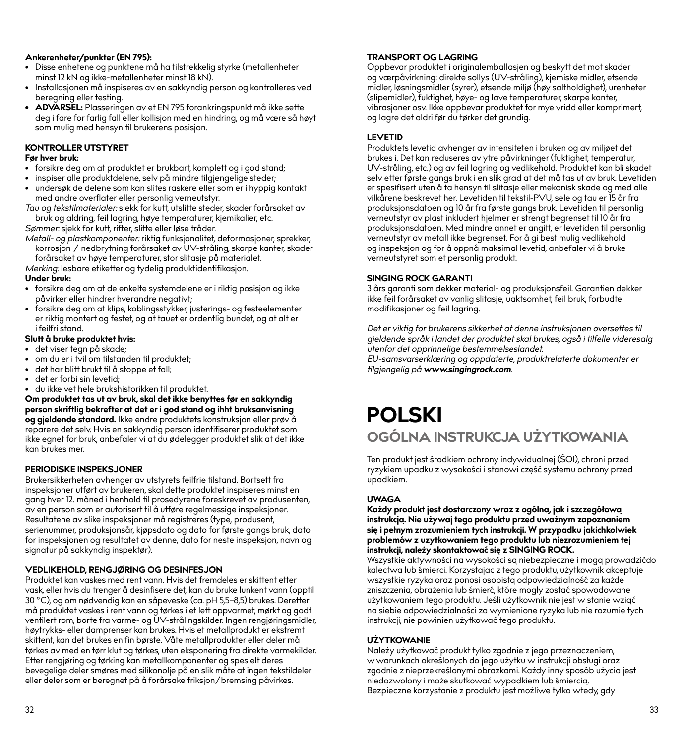**Ankerenheter/punkter (EN 795):**

- Disse enhetene og punktene må ha tilstrekkelig styrke (metallenheter minst 12 kN og ikke-metallenheter minst 18 kN).
- Installasjonen må inspiseres av en sakkyndig person og kontrolleres ved beregning eller testing.
- **ADVARSEL:** Plasseringen av et EN 795 forankringspunkt må ikke sette deg i fare for farlig fall eller kollisjon med en hindring, og må være så høyt som mulig med hensyn til brukerens posisjon.

**KONTROLLER UTSTYRET**

**Før hver bruk:**

- forsikre deg om at produktet er brukbart, komplett og i god stand;
- inspiser alle produktdelene, selv på mindre tilgjengelige steder;
- undersøk de delene som kan slites raskere eller som er i hyppig kontakt med andre overflater eller personlig verneutstyr.

*Tau og tekstilmaterialer:* sjekk for kutt, utslitte steder, skader forårsaket av bruk og aldring, feil lagring, høye temperaturer, kjemikalier, etc.

*Sømmer:* sjekk for kutt, rifter, slitte eller løse tråder.

*Metall- og plastkomponenter:* riktig funksjonalitet, deformasjoner, sprekker, korrosjon / nedbrytning forårsaket av UV-stråling, skarpe kanter, skader forårsaket av høye temperaturer, stor slitasje på materialet.

*Merking:* lesbare etiketter og tydelig produktidentifikasjon.

**Under bruk:**

- forsikre deg om at de enkelte systemdelene er i riktig posisjon og ikke påvirker eller hindrer hverandre negativt;
- forsikre deg om at klips, koblingsstykker, justerings- og festeelementer er riktig montert og festet, og at tauet er ordentlig bundet, og at alt er i feilfri stand.

**Slutt å bruke produktet hvis:**

- det viser tegn på skade;
- om du er i tvil om tilstanden til produktet;
- det har blitt brukt til å stoppe et fall;
- det er forbi sin levetid;
- du ikke vet hele brukshistorikken til produktet.

**Om produktet tas ut av bruk, skal det ikke benyttes før en sakkyndig person skriftlig bekrefter at det er i god stand og ihht bruksanvisning og gjeldende standard.** Ikke endre produktets konstruksjon eller prøv å reparere det selv. Hvis en sakkyndig person identifiserer produktet som ikke egnet for bruk, anbefaler vi at du ødelegger produktet slik at det ikke kan brukes mer.

**PERIODISKE INSPEKSJONER**

Brukersikkerheten avhenger av utstyrets feilfrie tilstand. Bortsett fra inspeksjoner utført av brukeren, skal dette produktet inspiseres minst en gang hver 12. måned i henhold til prosedyrene foreskrevet av produsenten, av en person som er autorisert til å utføre regelmessige inspeksjoner. Resultatene av slike inspeksjoner må registreres (type, produsent, serienummer, produksjonsår, kjøpsdato og dato for første gangs bruk, dato for inspeksjonen og resultatet av denne, dato for neste inspeksjon, navn og signatur på sakkyndig inspektør).

**VEDLIKEHOLD, RENGJØRING OG DESINFESJON**

Produktet kan vaskes med rent vann. Hvis det fremdeles er skittent etter vask, eller hvis du trenger å desinfisere det, kan du bruke lunkent vann (opptil 30 °C), og om nødvendig kan en såpeveske (ca. pH 5,5–8,5) brukes. Deretter må produktet vaskes i rent vann og tørkes i et lett oppvarmet, mørkt og godt ventilert rom, borte fra varme- og UV-strålingskilder. Ingen rengjøringsmidler, høytrykks- eller damprenser kan brukes. Hvis et metallprodukt er ekstremt skittent, kan det brukes en fin børste. Våte metallprodukter eller deler må tørkes av med en tørr klut og tørkes, uten eksponering fra direkte varmekilder. Etter rengjøring og tørking kan metallkomponenter og spesielt deres bevegelige deler smøres med silikonolje på en slik måte at ingen tekstildeler eller deler som er beregnet på å forårsake friksjon/bremsing påvirkes.

**TRANSPORT OG LAGRING**

Oppbevar produktet i originalemballasjen og beskytt det mot skader og værpåvirkning: direkte sollys (UV-stråling), kjemiske midler, etsende midler, løsningsmidler (syrer), etsende miljø (høy saltholdighet), urenheter (slipemidler), fuktighet, høye- og lave temperaturer, skarpe kanter, vibrasjoner osv. Ikke oppbevar produktet for mye vridd eller komprimert, og lagre det aldri før du tørker det grundig.

**LEVETID**

Produktets levetid avhenger av intensiteten i bruken og av miljøet det brukes i. Det kan reduseres av ytre påvirkninger (fuktighet, temperatur, UV-stråling, etc.) og av feil lagring og vedlikehold. Produktet kan bli skadet selv etter første gangs bruk i en slik grad at det må tas ut av bruk. Levetiden er spesifisert uten å ta hensyn til slitasje eller mekanisk skade og med alle vilkårene beskrevet her. Levetiden til tekstil-PVU, sele og tau er 15 år fra produksjonsdatoen og 10 år fra første gangs bruk. Levetiden til personlig verneutstyr av plast inkludert hjelmer er strengt begrenset til 10 år fra produksjonsdatoen. Med mindre annet er angitt, er levetiden til personlig verneutstyr av metall ikke begrenset. For å gi best mulig vedlikehold og inspeksjon og for å oppnå maksimal levetid, anbefaler vi å bruke verneutstyret som et personlig produkt.

**SINGING ROCK GARANTI**

3 års garanti som dekker material- og produksjonsfeil. Garantien dekker ikke feil forårsaket av vanlig slitasje, uaktsomhet, feil bruk, forbudte modifikasjoner og feil lagring.

*Det er viktig for brukerens sikkerhet at denne instruksjonen oversettes til gjeldende språk i landet der produktet skal brukes, også i tilfelle videresalg utenfor det opprinnelige bestemmelseslandet.*
*EU-samsvarserklæring og oppdaterte, produktrelaterte dokumenter er tilgjengelig på **www.singingrock.com**.*

# POLSKI

## OGÓLNA INSTRUKCJA UŻYTKOWANIA

Ten produkt jest środkiem ochrony indywidualnej (ŚOI), chroni przed ryzykiem upadku z wysokości i stanowi część systemu ochrony przed upadkiem.

**UWAGA**

**Każdy produkt jest dostarczony wraz z ogólną, jak i szczegółową instrukcją. Nie używaj tego produktu przed uważnym zapoznaniem się i pełnym zrozumieniem tych instrukcji. W przypadku jakichkolwiek problemów z uzytkowaniem tego produktu lub niezrozumieniem tej instrukcji, należy skontaktować się z SINGING ROCK.**

Wszystkie aktywności na wysokości są niebezpieczne i mogą prowadzićdo kalectwa lub śmierci. Korzystając z tego produktu, użytkownik akceptuje wszystkie ryzyka oraz ponosi osobistą odpowiedzialność za każde zniszczenia, obrażenia lub śmierć, które mogły zostać spowodowane użytkowaniem tego produktu. Jeśli użytkownik nie jest w stanie wziąć na siebie odpowiedzialności za wymienione ryzyka lub nie rozumie tych instrukcji, nie powinien użytkować tego produktu.

**UŻYTKOWANIE**

Należy użytkować produkt tylko zgodnie z jego przeznaczeniem, w warunkach określonych do jego użytku w instrukcji obsługi oraz zgodnie z nieprzekreślonymi obrazkami. Każdy inny sposób użycia jest niedozwolony i może skutkować wypadkiem lub śmiercią.
Bezpieczne korzystanie z produktu jest możliwe tylko wtedy, gdy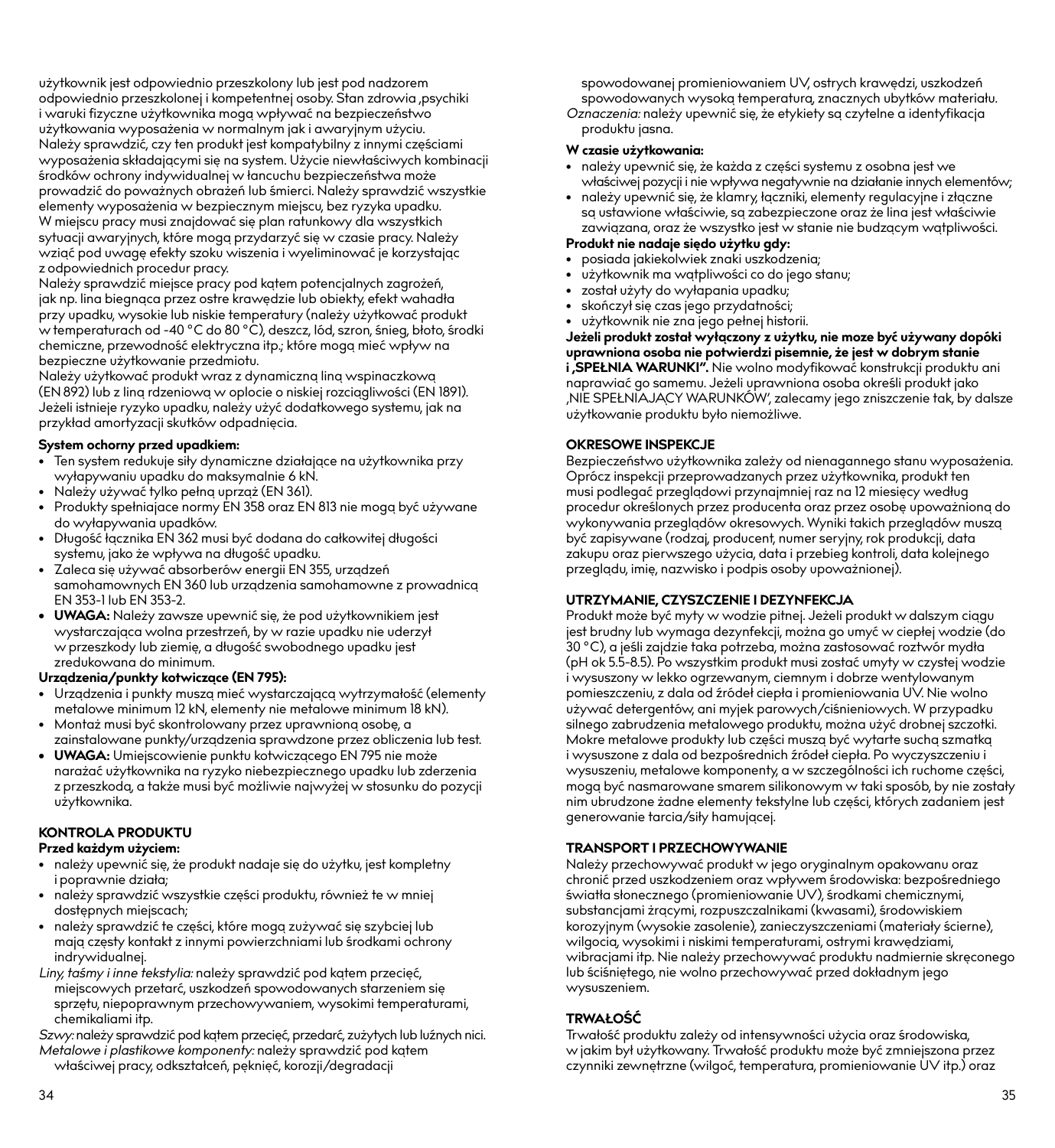użytkownik jest odpowiednio przeszkolony lub jest pod nadzorem odpowiednio przeszkolonej i kompetentnej osoby. Stan zdrowia ,psychiki i waruki fizyczne użytkownika mogą wpływać na bezpieczeństwo użytkowania wyposażenia w normalnym jak i awaryjnym użyciu. Należy sprawdzić, czy ten produkt jest kompatybilny z innymi częściami wyposażenia składającymi się na system. Użycie niewłaściwych kombinacji środków ochrony indywidualnej w łancuchu bezpieczeństwa może prowadzić do poważnych obrażeń lub śmierci. Należy sprawdzić wszystkie elementy wyposażenia w bezpiecznym miejscu, bez ryzyka upadku. W miejscu pracy musi znajdować się plan ratunkowy dla wszystkich sytuacji awaryjnych, które mogą przydarzyć się w czasie pracy. Należy wziąć pod uwagę efekty szoku wiszenia i wyeliminować je korzystając z odpowiednich procedur pracy.

Należy sprawdzić miejsce pracy pod kątem potencjalnych zagrożeń, jak np. lina biegnąca przez ostre krawędzie lub obiekty, efekt wahadła przy upadku, wysokie lub niskie temperatury (należy użytkować produkt w temperaturach od -40 °C do 80 °C), deszcz, lód, szron, śnieg, błoto, środki chemiczne, przewodność elektryczna itp.; które mogą mieć wpływ na bezpieczne użytkowanie przedmiotu.

Należy użytkować produkt wraz z dynamiczną liną wspinaczkową (EN 892) lub z liną rdzeniową w oplocie o niskiej rozciągliwości (EN 1891). Jeżeli istnieje ryzyko upadku, należy użyć dodatkowego systemu, jak na przykład amortyzacji skutków odpadnięcia.

**System ochorny przed upadkiem:**

- Ten system redukuje siły dynamiczne działające na użytkownika przy wyłapywaniu upadku do maksymalnie 6 kN.
- Należy używać tylko pełną uprząż (EN 361).
- Produkty spełniające normy EN 358 oraz EN 813 nie mogą być używane do wyłapywania upadków.
- Długość łącznika EN 362 musi być dodana do całkowitej długości systemu, jako że wpływa na długość upadku.
- Zaleca się używać absorberów energii EN 355, urządzeń samohamownych EN 360 lub urządzenia samohamowne z prowadnicą EN 353-1 lub EN 353-2.
- **UWAGA:** Należy zawsze upewnić się, że pod użytkownikiem jest wystarczająca wolna przestrzeń, by w razie upadku nie uderzył w przeszkody lub ziemię, a długość swobodnego upadku jest zredukowana do minimum.

**Urządzenia/punkty kotwiczące (EN 795):**

- Urządzenia i punkty muszą mieć wystarczającą wytrzymałość (elementy metalowe minimum 12 kN, elementy nie metalowe minimum 18 kN).
- Montaż musi być skontrolowany przez uprawnioną osobę, a zainstalowane punkty/urządzenia sprawdzone przez obliczenia lub test.
- **UWAGA:** Umiejscowienie punktu kotwiczącego EN 795 nie może narażać użytkownika na ryzyko niebezpiecznego upadku lub zderzenia z przeszkodą, a także musi być możliwie najwyżej w stosunku do pozycji użytkownika.

## KONTROLA PRODUKTU

**Przed każdym użyciem:**

- należy upewnić się, że produkt nadaje się do użytku, jest kompletny i poprawnie działa;
- należy sprawdzić wszystkie części produktu, również te w mniej dostępnych miejscach;
- należy sprawdzić te części, które mogą zużywać się szybciej lub mają częsty kontakt z innymi powierzchniami lub środkami ochrony indrywidualnej.

*Liny, taśmy i inne tekstylia:* należy sprawdzić pod kątem przecięć, miejscowych przetarć, uszkodzeń spowodowanych starzeniem się sprzętu, niepoprawnym przechowywaniem, wysokimi temperaturami, chemikaliami itp.

*Szwy:* należy sprawdzić pod kątem przecięć, przedarć, zużytych lub luźnych nici.

*Metalowe i plastikowe komponenty:* należy sprawdzić pod kątem właściwej pracy, odkształceń, pęknięć, korozji/degradacji spowodowanej promieniowaniem UV, ostrych krawędzi, uszkodzeń spowodowanych wysoką temperaturą, znacznych ubytków materiału.

*Oznaczenia:* należy upewnić się, że etykiety są czytelne a identyfikacja produktu jasna.

**W czasie użytkowania:**

- należy upewnić się, że każda z części systemu z osobna jest we właściwej pozycji i nie wpływa negatywnie na działanie innych elementów;
- należy upewnić się, że klamry, łączniki, elementy regulacyjne i złączne są ustawione właściwie, są zabezpieczone oraz że lina jest właściwie zawiązana, oraz że wszystko jest w stanie nie budzącym wątpliwości.

**Produkt nie nadaje siędo użytku gdy:**

- posiada jakiekolwiek znaki uszkodzenia;
- użytkownik ma wątpliwości co do jego stanu;
- został użyty do wyłapania upadku;
- skończył się czas jego przydatności;
- użytkownik nie zna jego pełnej historii.

**Jeżeli produkt został wyłączony z użytku, nie moze być używany dopóki uprawniona osoba nie potwierdzi pisemnie, że jest w dobrym stanie i ‚SPEŁNIA WARUNKI".** Nie wolno modyfikować konstrukcji produktu ani naprawiać go samemu. Jeżeli uprawniona osoba określi produkt jako ‚NIE SPEŁNIAJĄCY WARUNKÓW', zalecamy jego zniszczenie tak, by dalsze użytkowanie produktu było niemożliwe.

## OKRESOWE INSPEKCJE

Bezpieczeństwo użytkownika zależy od nienagannego stanu wyposażenia. Oprócz inspekcji przeprowadzanych przez użytkownika, produkt ten musi podlegać przeglądowi przynajmniej raz na 12 miesięcy według procedur określonych przez producenta oraz przez osobę upoważnioną do wykonywania przeglądów okresowych. Wyniki takich przeglądów muszą być zapisywane (rodzaj, producent, numer seryjny, rok produkcji, data zakupu oraz pierwszego użycia, data i przebieg kontroli, data kolejnego przeglądu, imię, nazwisko i podpis osoby upoważnionej).

## UTRZYMANIE, CZYSZCZENIE I DEZYNFEKCJA

Produkt może być myty w wodzie pitnej. Jeżeli produkt w dalszym ciągu jest brudny lub wymaga dezynfekcji, można go umyć w ciepłej wodzie (do 30 °C), a jeśli zajdzie taka potrzeba, można zastosować roztwór mydła (pH ok 5.5-8.5). Po wszystkim produkt musi zostać umyty w czystej wodzie i wysuszony w lekko ogrzewanym, ciemnym i dobrze wentylowanym pomieszczeniu, z dala od źródeł ciepła i promieniowania UV. Nie wolno używać detergentów, ani myjek parowych/ciśnieniowych. W przypadku silnego zabrudzenia metalowego produktu, można użyć drobnej szczotki. Mokre metalowe produkty lub części muszą być wytarte suchą szmatką i wysuszone z dala od bezpośrednich źródeł ciepła. Po wyczyszczeniu i wysuszeniu, metalowe komponenty, a w szczególności ich ruchome części, mogą być nasmarowane smarem silikonowym w taki sposób, by nie zostały nim ubrudzone żadne elementy tekstylne lub części, których zadaniem jest generowanie tarcia/siły hamującej.

## TRANSPORT I PRZECHOWYWANIE

Należy przechowywać produkt w jego oryginalnym opakowanu oraz chronić przed uszkodzeniem oraz wpływem środowiska: bezpośredniego światła słonecznego (promieniowanie UV), środkami chemicznymi, substancjami żrącymi, rozpuszczalnikami (kwasami), środowiskiem korozyjnym (wysokie zasolenie), zanieczyszczeniami (materiały ścierne), wilgocią, wysokimi i niskimi temperaturami, ostrymi krawędziami, wibracjami itp. Nie należy przechowywać produktu nadmiernie skręconego lub ściśniętego, nie wolno przechowywać przed dokładnym jego wysuszeniem.

## TRWAŁOŚĆ

Trwałość produktu zależy od intensywności użycia oraz środowiska, w jakim był użytkowany. Trwałość produktu może być zmniejszona przez czynniki zewnętrzne (wilgoć, temperatura, promieniowanie UV itp.) oraz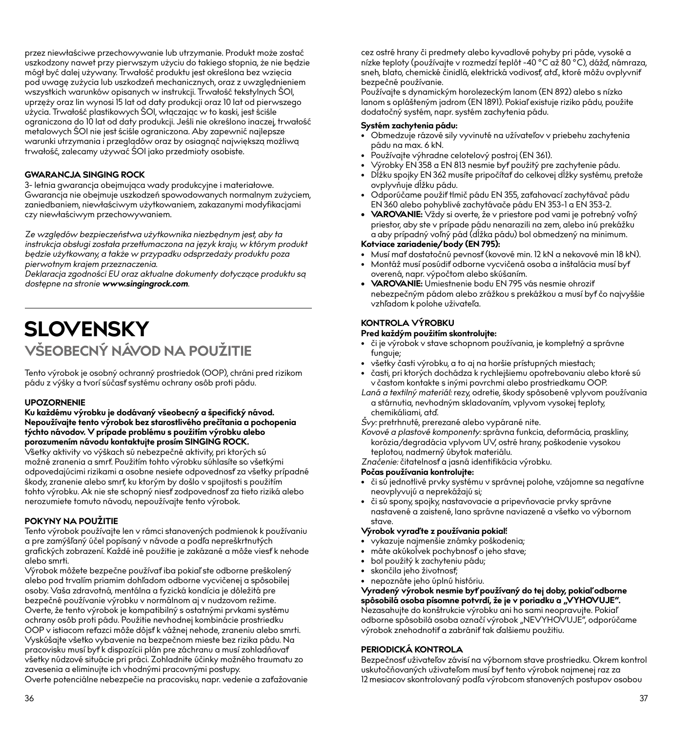przez niewłaściwe przechowywanie lub utrzymanie. Produkt może zostać uszkodzony nawet przy pierwszym użyciu do takiego stopnia, że nie będzie mógł być dalej używany. Trwałość produktu jest określona bez wzięcia pod uwagę zużycia lub uszkodzeń mechanicznych, oraz z uwzględnieniem wszystkich warunków opisanych w instrukcji. Trwałość tekstylnych ŚOI, uprzęży oraz lin wynosi 15 lat od daty produkcji oraz 10 lat od pierwszego użycia. Trwałość plastikowych ŚOI, włączając w to kaski, jest ściśle ograniczona do 10 lat od daty produkcji. Jeśli nie określono inaczej, trwałość metalowych ŚOI nie jest ściśle ograniczona. Aby zapewnić najlepsze warunki utrzymania i przeglądów oraz by osiągnąć największą możliwą trwałość, zalecamy używać ŚOI jako przedmioty osobiste.

**GWARANCJA SINGING ROCK**

3- letnia gwarancja obejmująca wady produkcyjne i materiałowe. Gwarancja nie obejmuje uszkodzeń spowodowanych normalnym zużyciem, zaniedbaniem, niewłaściwym użytkowaniem, zakazanymi modyfikacjami czy niewłaściwym przechowywaniem.

*Ze względów bezpieczeństwa użytkownika niezbędnym jest, aby ta instrukcja obsługi została przetłumaczona na język kraju, w którym produkt będzie użytkowany, a także w przypadku odsprzedaży produktu poza pierwotnym krajem przeznaczenia.*

*Deklaracja zgodności EU oraz aktualne dokumenty dotyczące produktu są dostępne na stronie **www.singingrock.com**.*

# SLOVENSKY

## VŠEOBECNÝ NÁVOD NA POUŽITIE

Tento výrobok je osobný ochranný prostriedok (OOP), chráni pred rizikom pádu z výšky a tvorí súčasť systému ochrany osôb proti pádu.

**UPOZORNENIE**

**Ku každému výrobku je dodávaný všeobecný a špecifický návod. Nepoužívajte tento výrobok bez starostlivého prečítania a pochopenia týchto návodov. V prípade problému s použitím výrobku alebo porozumením návodu kontaktujte prosím SINGING ROCK.**

Všetky aktivity vo výškach sú nebezpečné aktivity, pri ktorých sú možné zranenia a smrť. Použitím tohto výrobku súhlasíte so všetkými odpovedajúcimi rizikami a osobne nesiete odpovednosť za všetky prípadné škody, zranenie alebo smrť, ku ktorým by došlo v spojitosti s použitím tohto výrobku. Ak nie ste schopný niesť zodpovednosť za tieto riziká alebo nerozumiete tomuto návodu, nepoužívajte tento výrobok.

**POKYNY NA POUŽITIE**

Tento výrobok používajte len v rámci stanovených podmienok k používaniu a pre zamýšľaný účel popísaný v návode a podľa nepreškrtnutých grafických zobrazení. Každé iné použitie je zakázané a môže viesť k nehode alebo smrti.

Výrobok môžete bezpečne používať iba pokiaľ ste odborne preškolený alebo pod trvalím priamim dohľadom odborne vycvičenej a spôsobilej osoby. Vaša zdravotná, mentálna a fyzická kondícia je dôležitá pre bezpečné používanie výrobku v normálnom aj v nudzovom režime. Overte, že tento výrobok je kompatibilný s ostatnými prvkami systému ochrany osôb proti pádu. Použitie nevhodnej kombinácie prostriedku OOP v istiacom reťazci môže dôjsť k vážnej nehode, zraneniu alebo smrti. Vyskúšajte všetko vybavenie na bezpečnom mieste bez rizika pádu. Na pracovisku musí byť k dispozícii plán pre záchranu a musí zohladňovať všetky núdzové situácie pri práci. Zohladnite účinky možného traumatu zo zavesenia a eliminujte ich vhodnými pracovnými postupy.

Overte potenciálne nebezpečie na pracovisku, napr. vedenie a zaťažovanie cez ostré hrany či predmety alebo kyvadlové pohyby pri páde, vysoké a nízke teploty (používajte v rozmedzí teplôt -40 °C až 80 °C), dážď, námraza, sneh, blato, chemické činidlá, elektrická vodivosť, atď., ktoré môžu ovplyvniť bezpečné používanie.

Používajte s dynamickým horolezeckým lanom (EN 892) alebo s nízko lanom s oplášteným jadrom (EN 1891). Pokiaľ existuje riziko pádu, použite dodatočný systém, napr. systém zachytenia pádu.

**Systém zachytenia pádu:**

- Obmedzuje rázové sily vyvinuté na užívateľov v priebehu zachytenia pádu na max. 6 kN.
- Používajte výhradne celotelový postroj (EN 361).
- Výrobky EN 358 a EN 813 nesmie byť použitý pre zachytenie pádu.
- Dĺžku spojky EN 362 musíte pripočítať do celkovej dĺžky systému, pretože ovplyvňuje dĺžku pádu.
- Odporúčame použiť tlmič pádu EN 355, zaťahovací zachytávač pádu EN 360 alebo pohyblivé zachytávače pádu EN 353-1 a EN 353-2.
- **VAROVANIE:** Vždy si overte, že v priestore pod vami je potrebný voľný priestor, aby ste v prípade pádu nenarazili na zem, alebo inú prekážku a aby prípadný voľný pád (dĺžka pádu) bol obmedzený na minimum.

**Kotviace zariadenie/body (EN 795):**

- Musí mať dostatočnú pevnosť (kovové min. 12 kN a nekovové min 18 kN).
- Montáž musí posúdiť odborne vycvičená osoba a inštalácia musí byť overená, napr. výpočtom alebo skúšaním.
- **VAROVANIE:** Umiestnenie bodu EN 795 vás nesmie ohroziť nebezpečným pádom alebo zrážkou s prekážkou a musí byť čo najvyššie vzhľadom k polohe uživateľa.

**KONTROLA VÝROBKU**

**Pred každým použitím skontrolujte:**

- či je výrobok v stave schopnom používania, je kompletný a správne funguje;
- všetky časti výrobku, a to aj na horšie prístupných miestach;
- časti, pri ktorých dochádza k rychlejšiemu opotrebovaniu alebo ktoré sú v častom kontakte s inými povrchmi alebo prostriedkamu OOP.

*Laná a textilný materiál:* rezy, odretie, škody spôsobené vplyvom používania a stárnutia, nevhodným skladovaním, vplyvom vysokej teploty, chemikáliami, atď.

*Švy:* pretrhnuté, prerezané alebo vypárané nite.

*Kovové a plastové komponenty:* správna funkcia, deformácia, praskliny, korózia/degradácia vplyvom UV, ostré hrany, poškodenie vysokou teplotou, nadmerný úbytok materiálu.

*Značenie:* čitateľnosť a jasná identifikácia výrobku.

**Počas používania kontrolujte:**

- či sú jednotlivé prvky systému v správnej polohe, vzájomne sa negatívne neovplyvňujú a neprekážajú si;
- či sú spony, spojky, nastavovacie a pripevňovacie prvky správne nastavené a zaistené, lano správne naviazené a všetko vo výbornom stave.

**Výrobok vyraďte z používania pokiaľ:**

- vykazuje najmenšie známky poškodenia;
- máte akúkolvek pochybnosť o jeho stave;
- bol použitý k zachyteniu pádu;
- skončila jeho životnosť;
- nepoznáte jeho úplnú históriu.

**Vyradený výrobok nesmie byť používaný do tej doby, pokiaľ odborne spôsobilá osoba písomne potvrdí, že je v poriadku a „VYHOVUJE".**

Nezasahujte do konštrukcie výrobku ani ho sami neopravujte. Pokiaľ odborne spôsobilá osoba označí výrobok „NEVYHOVUJE", odporúčame výrobok znehodnotiť a zabrániť tak ďalšiemu použitiu.

**PERIODICKÁ KONTROLA**

Bezpečnosť užívateľov závisí na výbornom stave prostriedku. Okrem kontrol uskutočňovaných užívateľom musí byť tento výrobok najmenej raz za 12 mesiacov skontrolovaný podľa výrobcom stanovených postupov osobou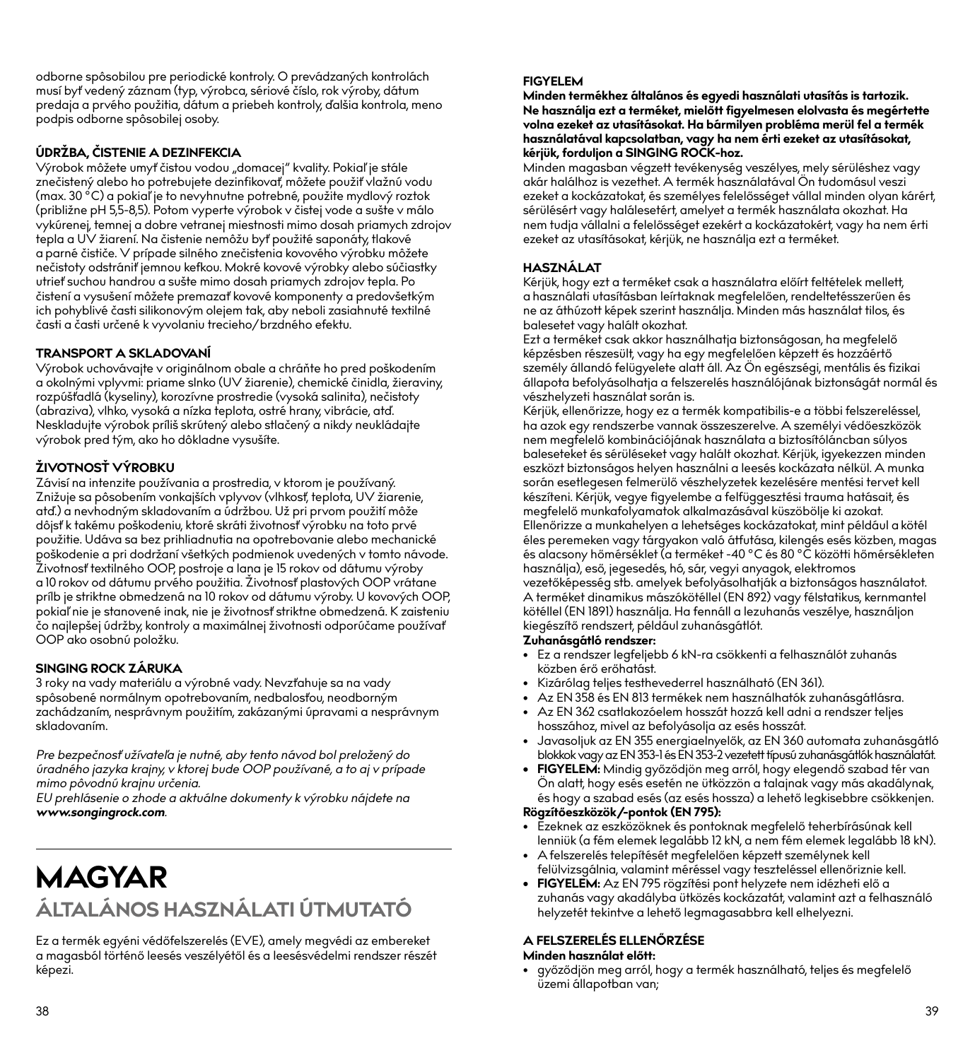odborne spôsobilou pre periodické kontroly. O prevádzaných kontrolách musí byť vedený záznam (typ, výrobca, sériové číslo, rok výroby, dátum predaja a prvého použitia, dátum a priebeh kontroly, ďalšia kontrola, meno podpis odborne spôsobilej osoby.

**ÚDRŽBA, ČISTENIE A DEZINFEKCIA**

Výrobok môžete umyť čistou vodou „domacej" kvality. Pokiaľ je stále znečistený alebo ho potrebujete dezinfikovať, môžete použiť vlažnú vodu (max. 30 °C) a pokiaľ je to nevyhnutne potrebné, použite mydlový roztok (približne pH 5,5-8,5). Potom vyperte výrobok v čistej vode a sušte v málo vykúrenej, temnej a dobre vetranej miestnosti mimo dosah priamych zdrojov tepla a UV žiarení. Na čistenie nemôžu byť použité saponáty, tlakové a parné čističe. V prípade silného znečistenia kovového výrobku môžete nečistoty odstrániť jemnou kefkou. Mokré kovové výrobky alebo súčiastky utrieť suchou handrou a sušte mimo dosah priamych zdrojov tepla. Po čistení a vysušení môžete premazať kovové komponenty a predovšetkým ich pohyblivé časti silikonovým olejem tak, aby neboli zasiahnuté textilné časti a časti určené k vyvolaniu trecieho/brzdného efektu.

**TRANSPORT A SKLADOVANÍ**

Výrobok uchovávajte v originálnom obale a chráňte ho pred poškodením a okolnými vplyvmi: priame slnko (UV žiarenie), chemické činidla, žieraviny, rozpúšťadlá (kyseliny), korozívne prostredie (vysoká salinita), nečistoty (abraziva), vlhko, vysoká a nízka teplota, ostré hrany, vibrácie, atď. Neskladujte výrobok príliš skrútený alebo stlačený a nikdy neukládajte výrobok pred tým, ako ho dôkladne vysušíte.

**ŽIVOTNOSŤ VÝROBKU**

Závisí na intenzite používania a prostredia, v ktorom je používaný. Znižuje sa pôsobením vonkajších vplyvov (vlhkosť, teplota, UV žiarenie, atď.) a nevhodným skladovaním a údržbou. Už pri prvom použití môže dôjsť k takému poškodeniu, ktoré skráti životnosť výrobku na toto prvé použitie. Udáva sa bez prihliadnutia na opotrebovanie alebo mechanické poškodenie a pri dodržaní všetkých podmienok uvedených v tomto návode. Životnosť textilného OOP, postroje a lana je 15 rokov od dátumu výroby a 10 rokov od dátumu prvého použitia. Životnosť plastových OOP vrátane prílb je striktne obmedzená na 10 rokov od dátumu výroby. U kovových OOP, pokiaľ nie je stanovené inak, nie je životnosť striktne obmedzená. K zaisteniu čo najlepšej údržby, kontroly a maximálnej životnosti odporúčame používať OOP ako osobnú položku.

**SINGING ROCK ZÁRUKA**

3 roky na vady materiálu a výrobné vady. Nevzťahuje sa na vady spôsobené normálnym opotrebovaním, nedbalosťou, neodborným zachádzaním, nesprávnym použitím, zakázanými úpravami a nesprávnym skladovaním.

*Pre bezpečnosť užívateľa je nutné, aby tento návod bol preložený do úradného jazyka krajny, v ktorej bude OOP používané, a to aj v prípade mimo pôvodnú krajnu určenia.*
*EU prehlásenie o zhode a aktuálne dokumenty k výrobku nájdete na* ***www.singingrock.com****.*

# MAGYAR

## ÁLTALÁNOS HASZNÁLATI ÚTMUTATÓ

Ez a termék egyéni védőfelszerelés (EVE), amely megvédi az embereket a magasból történő leesés veszélyétől és a leesésvédelmi rendszer részét képezi.

**FIGYELEM**

**Minden termékhez általános és egyedi használati utasítás is tartozik. Ne használja ezt a terméket, mielőtt figyelmesen elolvasta és megértette volna ezeket az utasításokat. Ha bármilyen probléma merül fel a termék használatával kapcsolatban, vagy ha nem érti ezeket az utasításokat, kérjük, forduljon a SINGING ROCK-hoz.**

Minden magasban végzett tevékenység veszélyes, mely sérüléshez vagy akár halálhoz is vezethet. A termék használatával Ön tudomásul veszi ezeket a kockázatokat, és személyes felelősséget vállal minden olyan kárért, sérülésért vagy halálesetért, amelyet a termék használata okozhat. Ha nem tudja vállalni a felelősséget ezekért a kockázatokért, vagy ha nem érti ezeket az utasításokat, kérjük, ne használja ezt a terméket.

**HASZNÁLAT**

Kérjük, hogy ezt a terméket csak a használatra előírt feltételek mellett, a használati utasításban leírtaknak megfelelően, rendeltetésszerűen és ne az áthúzott képek szerint használja. Minden más használat tilos, és balesetet vagy halált okozhat.

Ezt a terméket csak akkor használhatja biztonságosan, ha megfelelő képzésben részesült, vagy ha egy megfelelően képzett és hozzáértő személy állandó felügyelete alatt áll. Az Ön egészségi, mentális és fizikai állapota befolyásolhatja a felszerelés használójának biztonságát normál és vészhelyzeti használat során is.

Kérjük, ellenőrizze, hogy ez a termék kompatibilis-e a többi felszereléssel, ha azok egy rendszerbe vannak összeszerelve. A személyi védőeszközök nem megfelelő kombinációjának használata a biztosítóláncban súlyos baleseteket és sérüléseket vagy halált okozhat. Kérjük, igyekezzen minden eszközt biztonságos helyen használni a leesés kockázata nélkül. A munka során esetlegesen felmerülő vészhelyzetek kezelésére mentési tervet kell készíteni. Kérjük, vegye figyelembe a felfüggesztési trauma hatásait, és megfelelő munkafolyamatok alkalmazásával küszöbölje ki azokat.

Ellenőrizze a munkahelyen a lehetséges kockázatokat, mint például a kötél éles peremeken vagy tárgyakon való átfutása, kilengés esés közben, magas és alacsony hőmérséklet (a terméket -40 °C és 80 °C közötti hőmérsékleten használja), eső, jegesedés, hó, sár, vegyi anyagok, elektromos vezetőképesség stb. amelyek befolyásolhatják a biztonságos használatot.

A terméket dinamikus mászókötéllel (EN 892) vagy félstatikus, kernmantel kötéllel (EN 1891) használja. Ha fennáll a lezuhanás veszélye, használjon kiegészítő rendszert, például zuhanásgátlót.

**Zuhanásgátló rendszer:**

- Ez a rendszer legfeljebb 6 kN-ra csökkenti a felhasználót zuhanás közben érő erőhatást.
- Kizárólag teljes testhevederrel használható (EN 361).
- Az EN 358 és EN 813 termékek nem használhatók zuhanásgátlásra.
- Az EN 362 csatlakozóelem hosszát hozzá kell adni a rendszer teljes hosszához, mivel az befolyásolja az esés hosszát.
- Javasoljuk az EN 355 energiaelnyelők, az EN 360 automata zuhanásgátló blokkok vagy az EN 353-1 és EN 353-2 vezetett típusú zuhanásgátlók használatát.
- **FIGYELEM:** Mindig győződjön meg arról, hogy elegendő szabad tér van Ön alatt, hogy esés esetén ne ütközzön a talajnak vagy más akadálynak, és hogy a szabad esés (az esés hossza) a lehető legkisebbre csökkenjen.

**Rögzítőeszközök/-pontok (EN 795):**

- Ezeknek az eszközöknek és pontoknak megfelelő teherbírásúnak kell lenniük (a fém elemek legalább 12 kN, a nem fém elemek legalább 18 kN).
- A felszerelés telepítését megfelelően képzett személynek kell felülvizsgálnia, valamint méréssel vagy teszteléssel ellenőriznie kell.
- **FIGYELEM:** Az EN 795 rögzítési pont helyzete nem idézheti elő a zuhanás vagy akadályba ütközés kockázatát, valamint azt a felhasználó helyzetét tekintve a lehető legmagasabbra kell elhelyezni.

**A FELSZERELÉS ELLENŐRZÉSE**

**Minden használat előtt:**

- győződjön meg arról, hogy a termék használható, teljes és megfelelő üzemi állapotban van;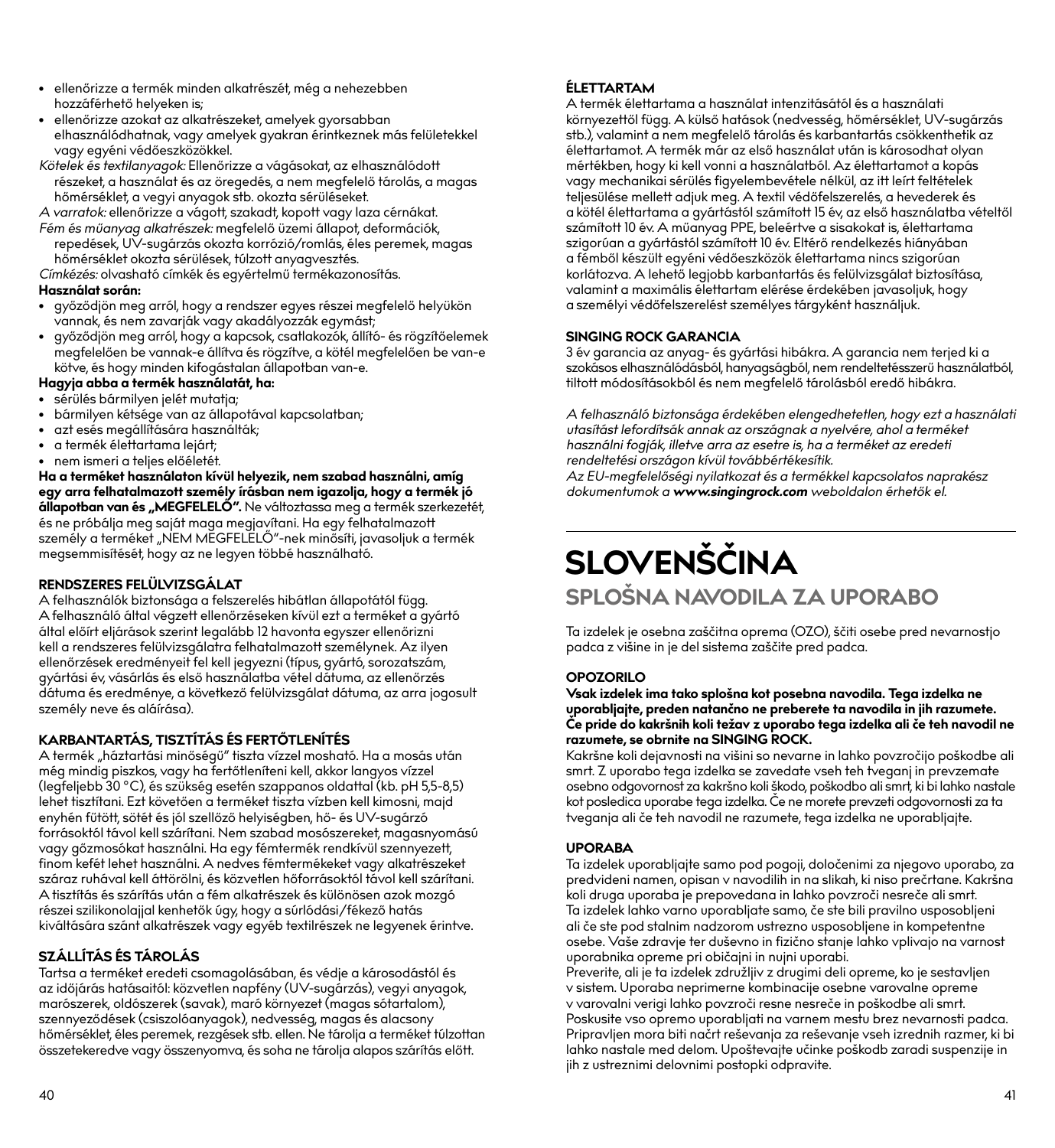- ellenőrizze a termék minden alkatrészét, még a nehezebben hozzáférhető helyeken is;
- ellenőrizze azokat az alkatrészeket, amelyek gyorsabban elhasználódhatnak, vagy amelyek gyakran érintkeznek más felületekkel vagy egyéni védőeszközökkel.

*Kötelek és textilanyagok:* Ellenőrizze a vágásokat, az elhasználódott részeket, a használat és az öregedés, a nem megfelelő tárolás, a magas hőmérséklet, a vegyi anyagok stb. okozta sérüléseket.

*A varratok:* ellenőrizze a vágott, szakadt, kopott vagy laza cérnákat.

*Fém és műanyag alkatrészek:* megfelelő üzemi állapot, deformációk, repedések, UV-sugárzás okozta korrózió/romlás, éles peremek, magas hőmérséklet okozta sérülések, túlzott anyagvesztés.

*Címkézés:* olvasható címkék és egyértelmű termékazonosítás.

**Használat során:**

- győződjön meg arról, hogy a rendszer egyes részei megfelelő helyükön vannak, és nem zavarják vagy akadályozzák egymást;
- győződjön meg arról, hogy a kapcsok, csatlakozók, állító- és rögzítőelemek megfelelően be vannak-e állítva és rögzítve, a kötél megfelelően be van-e kötve, és hogy minden kifogástalan állapotban van-e.

**Hagyja abba a termék használatát, ha:**

- sérülés bármilyen jelét mutatja;
- bármilyen kétsége van az állapotával kapcsolatban;
- azt esés megállítására használták;
- a termék élettartama lejárt;
- nem ismeri a teljes előéletét.

**Ha a terméket használaton kívül helyezik, nem szabad használni, amíg egy arra felhatalmazott személy írásban nem igazolja, hogy a termék jó állapotban van és „MEGFELELŐ”.** Ne változtassa meg a termék szerkezetét, és ne próbálja meg saját maga megjavítani. Ha egy felhatalmazott személy a terméket „NEM MEGFELELŐ”-nek minősíti, javasoljuk a termék megsemmisítését, hogy az ne legyen többé használható.

### RENDSZERES FELÜLVIZSGÁLAT

A felhasználók biztonsága a felszerelés hibátlan állapotától függ. A felhasználó által végzett ellenőrzéseken kívül ezt a terméket a gyártó által előírt eljárások szerint legalább 12 havonta egyszer ellenőrizni kell a rendszeres felülvizsgálatra felhatalmazott személynek. Az ilyen ellenőrzések eredményeit fel kell jegyezni (típus, gyártó, sorozatszám, gyártási év, vásárlás és első használatba vétel dátuma, az ellenőrzés dátuma és eredménye, a következő felülvizsgálat dátuma, az arra jogosult személy neve és aláírása).

### KARBANTARTÁS, TISZTÍTÁS ÉS FERTŐTLENÍTÉS

A termék „háztartási minőségű” tiszta vízzel mosható. Ha a mosás után még mindig piszkos, vagy ha fertőtleníteni kell, akkor langyos vízzel (legfeljebb 30 °C), és szükség esetén szappanos oldattal (kb. pH 5,5-8,5) lehet tisztítani. Ezt követően a terméket tiszta vízben kell kimosni, majd enyhén fűtött, sötét és jól szellőző helyiségben, hő- és UV-sugárzó forrásoktól távol kell szárítani. Nem szabad mosószereket, magasnyomású vagy gőzmosókat használni. Ha egy fémtermék rendkívül szennyezett, finom kefét lehet használni. A nedves fémtermékeket vagy alkatrészeket száraz ruhával kell áttörölni, és közvetlen hőforrásoktól távol kell szárítani. A tisztítás és szárítás után a fém alkatrészek és különösen azok mozgó részei szilikonolajjal kenhetők úgy, hogy a súrlódási/fékező hatás kiváltására szánt alkatrészek vagy egyéb textilrészek ne legyenek érintve.

### SZÁLLÍTÁS ÉS TÁROLÁS

Tartsa a terméket eredeti csomagolásában, és védje a károsodástól és az időjárás hatásaitól: közvetlen napfény (UV-sugárzás), vegyi anyagok, maró szerek, oldószerek (savak), maró környezet (magas sótartalom), szennyeződések (csiszolóanyagok), nedvesség, magas és alacsony hőmérséklet, éles peremek, rezgések stb. ellen. Ne tárolja a terméket túlzottan összetekeredve vagy összenyomva, és soha ne tárolja alapos szárítás előtt.

### ÉLETTARTAM

A termék élettartama a használat intenzitásától és a használati környezettől függ. A külső hatások (nedvesség, hőmérséklet, UV-sugárzás stb.), valamint a nem megfelelő tárolás és karbantartás csökkenthetik az élettartamot. A termék már az első használat után is károsodhat olyan mértékben, hogy ki kell vonni a használatból. Az élettartamot a kopás vagy mechanikai sérülés figyelembevétele nélkül, az itt leírt feltételek teljesülése mellett adjuk meg. A textil védőfelszerelés, a hevederek és a kötél élettartama a gyártástól számított 15 év, az első használatba vételtől számított 10 év. A műanyag PPE, beleértve a sisakokat is, élettartama szigorúan a gyártástól számított 10 év. Eltérő rendelkezés hiányában a fémből készült egyéni védőeszközök élettartama nincs szigorúan korlátozva. A lehető legjobb karbantartás és felülvizsgálat biztosítása, valamint a maximális élettartam elérése érdekében javasoljuk, hogy a személyi védőfelszerelést személyes tárgyként használjuk.

### SINGING ROCK GARANCIA

3 év garancia az anyag- és gyártási hibákra. A garancia nem terjed ki a szokásos elhasználódásból, hanyagságból, nem rendeltetésszerű használatból, tiltott módosításokból és nem megfelelő tárolásból eredő hibákra.

*A felhasználó biztonsága érdekében elengedhetetlen, hogy ezt a használati utasítást lefordítsák annak az országnak a nyelvére, ahol a terméket használni fogják, illetve arra az esetre is, ha a terméket az eredeti rendeltetési országon kívül továbbértékesítik.*

*Az EU-megfelelőségi nyilatkozat és a termékkel kapcsolatos naprakész dokumentumok a **www.singingrock.com** weboldalon érhetők el.*

# SLOVENŠČINA

## SPLOŠNA NAVODILA ZA UPORABO

Ta izdelek je osebna zaščitna oprema (OZO), ščiti osebe pred nevarnostjo padca z višine in je del sistema zaščite pred padca.

### OPOZORILO

**Vsak izdelek ima tako splošna kot posebna navodila. Tega izdelka ne uporabljajte, preden natančno ne preberete ta navodila in jih razumete. Če pride do kakršnih koli težav z uporabo tega izdelka ali če teh navodil ne razumete, se obrnite na SINGING ROCK.**

Kakršne koli dejavnosti na višini so nevarne in lahko povzročijo poškodbe ali smrt. Z uporabo tega izdelka se zavedate vseh teh tveganj in prevzemate osebno odgovornost za kakršno koli škodo, poškodbo ali smrt, ki bi lahko nastale kot posledica uporabe tega izdelka. Če ne morete prevzeti odgovornosti za ta tveganja ali če teh navodil ne razumete, tega izdelka ne uporabljajte.

### UPORABA

Ta izdelek uporabljajte samo pod pogoji, določenimi za njegovo uporabo, za predvideni namen, opisan v navodilih in na slikah, ki niso prečrtane. Kakršna koli druga uporaba je prepovedana in lahko povzroči nesreče ali smrt.
Ta izdelek lahko varno uporabljate samo, če ste bili pravilno usposobljeni ali če ste pod stalnim nadzorom ustrezno usposobljene in kompetentne osebe. Vaše zdravje ter duševno in fizično stanje lahko vplivajo na varnost uporabnika opreme pri običajni in nujni uporabi.
Preverite, ali je ta izdelek združljiv z drugimi deli opreme, ko je sestavljen v sistem. Uporaba neprimerne kombinacije osebne varovalne opreme v varovalni verigi lahko povzroči resne nesreče in poškodbe ali smrt.
Poskusite vso opremo uporabljati na varnem mestu brez nevarnosti padca.
Pripravljen mora biti načrt reševanja za reševanje vseh izrednih razmer, ki bi lahko nastale med delom. Upoštevajte učinke poškodb zaradi suspenzije in jih z ustreznimi delovnimi postopki odpravite.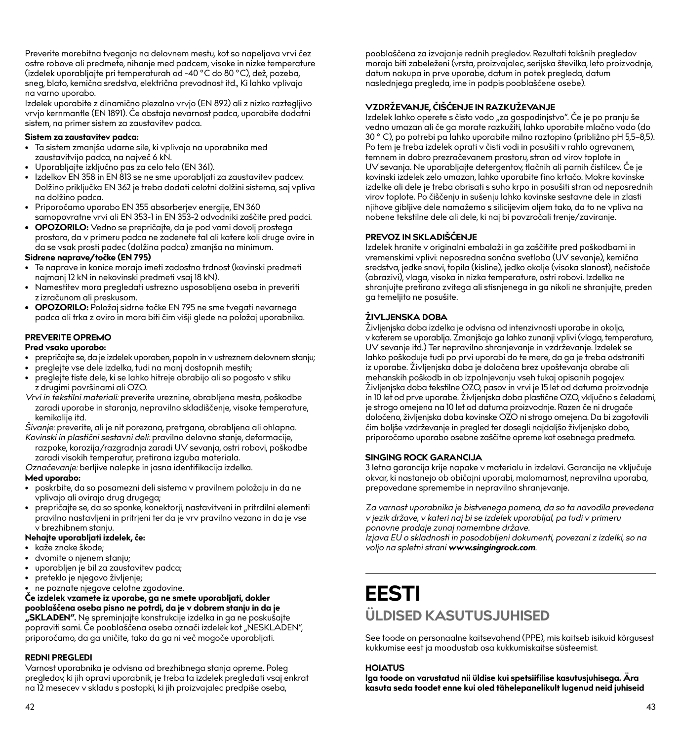Preverite morebitna tveganja na delovnem mestu, kot so napeljava vrvi čez ostre robove ali predmete, nihanje med padcem, visoke in nizke temperature (izdelek uporabljajte pri temperaturah od -40 °C do 80 °C), dež, pozeba, sneg, blato, kemična sredstva, električna prevodnost itd., Ki lahko vplivajo na varno uporabo.

Izdelek uporabite z dinamično plezalno vrvjo (EN 892) ali z nizko raztegljivo vrvjo kernmantle (EN 1891). Če obstaja nevarnost padca, uporabite dodatni sistem, na primer sistem za zaustavitev padca.

**Sistem za zaustavitev padca:**

- Ta sistem zmanjša udarne sile, ki vplivajo na uporabnika med zaustavitvijo padca, na največ 6 kN.
- Uporabljajte izključno pas za celo telo (EN 361).
- Izdelkov EN 358 in EN 813 se ne sme uporabljati za zaustavitev padcev. Dolžino priključka EN 362 je treba dodati celotni dolžini sistema, saj vpliva na dolžino padca.
- Priporočamo uporabo EN 355 absorberjev energije, EN 360 samopovratne vrvi ali EN 353-1 in EN 353-2 odvodniki zaščite pred padci.
- **OPOZORILO:** Vedno se prepričajte, da je pod vami dovolj prostega prostora, da v primeru padca ne zadenete tal ali katere koli druge ovire in da se vsak prosti padec (dolžina padca) zmanjša na minimum.

**Sidrne naprave/točke (EN 795)**

- Te naprave in konice morajo imeti zadostno trdnost (kovinski predmeti najmanj 12 kN in nekovinski predmeti vsaj 18 kN).
- Namestitev mora pregledati ustrezno usposobljena oseba in preveriti z izračunom ali preskusom.
- **OPOZORILO:** Položaj sidrne točke EN 795 ne sme tvegati nevarnega padca ali trka z oviro in mora biti čim višji glede na položaj uporabnika.

### PREVERITE OPREMO

**Pred vsako uporabo:**

- prepričajte se, da je izdelek uporaben, popoln in v ustreznem delovnem stanju;
- preglejte vse dele izdelka, tudi na manj dostopnih mestih;
- preglejte tiste dele, ki se lahko hitreje obrabijo ali so pogosto v stiku z drugimi površinami ali OZO.

*Vrvi in tekstilni materiali:* preverite ureznine, obrabljena mesta, poškodbe zaradi uporabe in staranja, nepravilno skladiščenje, visoke temperature, kemikalije itd.

*Šivanje:* preverite, ali je nit porezana, pretrgana, obrabljena ali ohlapna.

*Kovinski in plastični sestavni deli:* pravilno delovno stanje, deformacije, razpoke, korozija/razgradnja zaradi UV sevanja, ostri robovi, poškodbe zaradi visokih temperatur, pretirana izguba materiala.

*Označevanje:* berljive nalepke in jasna identifikacija izdelka.

**Med uporabo:**

- poskrbite, da so posamezni deli sistema v pravilnem položaju in da ne vplivajo ali ovirajo drug drugega;
- prepričajte se, da so sponke, konektorji, nastavitveni in pritrdilni elementi pravilno nastavljeni in pritrjeni ter da je vrv pravilno vezana in da je vse v brezhibnem stanju.

**Nehajte uporabljati izdelek, če:**

- kaže znake škode;
- dvomite o njenem stanju;
- uporabljen je bil za zaustavitev padca;
- preteklo je njegovo življenje;
- ne poznate njegove celotne zgodovine.

**Če izdelek vzamete iz uporabe, ga ne smete uporabljati, dokler pooblaščena oseba pisno ne potrdi, da je v dobrem stanju in da je „SKLADEN".** Ne spreminjajte konstrukcije izdelka in ga ne poskušajte popraviti sami. Če pooblaščena oseba označi izdelek kot „NESKLADEN", priporočamo, da ga uničite, tako da ga ni več mogoče uporabljati.

### REDNI PREGLEDI

Varnost uporabnika je odvisna od brezhibnega stanja opreme. Poleg pregledov, ki jih opravi uporabnik, je treba ta izdelek pregledati vsaj enkrat na 12 mesecev v skladu s postopki, ki jih proizvajalec predpiše oseba, pooblaščena za izvajanje rednih pregledov. Rezultati takšnih pregledov morajo biti zabeleženi (vrsta, proizvajalec, serijska številka, leto proizvodnje, datum nakupa in prve uporabe, datum in potek pregleda, datum naslednjega pregleda, ime in podpis pooblaščene osebe).

### VZDRŽEVANJE, ČIŠČENJE IN RAZKUŽEVANJE

Izdelek lahko operete s čisto vodo „za gospodinjstvo". Če je po pranju še vedno umazan ali če ga morate razkužiti, lahko uporabite mlačno vodo (do 30 ° C), po potrebi pa lahko uporabite milno raztopino (približno pH 5,5–8,5). Po tem je treba izdelek oprati v čisti vodi in posušiti v rahlo ogrevanem, temnem in dobro prezračevanem prostoru, stran od virov toplote in UV sevanja. Ne uporabljajte detergentov, tlačnih ali parnih čistilcev. Če je kovinski izdelek zelo umazan, lahko uporabite fino krtačo. Mokre kovinske izdelke ali dele je treba obrisati s suho krpo in posušiti stran od neposrednih virov toplote. Po čiščenju in sušenju lahko kovinske sestavne dele in zlasti njihove gibljive dele namažemo s silicijevim oljem tako, da to ne vpliva na nobene tekstilne dele ali dele, ki naj bi povzročali trenje/zaviranje.

### PREVOZ IN SKLADIŠČENJE

Izdelek hranite v originalni embalaži in ga zaščitite pred poškodbami in vremenskimi vplivi: neposredna sončna svetloba (UV sevanje), kemična sredstva, jedke snovi, topila (kisline), jedko okolje (visoka slanost), nečistoče (abrazivi), vlaga, visoka in nizka temperature, ostri robovi. Izdelka ne shranjujte pretirano zvitega ali stisnjenega in ga nikoli ne shranjujte, preden ga temeljito ne posušite.

### ŽIVLJENJSKA DOBA

Življenjska doba izdelka je odvisna od intenzivnosti uporabe in okolja, v katerem se uporablja. Zmanjšajo ga lahko zunanji vplivi (vlaga, temperatura, UV sevanje itd.) Ter nepravilno shranjevanje in vzdrževanje. Izdelek se lahko poškoduje tudi po prvi uporabi do te mere, da ga je treba odstraniti iz uporabe. Življenjska doba je določena brez upoštevanja obrabe ali mehanskih poškodb in ob izpolnjevanju vseh tukaj opisanih pogojev. Življenjska doba tekstilne OZO, pasov in vrvi je 15 let od datuma proizvodnje in 10 let od prve uporabe. Življenjska doba plastične OZO, vključno s čeladami, je strogo omejena na 10 let od datuma proizvodnje. Razen če ni drugače določeno, življenjska doba kovinske OZO ni strogo omejena. Da bi zagotovili čim boljše vzdrževanje in pregled ter dosegli najdaljšo življenjsko dobo, priporočamo uporabo osebne zaščitne opreme kot osebnega predmeta.

### SINGING ROCK GARANCIJA

3 letna garancija krije napake v materialu in izdelavi. Garancija ne vključuje okvar, ki nastanejo ob običajni uporabi, malomarnost, nepravilna uporaba, prepovedane spremembe in nepravilno shranjevanje.

*Za varnost uporabnika je bistvenega pomena, da so ta navodila prevedena v jezik države, v kateri naj bi se izdelek uporabljal, pa tudi v primeru ponovne prodaje zunaj namembne države.*
*Izjava EU o skladnosti in posodobljeni dokumenti, povezani z izdelki, so na voljo na spletni strani **www.singingrock.com**.*

# EESTI

## ÜLDISED KASUTUSJUHISED

See toode on personaalne kaitsevahend (PPE), mis kaitseb isikuid kõrgusest kukkumise eest ja moodustab osa kukkumiskaitse süsteemist.

### HOIATUS

**Iga toode on varustatud nii üldise kui spetsiifilise kasutusjuhisega. Ära kasuta seda toodet enne kui oled tähelepanelikult lugenud neid juhiseid**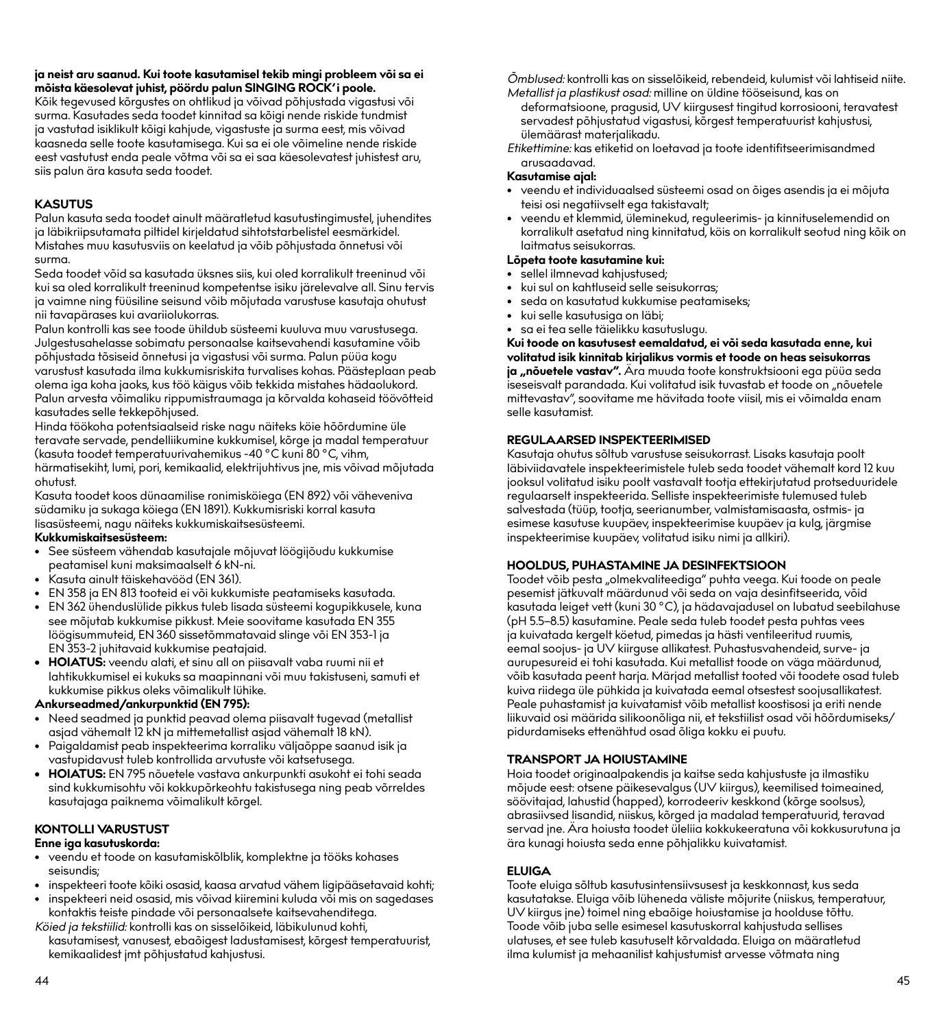**ja neist aru saanud. Kui toote kasutamisel tekib mingi probleem või sa ei mõista käesolevat juhist, pöördu palun SINGING ROCK'i poole.**
Kõik tegevused kõrgustes on ohtlikud ja võivad põhjustada vigastusi või surma. Kasutades seda toodet kinnitad sa kõigi nende riskide tundmist ja vastutad isiklikult kõigi kahjude, vigastuste ja surma eest, mis võivad kaasneda selle toote kasutamisega. Kui sa ei ole võimeline nende riskide eest vastutust enda peale võtma või sa ei saa käesolevatest juhistest aru, siis palun ära kasuta seda toodet.

## KASUTUS

Palun kasuta seda toodet ainult määratletud kasutustingimustel, juhendites ja läbikriipsutamata piltidel kirjeldatud sihtotstarbelistel eesmärkidel. Mistahes muu kasutusviis on keelatud ja võib põhjustada õnnetusi või surma.
Seda toodet võid sa kasutada üksnes siis, kui oled korralikult treeninud või kui sa oled korralikult treeninud kompetentse isiku järelevalve all. Sinu tervis ja vaimne ning füüsiline seisund võib mõjutada varustuse kasutaja ohutust nii tavapärases kui avariiolukorras.
Palun kontrolli kas see toode ühildub süsteemi kuuluva muu varustusega. Julgestusahelasse sobimatu personaalse kaitsevahendi kasutamine võib põhjustada tõsiseid õnnetusi ja vigastusi või surma. Palun püüa kogu varustust kasutada ilma kukkumisriskita turvalises kohas. Päästeplaan peab olema iga koha jaoks, kus töö käigus võib tekkida mistahes hädaolukord. Palun arvesta võimaliku rippumistraumaga ja kõrvalda kohaseid töövõtteid kasutades selle tekkepõhjused.
Hinda töökoha potentsiaalseid riske nagu näiteks köie hõõrdumine üle teravate servade, pendelliikumine kukkumisel, kõrge ja madal temperatuur (kasuta toodet temperatuurivahemikus -40 °C kuni 80 °C, vihm, härmatisekiht, lumi, pori, kemikaalid, elektrijuhtivus jne, mis võivad mõjutada ohutust.
Kasuta toodet koos dünaamilise ronimisköiega (EN 892) või väheveniva südamiku ja sukaga köiega (EN 1891). Kukkumisriski korral kasuta lisasüsteemi, nagu näiteks kukkumiskaitsesüsteemi.

**Kukkumiskaitsesüsteem:**

- See süsteem vähendab kasutajale mõjuvat löögijõudu kukkumise peatamisel kuni maksimaalselt 6 kN-ni.
- Kasuta ainult täiskehavööd (EN 361).
- EN 358 ja EN 813 tooteid ei või kukkumiste peatamiseks kasutada.
- EN 362 ühenduslülide pikkus tuleb lisada süsteemi kogupikkusele, kuna see mõjutab kukkumise pikkust. Meie soovitame kasutada EN 355 löögisummuteid, EN 360 sissetõmmatavaid slinge või EN 353-1 ja EN 353-2 juhitavaid kukkumise peatajaid.
- **HOIATUS:** veendu alati, et sinu all on piisavalt vaba ruumi nii et lahtikukkumisel ei kukuks sa maapinnani või muu takistuseni, samuti et kukkumise pikkus oleks võimalikult lühike.

**Ankurseadmed/ankurpunktid (EN 795):**

- Need seadmed ja punktid peavad olema piisavalt tugevad (metallist asjad vähemalt 12 kN ja mittemetallist asjad vähemalt 18 kN).
- Paigaldamist peab inspekteerima korraliku väljaõppe saanud isik ja vastupidavust tuleb kontrollida arvutuste või katsetusega.
- **HOIATUS:** EN 795 nõuetele vastava ankurpunkti asukoht ei tohi seada sind kukkumisohtu või kokkupõrkeohtu takistusega ning peab võrreldes kasutajaga paiknema võimalikult kõrgel.

## KONTOLLI VARUSTUST

**Enne iga kasutuskorda:**

- veendu et toode on kasutamiskõlblik, komplektne ja tööks kohases seisundis;
- inspekteeri toote kõiki osasid, kaasa arvatud vähem ligipääsetavaid kohti;
- inspekteeri neid osasid, mis võivad kiiremini kuluda või mis on sagedases kontaktis teiste pindade või personaalsete kaitsevahenditega.

*Köied ja tekstiilid:* kontrolli kas on sisselõikeid, läbikulunud kohti, kasutamisest, vanusest, ebaõigest ladustamisest, kõrgest temperatuurist, kemikaalidest jmt põhjustatud kahjustusi.
*Õmblused:* kontrolli kas on sisselõikeid, rebendeid, kulumist või lahtiseid niite.
*Metallist ja plastikust osad:* milline on üldine tööseisund, kas on deformatsioone, pragusid, UV kiirgusest tingitud korrosiooni, teravatest servadest põhjustatud vigastusi, kõrgest temperatuurist kahjustusi, ülemäärast materjalikadu.
*Etikettimine:* kas etiketid on loetavad ja toote identifitseerimisandmed arusaadavad.

**Kasutamise ajal:**

- veendu et individuaalsed süsteemi osad on õiges asendis ja ei mõjuta teisi osi negatiivselt ega takistavalt;
- veendu et klemmid, üleminekud, reguleerimis- ja kinnituselemendid on korralikult asetatud ning kinnitatud, köis on korralikult seotud ning kõik on laitmatus seisukorras.

**Lõpeta toote kasutamine kui:**

- sellel ilmnevad kahjustused;
- kui sul on kahtluseid selle seisukorras;
- seda on kasutatud kukkumise peatamiseks;
- kui selle kasutusiga on läbi;
- sa ei tea selle täielikku kasutuslugu.

**Kui toode on kasutusest eemaldatud, ei või seda kasutada enne, kui volitatud isik kinnitab kirjalikus vormis et toode on heas seisukorras ja „nõuetele vastav".** Ära muuda toote konstruktsiooni ega püüa seda iseseisvalt parandada. Kui volitatud isik tuvastab et toode on „nõuetele mittevastav", soovitame me hävitada toote viisil, mis ei võimalda enam selle kasutamist.

## REGULAARSED INSPEKTEERIMISED

Kasutaja ohutus sõltub varustuse seisukorrast. Lisaks kasutaja poolt läbiviidavatele inspekteerimistele tuleb seda toodet vähemalt kord 12 kuu jooksul volitatud isiku poolt vastavalt tootja ettekirjutatud protseduuridele regulaarselt inspekteerida. Selliste inspekteerimiste tulemused tuleb salvestada (tüüp, tootja, seerianumber, valmistamisaasta, ostmis- ja esimese kasutuse kuupäev, inspekteerimise kuupäev ja kulg, järgmise inspekteerimise kuupäev, volitatud isiku nimi ja allkiri).

## HOOLDUS, PUHASTAMINE JA DESINFEKTSIOON

Toodet võib pesta „olmekvaliteediga" puhta veega. Kui toode on peale pesemist jätkuvalt määrdunud või seda on vaja desinfitseerida, võid kasutada leiget vett (kuni 30 °C), ja hädavajadusel on lubatud seebilahuse (pH 5.5–8.5) kasutamine. Peale seda tuleb toodet pesta puhtas vees ja kuivatada kergelt köetud, pimedas ja hästi ventileeritud ruumis, eemal soojus- ja UV kiirguse allikatest. Puhastusvahendeid, surve- ja aurupesureid ei tohi kasutada. Kui metallist toode on väga määrdunud, võib kasutada peent harja. Märjad metallist tooted või toodete osad tuleb kuiva riidega üle pühkida ja kuivatada eemal otsestest soojusallikatest. Peale puhastamist ja kuivatamist võib metallist koostisosi ja eriti nende liikuvaid osi määrida silikoonõliga nii, et tekstiilist osad või hõõrdumiseks/pidurdamiseks ettenähtud osad õliga kokku ei puutu.

## TRANSPORT JA HOIUSTAMINE

Hoia toodet originaalpakendis ja kaitse seda kahjustuste ja ilmastiku mõjude eest: otsene päikesevalgus (UV kiirgus), keemilised toimeained, söövitajad, lahustid (happed), korrodeeriv keskkond (kõrge soolsus), abrasiivsed lisandid, niiskus, kõrged ja madalad temperatuurid, teravad servad jne. Ära hoiusta toodet üleliia kokkukeeratuna või kokkusurutuna ja ära kunagi hoiusta seda enne põhjalikku kuivatamist.

## ELUIGA

Toote eluiga sõltub kasutusintensiivsusest ja keskkonnast, kus seda kasutatakse. Eluiga võib lüheneda väliste mõjurite (niiskus, temperatuur, UV kiirgus jne) toimel ning ebaõige hoiustamise ja hoolduse tõttu. Toode võib juba selle esimesel kasutuskorral kahjustuda sellises ulatuses, et see tuleb kasutuselt kõrvaldada. Eluiga on määratletud ilma kulumist ja mehaanilist kahjustumist arvesse võtmata ning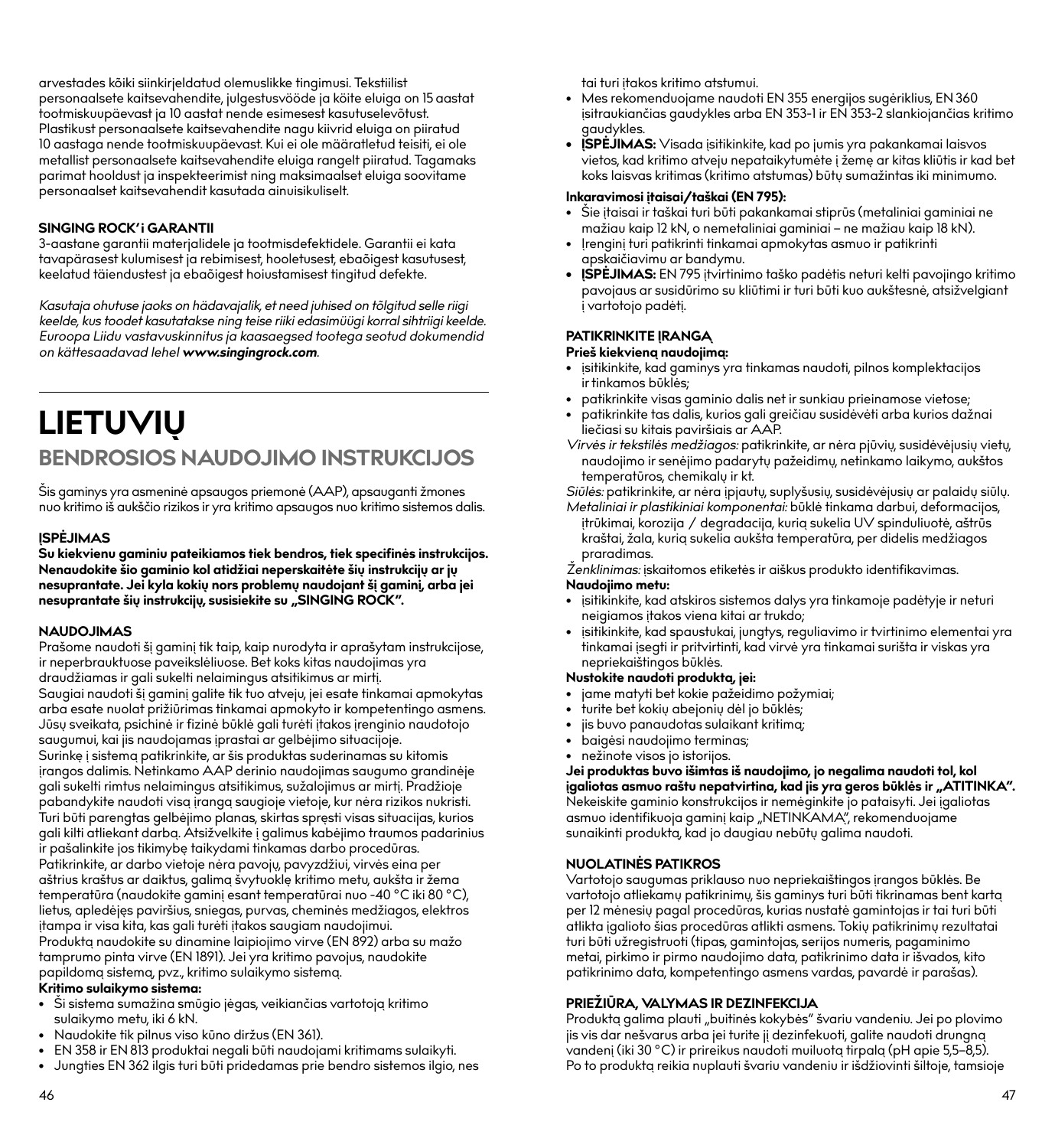arvestades kõiki siinkirjeldatud olemuslikke tingimusi. Tekstiilist personaalsete kaitsevahendite, julgestusvööde ja köite eluiga on 15 aastat tootmiskuupäevast ja 10 aastat nende esimesest kasutuselevõtust. Plastikust personaalsete kaitsevahendite nagu kiivrid eluiga on piiratud 10 aastaga nende tootmiskuupäevast. Kui ei ole määratletud teisiti, ei ole metallist personaalsete kaitsevahendite eluiga rangelt piiratud. Tagamaks parimat hooldust ja inspekteerimist ning maksimaalset eluiga soovitame personaalset kaitsevahendit kasutada ainuisikuliselt.

**SINGING ROCK'i GARANTII**

3-aastane garantii materjalidele ja tootmisdefektidele. Garantii ei kata tavapärasest kulumisest ja rebimisest, hooletusest, ebaõigest kasutusest, keelatud täiendustest ja ebaõigest hoiustamisest tingitud defekte.

*Kasutaja ohutuse jaoks on hädavajalik, et need juhised on tõlgitud selle riigi keelde, kus toodet kasutatakse ning teise riiki edasimüügi korral sihtriigi keelde. Euroopa Liidu vastavuskinnitus ja kaasaegsed tootega seotud dokumendid on kättesaadavad lehel **www.singingrock.com**.*

# LIETUVIŲ

## BENDROSIOS NAUDOJIMO INSTRUKCIJOS

Šis gaminys yra asmeninė apsaugos priemonė (AAP), apsaugantį žmones nuo kritimo iš aukščio rizikos ir yra kritimo apsaugos nuo kritimo sistemos dalis.

**ĮSPĖJIMAS**

**Su kiekvienu gaminiu pateikiamos tiek bendros, tiek specifinės instrukcijos. Nenaudokite šio gaminio kol atidžiai neperskaitėte šių instrukcijų ar jų nesuprantate. Jei kyla kokių nors problemų naudojant šį gaminį, arba jei nesuprantate šių instrukcijų, susisiekite su „SINGING ROCK".**

**NAUDOJIMAS**

Prašome naudoti šį gaminį tik taip, kaip nurodyta ir aprašytam instrukcijose, ir neperbrauktuose paveikslėliuose. Bet koks kitas naudojimas yra draudžiamas ir gali sukelti nelaimingus atsitikimus ar mirtį.

Saugiai naudoti šį gaminį galite tik tuo atveju, jei esate tinkamai apmokytas arba esate nuolat prižiūrimas tinkamai apmokyto ir kompetentingo asmens. Jūsų sveikata, psichinė ir fizinė būklė gali turėti įtakos įrenginio naudotojo saugumui, kai jis naudojamas įprastai ar gelbėjimo situacijoje.

Surinkę į sistemą patikrinkite, ar šis produktas suderinamas su kitomis įrangos dalimis. Netinkamo AAP derinio naudojimas saugumo grandinėje gali sukelti rimtus nelaimingus atsitikimus, sužalojimus ar mirtį. Pradžioje pabandykite naudoti visą įrangą saugioje vietoje, kur nėra rizikos nukristi. Turi būti parengtas gelbėjimo planas, skirtas spręsti visas situacijas, kurios gali kilti atliekant darbą. Atsižvelkite į galimus kabėjimo traumos padarinius ir pašalinkite jos tikimybę taikydami tinkamas darbo procedūras.

Patikrinkite, ar darbo vietoje nėra pavojų, pavyzdžiui, virvės eina per aštrius kraštus ar daiktus, galimą švytuoklę kritimo metu, aukšta ir žema temperatūra (naudokite gaminį esant temperatūrai nuo -40 °C iki 80 °C), lietus, apledėjęs paviršius, sniegas, purvas, cheminės medžiagos, elektros įtampa ir visa kita, kas gali turėti įtakos saugiam naudojimui.

Produktą naudokite su dinamine laipiojimo virve (EN 892) arba su mažo tamprumo pinta virve (EN 1891). Jei yra kritimo pavojus, naudokite papildomą sistemą, pvz., kritimo sulaikymo sistemą.

**Kritimo sulaikymo sistema:**

- Ši sistema sumažina smūgio jėgas, veikiančias vartotoją kritimo sulaikymo metu, iki 6 kN.
- Naudokite tik pilnus viso kūno diržus (EN 361).
- EN 358 ir EN 813 produktai negali būti naudojami kritimams sulaikyti.
- Jungties EN 362 ilgis turi būti pridedamas prie bendro sistemos ilgio, nes tai turi įtakos kritimo atstumui.
- Mes rekomenduojame naudoti EN 355 energijos sugėriklius, EN 360 įsitraukiančias gaudykles arba EN 353-1 ir EN 353-2 slankiojančias kritimo gaudykles.
- **ĮSPĖJIMAS:** Visada įsitikinkite, kad po jumis yra pakankamai laisvos vietos, kad kritimo atveju nepataikytumėte į žemę ar kitas kliūtis ir kad bet koks laisvas kritimas (kritimo atstumas) būtų sumažintas iki minimumo.

**Inkaravimosi įtaisai/taškai (EN 795):**

- Šie įtaisai ir taškai turi būti pakankamai stiprūs (metaliniai gaminiai ne mažiau kaip 12 kN, o nemetaliniai gaminiai – ne mažiau kaip 18 kN).
- Įrenginį turi patikrinti tinkamai apmokytas asmuo ir patikrinti apskaičiavimu ar bandymu.
- **ĮSPĖJIMAS:** EN 795 įtvirtinimo taško padėtis neturi kelti pavojingo kritimo pavojaus ar susidūrimo su kliūtimi ir turi būti kuo aukštesnė, atsižvelgiant į vartotojo padėtį.

**PATIKRINKITE ĮRANGĄ**

**Prieš kiekvieną naudojimą:**

- įsitikinkite, kad gaminys yra tinkamas naudoti, pilnos komplektacijos ir tinkamos būklės;
- patikrinkite visas gaminio dalis net ir sunkiau prieinamose vietose;
- patikrinkite tas dalis, kurios gali greičiau susidėvėti arba kurios dažnai liečiasi su kitais paviršiais ar AAP.

*Virvės ir tekstilės medžiagos:* patikrinkite, ar nėra pjūvių, susidėvėjusių vietų, naudojimo ir senėjimo padarytų pažeidimų, netinkamo laikymo, aukštos temperatūros, chemikalų ir kt.

*Siūlės:* patikrinkite, ar nėra įpjautų, suplyšusių, susidėvėjusių ar palaidų siūlų.

*Metaliniai ir plastikiniai komponentai:* būklė tinkama darbui, deformacijos, įtrūkimai, korozija / degradacija, kurią sukelia UV spinduliuotė, aštrūs kraštai, žala, kurią sukelia aukšta temperatūra, per didelis medžiagos praradimas.

*Ženklinimas:* įskaitomos etiketės ir aiškus produkto identifikavimas.

**Naudojimo metu:**

- įsitikinkite, kad atskiros sistemos dalys yra tinkamoje padėtyje ir neturi neigiamos įtakos viena kitai ar trukdo;
- įsitikinkite, kad spaustukai, jungtys, reguliavimo ir tvirtinimo elementai yra tinkamai įsegti ir pritvirtinti, kad virvė yra tinkamai surišta ir viskas yra nepriekaištingos būklės.

**Nustokite naudoti produktą, jei:**

- jame matyti bet kokie pažeidimo požymiai;
- turite bet kokių abejonių dėl jo būklės;
- jis buvo panaudotas sulaikant kritimą;
- baigėsi naudojimo terminas;
- nežinote visos jo istorijos.

**Jei produktas buvo išimtas iš naudojimo, jo negalima naudoti tol, kol įgaliotas asmuo raštu nepatvirtina, kad jis yra geros būklės ir „ATITINKA".** Nekeiskite gaminio konstrukcijos ir nemėginkite jo pataisyti. Jei įgaliotas asmuo identifikuoja gaminį kaip „NETINKAMĄ", rekomenduojame sunaikinti produktą, kad jo daugiau nebūtų galima naudoti.

**NUOLATINĖS PATIKROS**

Vartotojo saugumas priklauso nuo nepriekaištingos įrangos būklės. Be vartotojo atliekamų patikrinimų, šis gaminys turi būti tikrinamas bent kartą per 12 mėnesių pagal procedūras, kurias nustatė gamintojas ir tai turi būti atlikta įgalioto šias procedūras atlikti asmens. Tokių patikrinimų rezultatai turi būti užregistruoti (tipas, gamintojas, serijos numeris, pagaminimo metai, pirkimo ir pirmo naudojimo data, patikrinimo data ir išvados, kito patikrinimo data, kompetentingo asmens vardas, pavardė ir parašas).

**PRIEŽIŪRA, VALYMAS IR DEZINFEKCIJA**

Produktą galima plauti „buitinės kokybės" švariu vandeniu. Jei po plovimo jis vis dar nešvarus arba jei turite jį dezinfekuoti, galite naudoti drungną vandenį (iki 30 °C) ir prireikus naudoti muiluotą tirpalą (pH apie 5,5–8,5). Po to produktą reikia nuplauti švariu vandeniu ir išdžiovinti šiltoje, tamsioje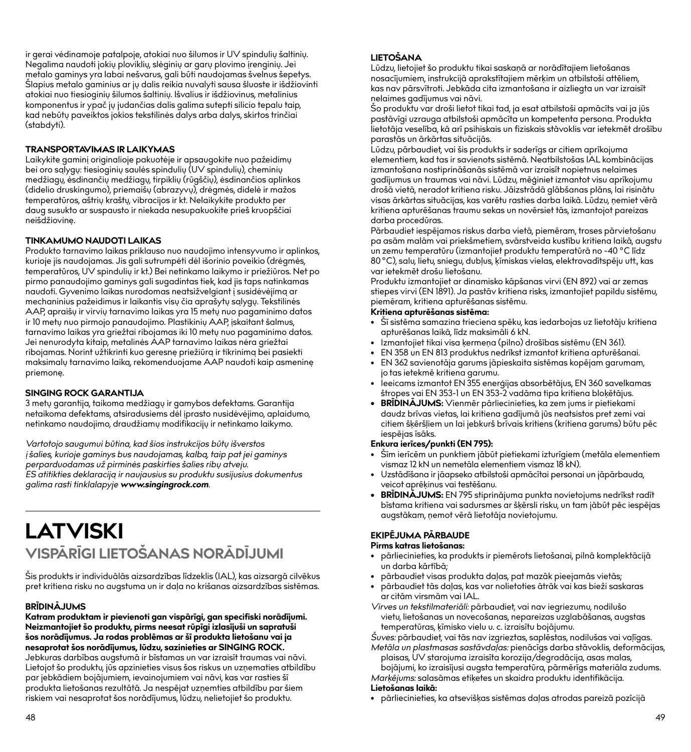ir gerai vėdinamoje patalpoje, atokiai nuo šilumos ir UV spindulių šaltinių. Negalima naudoti jokių ploviklių, slėginių ar garų plovimo įrenginių. Jei metalo gaminys yra labai nešvarus, gali būti naudojamas švelnus šepetys. Šlapius metalo gaminius ar jų dalis reikia nuvalyti sausa šluoste ir išdžiovinti atokiai nuo tiesioginių šilumos šaltinių. Išvalius ir išdžiovinus, metalinius komponentus ir ypač jų judančias dalis galima sutepti silicio tepalu taip, kad nebūtų paveiktos jokios tekstilinės dalys arba dalys, skirtos trinčiai (stabdyti).

#### TRANSPORTAVIMAS IR LAIKYMAS

Laikykite gaminį originalioje pakuotėje ir apsaugokite nuo pažeidimų bei oro sąlygų: tiesioginių saulės spindulių (UV spindulių), cheminių medžiagų, ėsdinančių medžiagų, tirpiklių (rūgščių), ėsdinančios aplinkos (didelio druskingumo), priemaišų (abrazyvų), drėgmės, didelės ir mažos temperatūros, aštrių kraštų, vibracijos ir kt. Nelaikykite produkto per daug susukto ar suspausto ir niekada nesupakuokite prieš kruopščiai neišdžiovinę.

#### TINKAMUMO NAUDOTI LAIKAS

Produkto tarnavimo laikas priklauso nuo naudojimo intensyvumo ir aplinkos, kurioje jis naudojamas. Jis gali sutrumpėti dėl išorinio poveikio (drėgmės, temperatūros, UV spindulių ir kt.) Bei netinkamo laikymo ir priežiūros. Net po pirmo panaudojimo gaminys gali sugadintas tiek, kad jis taps natinkamas naudoti. Gyvenimo laikas nurodomas neatsižvelgiant į susidėvėjimą ar mechaninius pažeidimus ir laikantis visų čia aprašytų sąlygų. Tekstilinės AAP, apraišų ir virvių tarnavimo laikas yra 15 metų nuo pagaminimo datos ir 10 metų nuo pirmojo panaudojimo. Plastikinių AAP, įskaitant šalmus, tarnavimo laikas yra griežtai ribojamas iki 10 metų nuo pagaminimo datos. Jei nenurodyta kitaip, metalinės AAP tarnavimo laikas nėra griežtai ribojamas. Norint užtikrinti kuo geresnę priežiūrą ir tikrinimą bei pasiekti maksimalų tarnavimo laiką, rekomenduojame AAP naudoti kaip asmeninę priemonę.

#### SINGING ROCK GARANTIJA

3 metų garantija, taikoma medžiagų ir gamybos defektams. Garantija netaikoma defektams, atsiradusiems dėl įprasto nusidėvėjimo, aplaidumo, netinkamo naudojimo, draudžiamų modifikacijų ir netinkamo laikymo.

*Vartotojo saugumui būtina, kad šios instrukcijos būtų išverstos į šalies, kurioje gaminys bus naudojamas, kalbą, taip pat jei gaminys perparduodamas už pirminės paskirties šalies ribų atveju. ES atitikties deklaraciją ir naujausius su produktu susijusius dokumentus galima rasti tinklalapyje **www.singingrock.com**.*

# LATVISKI

## VISPĀRĪGI LIETOŠANAS NORĀDĪJUMI

Šis produkts ir individuālās aizsardzības līdzeklis (IAL), kas aizsargā cilvēkus pret kritiena risku no augstuma un ir daļa no krišanas aizsardzības sistēmas.

#### BRĪDINĀJUMS

**Katram produktam ir pievienoti gan vispārīgi, gan specifiski norādījumi. Neizmantojiet šo produktu, pirms neesat rūpīgi izlasījuši un sapratuši šos norādījumus. Ja rodas problēmas ar šī produkta lietošanu vai ja nesaprotat šos norādījumus, lūdzu, sazinieties ar SINGING ROCK.**
Jebkuras darbības augstumā ir bīstamas un var izraisīt traumas vai nāvi. Lietojot šo produktu, jūs apzinieties visus šos riskus un uzņematies atbildību par jebkādiem bojājumiem, ievainojumiem vai nāvi, kas var rasties šī produkta lietošanas rezultātā. Ja nespējat uzņemties atbildību par šiem riskiem vai nesaprotat šos norādījumus, lūdzu, nelietojiet šo produktu.

#### LIETOŠANA

Lūdzu, lietojiet šo produktu tikai saskaņā ar norādītajiem lietošanas nosacījumiem, instrukcijā aprakstītajiem mērķim un atbilstoši attēliem, kas nav pārsvītroti. Jebkāda cita izmantošana ir aizliegta un var izraisīt nelaimes gadījumus vai nāvi.
Šo produktu var droši lietot tikai tad, ja esat atbilstoši apmācīts vai ja jūs pastāvīgi uzrauga atbilstoši apmācīta un kompetenta persona. Produkta lietotāja veselība, kā arī psihiskais un fiziskais stāvoklis var ietekmēt drošību parastās un ārkārtas situācijās.
Lūdzu, pārbaudiet, vai šis produkts ir saderīgs ar citiem aprīkojuma elementiem, kad tas ir savienots sistēmā. Neatbilstošas IAL kombinācijas izmantošana nostiprināšanās sistēmā var izraisīt nopietnus nelaimes gadījumus un traumas vai nāvi. Lūdzu, mēģiniet izmantot visu aprīkojumu drošā vietā, neradot kritiena risku. Jāizstrādā glābšanas plāns, lai risinātu visas ārkārtas situācijas, kas varētu rasties darba laikā. Lūdzu, ņemiet vērā kritiena apturēšanas traumu sekas un novērsiet tās, izmantojot pareizas darba procedūras.
Pārbaudiet iespējamos riskus darba vietā, piemēram, troses pārvietošanu pa asām malām vai priekšmetiem, svārstveida kustību kritiena laikā, augstu un zemu temperatūru (izmantojiet produktu temperatūrā no -40 °C līdz 80 °C), salu, lietu, sniegu, dubļus, ķīmiskas vielas, elektrovadītspēju utt., kas var ietekmēt drošu lietošanu.
Produktu izmantojiet ar dinamisko kāpšanas virvi (EN 892) vai ar zemas stiepes virvi (EN 1891). Ja pastāv kritiena risks, izmantojiet papildu sistēmu, piemēram, kritiena apturēšanas sistēmu.

**Kritiena apturēšanas sistēma:**

- Šī sistēma samazina trieciena spēku, kas iedarbojas uz lietotāju kritiena apturēšanas laikā, līdz maksimāli 6 kN.
- Izmantojiet tikai visa ķermeņa (pilno) drošības sistēmu (EN 361).
- EN 358 un EN 813 produktus nedrīkst izmantot kritiena apturēšanai.
- EN 362 savienotāja garums jāpieskaita sistēmas kopējam garumam, jo tas ietekmē kritiena garumu.
- Ieteicams izmantot EN 355 enerģijas absorbētājus, EN 360 savelkamas štropes vai EN 353-1 un EN 353-2 vadāma tipa kritiena bloķētājus.
- **BRĪDINĀJUMS:** Vienmēr pārliecinieties, ka zem jums ir pietiekami daudz brīvas vietas, lai kritiena gadījumā jūs neatsistos pret zemi vai citiem šķēršļiem un lai jebkurš brīvais kritiens (kritiena garums) būtu pēc iespējas īsāks.

**Enkura ierīces/punkti (EN 795):**

- Šīm ierīcēm un punktiem jābūt pietiekami izturīgiem (metāla elementiem vismaz 12 kN un nemetāla elementiem vismaz 18 kN).
- Uzstādīšana ir jāapseko atbilstoši apmācītai personai un jāpārbauda, veicot aprēķinus vai testēšanu.
- **BRĪDINĀJUMS:** EN 795 stiprinājuma punkta novietojums nedrīkst radīt bīstama kritiena vai sadursmes ar šķērsli risku, un tam jābūt pēc iespējas augstākam, ņemot vērā lietotāja novietojumu.

#### EKIPĒJUMA PĀRBAUDE

**Pirms katras lietošanas:**

- pārliecinieties, ka produkts ir piemērots lietošanai, pilnā komplektācijā un darba kārtībā;
- pārbaudiet visas produkta daļas, pat mazāk pieejamās vietās;
- pārbaudiet tās daļas, kas var nolietoties ātrāk vai kas bieži saskaras ar citām virsmām vai IAL.

*Virves un tekstilmateriāli:* pārbaudiet, vai nav iegriezumu, nodilušo vietu, lietošanas un novecošanas, nepareizas uzglabāšanas, augstas temperatūras, ķīmisko vielu u. c. izraisītu bojājumu.
*Šuves:* pārbaudiet, vai tās nav izgrieztas, saplēstas, nodilušas vai vaļīgas.
*Metāla un plastmasas sastāvdaļas:* pienācīgs darba stāvoklis, deformācijas, plaisas, UV starojuma izraisīta korozija/degradācija, asas malas, bojājumi, ko izraisījusi augsta temperatūra, pārmērīgs materiāla zudums.
*Marķējums:* salasāmas etiķetes un skaidra produktu identifikācija.

**Lietošanas laikā:**

- pārliecinieties, ka atsevišķas sistēmas daļas atrodas pareizā pozīcijā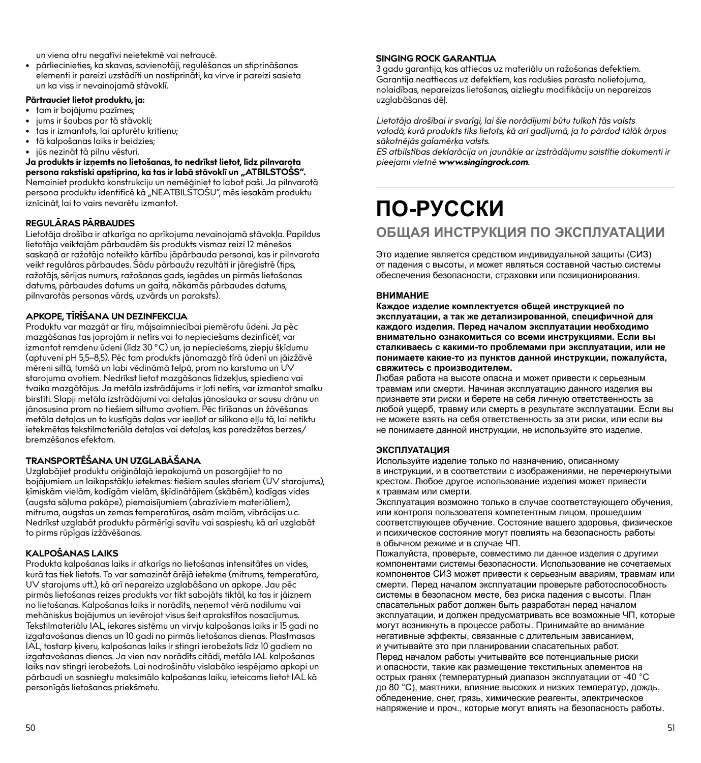un viena otru negatīvi neietekmē vai netraucē.

- pārliecinieties, ka skavas, savienotāji, regulēšanas un stiprināšanas elementi ir pareizi uzstādīti un nostiprināti, ka virve ir pareizi sasieta un ka viss ir nevainojamā stāvoklī.

**Pārtrauciet lietot produktu, ja:**

- tam ir bojājumu pazīmes;
- jums ir šaubas par tā stāvokli;
- tas ir izmantots, lai apturētu kritienu;
- tā kalpošanas laiks ir beidzies;
- jūs nezināt tā pilnu vēsturi.

**Ja produkts ir izņemts no lietošanas, to nedrīkst lietot, līdz pilnvarota persona rakstiski apstiprina, ka tas ir labā stāvoklī un „ATBILSTOŠS".** Nemainiet produkta konstrukciju un nemēģiniet to labot paši. Ja pilnvarotā persona produktu identificē kā „NEATBILSTOŠU", mēs iesakām produktu iznīcināt, lai to vairs nevarētu izmantot.

**REGULĀRAS PĀRBAUDES**

Lietotāja drošība ir atkarīga no aprīkojuma nevainojamā stāvokļa. Papildus lietotāja veiktajām pārbaudēm šis produkts vismaz reizi 12 mēnešos saskaņā ar ražotāja noteikto kārtību jāpārbauda personai, kas ir pilnvarota veikt regulāras pārbaudes. Šādu pārbaužu rezultāti ir jāreģistrē (tips, ražotājs, sērijas numurs, ražošanas gads, iegādes un pirmās lietošanas datums, pārbaudes datums un gaita, nākamās pārbaudes datums, pilnvarotās personas vārds, uzvārds un paraksts).

**APKOPE, TĪRĪŠANA UN DEZINFEKCIJA**

Produktu var mazgāt ar tīru, mājsaimniecībai piemērotu ūdeni. Ja pēc mazgāšanas tas joprojām ir netīrs vai to nepieciešams dezinficēt, var izmantot remdenu ūdeni (līdz 30 °C) un, ja nepieciešams, ziepju šķīdumu (aptuveni pH 5,5–8,5). Pēc tam produkts jānomazgā tīrā ūdenī un jāizžāvē mēreni siltā, tumšā un labi vēdināmā telpā, prom no karstuma un UV starojuma avotiem. Nedrīkst lietot mazgāšanas līdzekļus, spiediena vai tvaika mazgātājus. Ja metāla izstrādājums ir ļoti netīrs, var izmantot smalku birstīti. Slapji metāla izstrādājumi vai detaļas jānoslauka ar sausu drānu un jānosusina prom no tiešiem siltuma avotiem. Pēc tīrīšanas un žāvēšanas metāla detaļas un to kustīgās daļas var ieeļļot ar silikona eļļu tā, lai netiktu ietekmētas tekstilmateriāla detaļas vai detaļas, kas paredzētas berzes/bremzēšanas efektam.

**TRANSPORTĒŠANA UN UZGLABĀŠANA**

Uzglabājiet produktu oriģinālajā iepakojumā un pasargājiet to no bojājumiem un laikapstākļu ietekmes: tiešiem saules stariem (UV starojums), ķīmiskām vielām, kodīgām vielām, šķīdinātājiem (skābēm), kodīgas vides (augsta sāļuma pakāpe), piemaisījumiem (abrazīviem materiāliem), mitruma, augstas un zemas temperatūras, asām malām, vibrācijas u.c. Nedrīkst uzglabāt produktu pārmērīgi savītu vai saspiestu, kā arī uzglabāt to pirms rūpīgas izžāvēšanas.

**KALPOŠANAS LAIKS**

Produkta kalpošanas laiks ir atkarīgs no lietošanas intensitātes un vides, kurā tas tiek lietots. To var samazināt ārējā ietekme (mitrums, temperatūra, UV starojums utt.), kā arī nepareiza uzglabāšana un apkope. Jau pēc pirmās lietošanas reizes produkts var tikt sabojāts tiktāl, ka tas ir jāizņem no lietošanas. Kalpošanas laiks ir norādīts, neņemot vērā nodilumu vai mehāniskus bojājumus un ievērojot visus šeit aprakstītos nosacījumus. Tekstilmateriālu IAL, iekares sistēmu un virvju kalpošanas laiks ir 15 gadi no izgatavošanas dienas un 10 gadi no pirmās lietošanas dienas. Plastmasas IAL, tostarp ķiveru, kalpošanas laiks ir stingri ierobežots līdz 10 gadiem no izgatavošanas dienas. Ja vien nav norādīts citādi, metāla IAL kalpošanas laiks nav stingri ierobežots. Lai nodrošinātu vislabāko iespējamo apkopi un pārbaudi un sasniegtu maksimālo kalpošanas laiku, ieteicams lietot IAL kā personīgās lietošanas priekšmetu.

**SINGING ROCK GARANTIJA**

3 gadu garantija, kas attiecas uz materiālu un ražošanas defektiem. Garantija neattiecas uz defektiem, kas radušies parasta nolietojuma, nolaidības, nepareizas lietošanas, aizliegtu modifikāciju un nepareizas uzglabāšanas dēļ.

*Lietotāja drošībai ir svarīgi, lai šie norādījumi būtu tulkoti tās valsts valodā, kurā produkts tiks lietots, kā arī gadījumā, ja to pārdod tālāk ārpus sākotnējās galamērķa valsts.*
*ES atbilstības deklarācija un jaunākie ar izstrādājumu saistītie dokumenti ir pieejami vietnē **www.singingrock.com**.*

# ПО-РУССКИ

## ОБЩАЯ ИНСТРУКЦИЯ ПО ЭКСПЛУАТАЦИИ

Это изделие является средством индивидуальной защиты (СИЗ) от падения с высоты, и может являться составной частью системы обеспечения безопасности, страховки или позиционирования.

**ВНИМАНИЕ**

**Каждое изделие комплектуется общей инструкцией по эксплуатации, а так же детализированной, специфичной для каждого изделия. Перед началом эксплуатации необходимо внимательно ознакомиться со всеми инструкциями. Если вы сталкиваесь с какими-то проблемами при эксплуатации, или не понимаете какие-то из пунктов данной инструкции, пожалуйста, свяжитесь с производителем.**

Любая работа на высоте опасна и может привести к серьезным травмам или смерти. Начиная эксплуатацию данного изделия вы признаете эти риски и берете на себя личную ответственность за любой ущерб, травму или смерть в результате эксплуатации. Если вы не можете взять на себя ответственность за эти риски, или если вы не понимаете данной инструкции, не используйте это изделие.

**ЭКСПЛУАТАЦИЯ**

Используйте изделие только по назначению, описанному в инструкции, и в соответствии с изображениями, не перечеркнутыми крестом. Любое другое использование изделия может привести к травмам или смерти.

Эксплуатация возможно только в случае соответствующего обучения, или контроля пользователя компетентным лицом, прошедшим соответствующее обучение. Состояние вашего здоровья, физическое и психическое состояние могут повлиять на безопасность работы в обычном режиме и в случае ЧП.

Пожалуйста, проверьте, совместимо ли данное изделия с другими компонентами системы безопасности. Использование не сочетаемых компонентов СИЗ может привести к серьезным авариям, травмам или смерти. Перед началом эксплуатации проверьте работоспособность системы в безопасном месте, без риска падения с высоты. План спасательных работ должен быть разработан перед началом эксплуатации, и должен предусматривать все возможные ЧП, которые могут возникнуть в процессе работы. Принимайте во внимание негативные эффекты, связанные с длительным зависанием, и учитывайте это при планировании спасательных работ.

Перед началом работы учитывайте все потенциальные риски и опасности, такие как размещение текстильных элементов на острых гранях (температурный диапазон эксплуатации от -40 °C до 80 °C), маятники, влияние высоких и низких температур, дождь, обледенение, снег, грязь, химические реагенты, электрическое напряжение и проч., которые могут влиять на безопасность работы.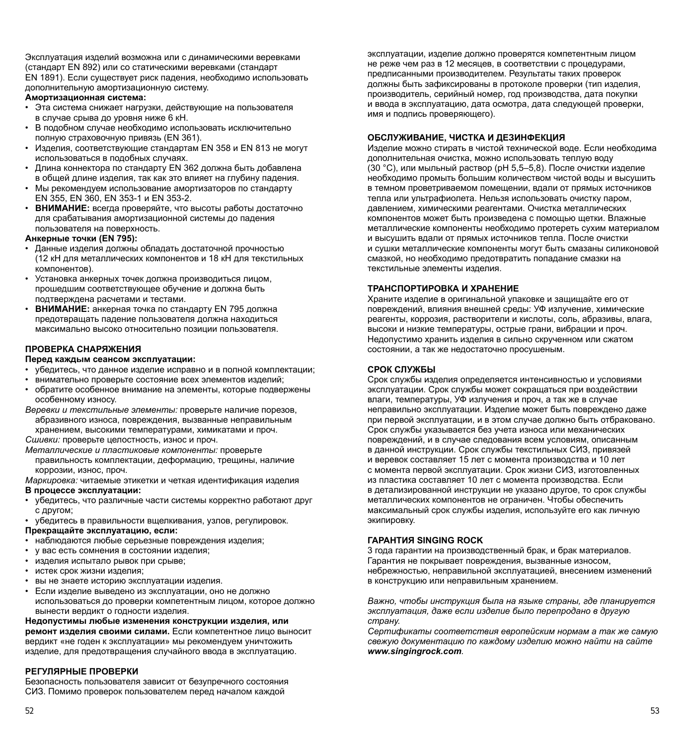Эксплуатация изделий возможна или с динамическими веревками (стандарт EN 892) или со статическими веревками (стандарт EN 1891). Если существует риск падения, необходимо использовать дополнительную амортизационную систему.

**Амортизационная система:**

- Эта система снижает нагрузки, действующие на пользователя в случае срыва до уровня ниже 6 кН.
- В подобном случае необходимо использовать исключительно полную страховочную привязь (EN 361).
- Изделия, соответствующие стандартам EN 358 и EN 813 не могут использоваться в подобных случаях.
- Длина коннектора по стандарту EN 362 должна быть добавлена в общей длине изделия, так как это влияет на глубину падения.
- Мы рекомендуем использование амортизаторов по стандарту EN 355, EN 360, EN 353-1 и EN 353-2.
- **ВНИМАНИЕ:** всегда проверяйте, что высоты работы достаточно для срабатывания амортизационной системы до падения пользователя на поверхность.

**Анкерные точки (EN 795):**

- Данные изделия должны обладать достаточной прочностью (12 кН для металлических компонентов и 18 кН для текстильных компонентов).
- Установка анкерных точек должна производиться лицом, прошедшим соответствующее обучение и должна быть подтверждена расчетами и тестами.
- **ВНИМАНИЕ:** анкерная точка по стандарту EN 795 должна предотвращать падение пользователя должна находиться максимально высоко относительно позиции пользователя.

## ПРОВЕРКА СНАРЯЖЕНИЯ

**Перед каждым сеансом эксплуатации:**

- убедитесь, что данное изделие исправно и в полной комплектации;
- внимательно проверьте состояние всех элементов изделий;
- обратите особенное внимание на элементы, которые подвержены особенному износу.

*Веревки и текстильные элементы:* проверьте наличие порезов, абразивного износа, повреждения, вызванные неправильным хранением, высокими температурами, химикатами и проч.

*Сшивки:* проверьте целостность, износ и проч.

*Металлические и пластиковые компоненты:* проверьте правильность комплектации, деформацию, трещины, наличие коррозии, износ, проч.

*Маркировка:* читаемые этикетки и четкая идентификация изделия

**В процессе эксплуатации:**

- убедитесь, что различные части системы корректно работают друг с другом;
- убедитесь в правильности вщелкивания, узлов, регулировок.

**Прекращайте эксплуатацию, если:**

- наблюдаются любые серьезные повреждения изделия;
- у вас есть сомнения в состоянии изделия;
- изделия испытало рывок при срыве;
- истек срок жизни изделия;
- вы не знаете историю эксплуатации изделия.
- Если изделие выведено из эксплуатации, оно не должно использоваться до проверки компетентным лицом, которое должно вынести вердикт о годности изделия.

**Недопустимы любые изменения конструкции изделия, или ремонт изделия своими силами.** Если компетентное лицо выносит вердикт «не годен к эксплуатации» мы рекомендуем уничтожить изделие, для предотвращения случайного ввода в эксплуатацию.

## РЕГУЛЯРНЫЕ ПРОВЕРКИ

Безопасность пользователя зависит от безупречного состояния СИЗ. Помимо проверок пользователем перед началом каждой эксплуатации, изделие должно проверятся компетентным лицом не реже чем раз в 12 месяцев, в соответствии с процедурами, предписанными производителем. Результаты таких проверок должны быть зафиксированы в протоколе проверки (тип изделия, производитель, серийный номер, год производства, дата покупки и ввода в эксплуатацию, дата осмотра, дата следующей проверки, имя и подпись проверяющего).

## ОБСЛУЖИВАНИЕ, ЧИСТКА И ДЕЗИНФЕКЦИЯ

Изделие можно стирать в чистой технической воде. Если необходима дополнительная очистка, можно использовать теплую воду (30 °C), или мыльный раствор (pH 5,5–5,8). После очистки изделие необходимо промыть большим количеством чистой воды и высушить в темном проветриваемом помещении, вдали от прямых источников тепла или ультрафиолета. Нельзя использовать очистку паром, давлением, химическими реагентами. Очистка металлических компонентов может быть произведена с помощью щетки. Влажные металлические компоненты необходимо протереть сухим материалом и высушить вдали от прямых источников тепла. После очистки и сушки металлические компоненты могут быть смазаны силиконовой смазкой, но необходимо предотвратить попадание смазки на текстильные элементы изделия.

## ТРАНСПОРТИРОВКА И ХРАНЕНИЕ

Храните изделие в оригинальной упаковке и защищайте его от повреждений, влияния внешней среды: УФ излучение, химические реагенты, коррозия, растворители и кислоты, соль, абразивы, влага, высоки и низкие температуры, острые грани, вибрации и проч. Недопустимо хранить изделия в сильно скрученном или сжатом состоянии, а так же недостаточно просушеным.

## СРОК СЛУЖБЫ

Срок службы изделия определяется интенсивностью и условиями эксплуатации. Срок службы может сокращаться при воздействии влаги, температуры, УФ излучения и проч, а так же в случае неправильно эксплуатации. Изделие может быть повреждено даже при первой эксплуатации, и в этом случае должно быть отбраковано. Срок службы указывается без учета износа или механических повреждений, и в случае следования всем условиям, описанным в данной инструкции. Срок службы текстильных СИЗ, привязей и веревок составляет 15 лет с момента производства и 10 лет с момента первой эксплуатации. Срок жизни СИЗ, изготовленных из пластика составляет 10 лет с момента производства. Если в детализированной инструкции не указано другое, то срок службы металлических компонентов не ограничен. Чтобы обеспечить максимальный срок службы изделия, используйте его как личную экипировку.

## ГАРАНТИЯ SINGING ROCK

3 года гарантии на производственный брак, и брак материалов. Гарантия не покрывает повреждения, вызванные износом, небрежностью, неправильной эксплуатацией, внесением изменений в конструкцию или неправильным хранением.

*Важно, чтобы инструкция была на языке страны, где планируется эксплуатация, даже если изделие было перепродано в другую страну.*

*Сертификаты соответствия европейским нормам а так же самую свежую документацию по каждому изделию можно найти на сайте **www.singingrock.com**.*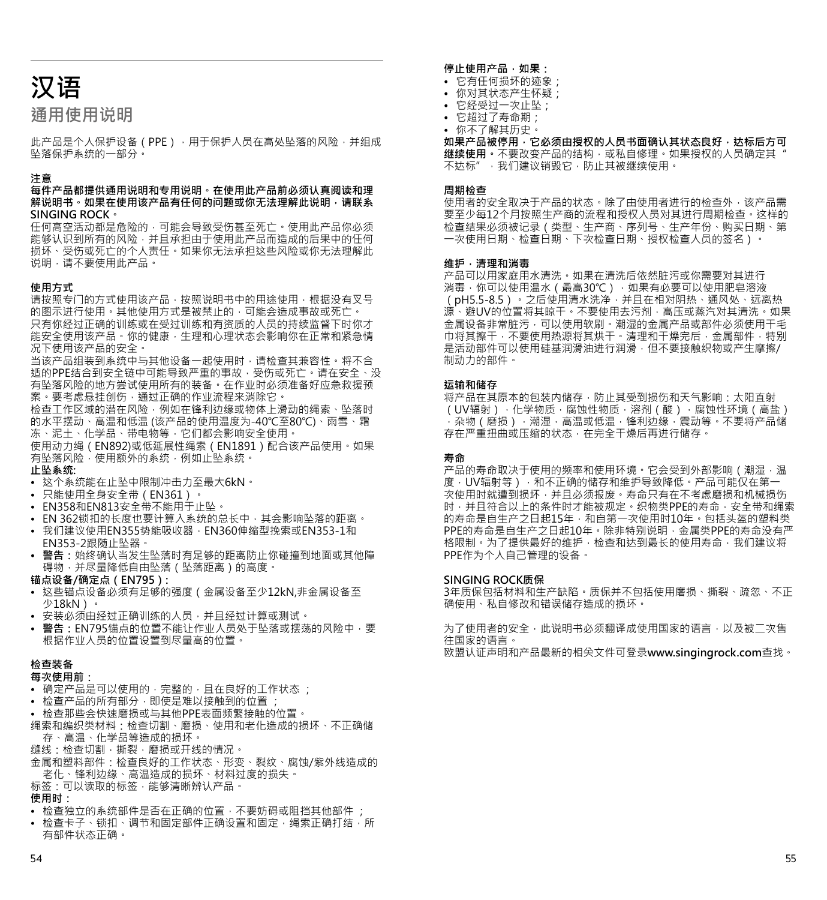# 汉语

## 通用使用说明

此产品是个人保护设备（PPE），用于保护人员在高处坠落的风险，并组成坠落保护系统的一部分。

### 注意

**每件产品都提供通用说明和专用说明。在使用此产品前必须认真阅读和理解说明书。如果在使用该产品有任何的问题或你无法理解此说明，请联系SINGING ROCK。**

任何高空活动都是危险的，可能会导致受伤甚至死亡。使用此产品你必须能够认识到所有的风险，并且承担由于使用此产品而造成的后果中的任何损坏、受伤或死亡的个人责任。如果你无法承担这些风险或你无法理解此说明，请不要使用此产品。

### 使用方式

请按照专门的方式使用该产品，按照说明书中的用途使用，根据没有叉号的图示进行使用。其他使用方式是被禁止的，可能会造成事故或死亡。

只有你经过正确的训练或在受过训练和有资质的人员的持续监督下时你才能安全使用该产品。你的健康，生理和心理状态会影响你在正常和紧急情况下使用该产品的安全。

当该产品组装到系统中与其他设备一起使用时，请检查其兼容性。将不合适的PPE结合到安全链中可能导致严重的事故，受伤或死亡。请在安全、没有坠落风险的地方尝试使用所有的装备。在作业时必须准备好应急救援预案。要考虑悬挂创伤，通过正确的作业流程来消除它。

检查工作区域的潜在风险，例如在锋利边缘或物体上滑动的绳索、坠落时的水平摆动、高温和低温 (该产品的使用温度为-40℃至80℃)、雨雪、霜冻、泥土、化学品、带电物等，它们都会影响安全使用。

使用动力绳（EN892)或低延展性绳索（EN1891）配合该产品使用。如果有坠落风险，使用额外的系统，例如止坠系统。

**止坠系统:**

- 这个系统能在止坠中限制冲击力至最大6kN。
- 只能使用全身安全带（EN361）。
- EN358和EN813安全带不能用于止坠。
- EN 362锁扣的长度也要计算入系统的总长中，其会影响坠落的距离。
- 我们建议使用EN355势能吸收器，EN360伸缩型挽索或EN353-1和EN353-2跟随止坠器。
- **警告：**始终确认当发生坠落时有足够的距离防止你碰撞到地面或其他障碍物，并尽量降低自由坠落（坠落距离）的高度。

**锚点设备/确定点（EN795）:**

- 这些锚点设备必须有足够的强度（金属设备至少12kN,非金属设备至少18kN）。
- 安装必须由经过正确训练的人员，并且经过计算或测试。
- **警告：**EN795锚点的位置不能让作业人员处于坠落或摆荡的风险中，要根据作业人员的位置设置到尽量高的位置。

### 检查装备

**每次使用前：**

- 确定产品是可以使用的，完整的，且在良好的工作状态 ；
- 检查产品的所有部分，即使是难以接触到的位置 ；
- 检查那些会快速磨损或与其他PPE表面频繁接触的位置。

绳索和编织类材料：检查切割、磨损、使用和老化造成的损坏、不正确储存、高温、化学品等造成的损坏。

缝线：检查切割，撕裂，磨损或开线的情况。

金属和塑料部件：检查良好的工作状态、形变、裂纹、腐蚀/紫外线造成的老化、锋利边缘、高温造成的损坏、材料过度的损失。

标签：可以读取的标签，能够清晰辨认产品。

**使用时：**

- 检查独立的系统部件是否在正确的位置，不要妨碍或阻挡其他部件 ；
- 检查卡子、锁扣、调节和固定部件正确设置和固定，绳索正确打结，所有部件状态正确。

**停止使用产品，如果：**

- 它有任何损坏的迹象；
- 你对其状态产生怀疑；
- 它经受过一次止坠；
- 它超过了寿命期；
- 你不了解其历史。

**如果产品被停用，它必须由授权的人员书面确认其状态良好，达标后方可继续使用。**不要改变产品的结构，或私自修理。如果授权的人员确定其“不达标”，我们建议销毁它，防止其被继续使用。

### 周期检查

使用者的安全取决于产品的状态。除了由使用者进行的检查外，该产品需要至少每12个月按照生产商的流程和授权人员对其进行周期检查。这样的检查结果必须被记录（类型、生产商、序列号、生产年份、购买日期、第一次使用日期、检查日期、下次检查日期、授权检查人员的签名）。

### 维护，清理和消毒

产品可以用家庭用水清洗。如果在清洗后依然脏污或你需要对其进行消毒，你可以使用温水（最高30℃），如果有必要可以使用肥皂溶液（pH5.5-8.5）。之后使用清水洗净，并且在相对阴热、通风处、远离热源、避UV的位置将其晾干。不要使用去污剂，高压或蒸汽对其清洗。如果金属设备非常脏污，可以使用软刷。潮湿的金属产品或部件必须使用干毛巾将其擦干，不要使用热源将其烘干。清理和干燥完后，金属部件，特别是活动部件可以使用硅基润滑油进行润滑，但不要接触织物或产生摩擦/制动力的部件。

### 运输和储存

将产品在其原本的包装内储存，防止其受到损伤和天气影响：太阳直射（UV辐射），化学物质，腐蚀性物质，溶剂（酸），腐蚀性环境（高盐），杂物（磨损），潮湿，高温或低温，锋利边缘，震动等。不要将产品储存在严重扭曲或压缩的状态，在完全干燥后再进行储存。

### 寿命

产品的寿命取决于使用的频率和使用环境。它会受到外部影响（潮湿，温度，UV辐射等），和不正确的储存和维护导致降低。产品可能仅在第一次使用时就遭到损坏，并且必须报废。寿命只有在不考虑磨损和机械损伤时，并且符合以上的条件时才能被规定。织物类PPE的寿命，安全带和绳索的寿命是自生产之日起15年，和自第一次使用时10年。包括头盔的塑料类PPE的寿命是自生产之日起10年。除非特别说明，金属类PPE的寿命没有严格限制。为了提供最好的维护，检查和达到最长的使用寿命，我们建议将PPE作为个人自己管理的设备。

### SINGING ROCK质保

3年质保包括材料和生产缺陷。质保并不包括使用磨损、撕裂、疏忽、不正确使用、私自修改和错误储存造成的损坏。

为了使用者的安全，此说明书必须翻译成使用国家的语言，以及被二次售往国家的语言。

欧盟认证声明和产品最新的相关文件可登录**www.singingrock.com**查找。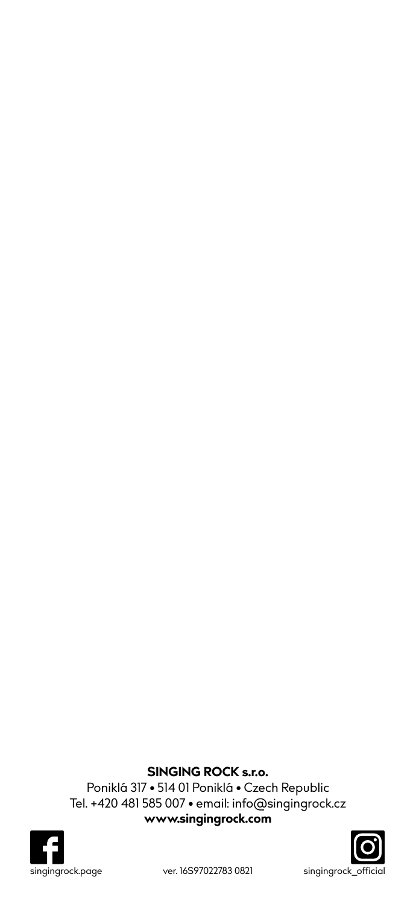**SINGING ROCK s.r.o.**

Poniklá 317 • 514 01 Poniklá • Czech Republic

Tel. +420 481 585 007 • email: info@singingrock.cz

**www.singingrock.com**

singingrock.page

ver. 16S97022783 0821

singingrock_official